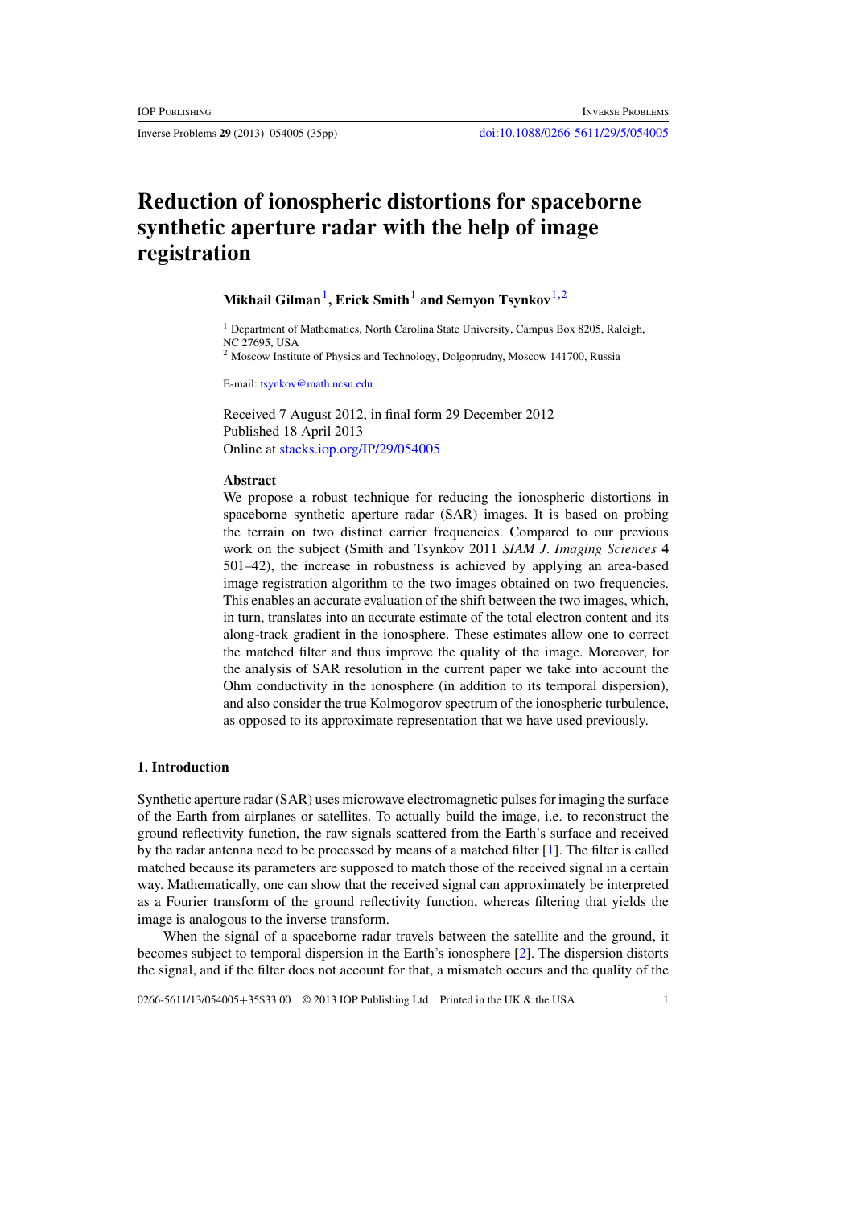# Reduction of ionospheric distortions for spaceborne synthetic aperture radar with the help of image registration

**Mikhail Gilman**[1], **Erick Smith**[1] **and Semyon Tsynkov**[1,2]

[1] Department of Mathematics, North Carolina State University, Campus Box 8205, Raleigh, NC 27695, USA

[2] Moscow Institute of Physics and Technology, Dolgoprudny, Moscow 141700, Russia

E-mail: tsynkov@math.ncsu.edu

Received 7 August 2012, in final form 29 December 2012
Published 18 April 2013
Online at stacks.iop.org/IP/29/054005

### Abstract

We propose a robust technique for reducing the ionospheric distortions in spaceborne synthetic aperture radar (SAR) images. It is based on probing the terrain on two distinct carrier frequencies. Compared to our previous work on the subject (Smith and Tsynkov 2011 *SIAM J. Imaging Sciences* **4** 501–42), the increase in robustness is achieved by applying an area-based image registration algorithm to the two images obtained on two frequencies. This enables an accurate evaluation of the shift between the two images, which, in turn, translates into an accurate estimate of the total electron content and its along-track gradient in the ionosphere. These estimates allow one to correct the matched filter and thus improve the quality of the image. Moreover, for the analysis of SAR resolution in the current paper we take into account the Ohm conductivity in the ionosphere (in addition to its temporal dispersion), and also consider the true Kolmogorov spectrum of the ionospheric turbulence, as opposed to its approximate representation that we have used previously.

## 1. Introduction

Synthetic aperture radar (SAR) uses microwave electromagnetic pulses for imaging the surface of the Earth from airplanes or satellites. To actually build the image, i.e. to reconstruct the ground reflectivity function, the raw signals scattered from the Earth's surface and received by the radar antenna need to be processed by means of a matched filter [1]. The filter is called matched because its parameters are supposed to match those of the received signal in a certain way. Mathematically, one can show that the received signal can approximately be interpreted as a Fourier transform of the ground reflectivity function, whereas filtering that yields the image is analogous to the inverse transform.

When the signal of a spaceborne radar travels between the satellite and the ground, it becomes subject to temporal dispersion in the Earth's ionosphere [2]. The dispersion distorts the signal, and if the filter does not account for that, a mismatch occurs and the quality of the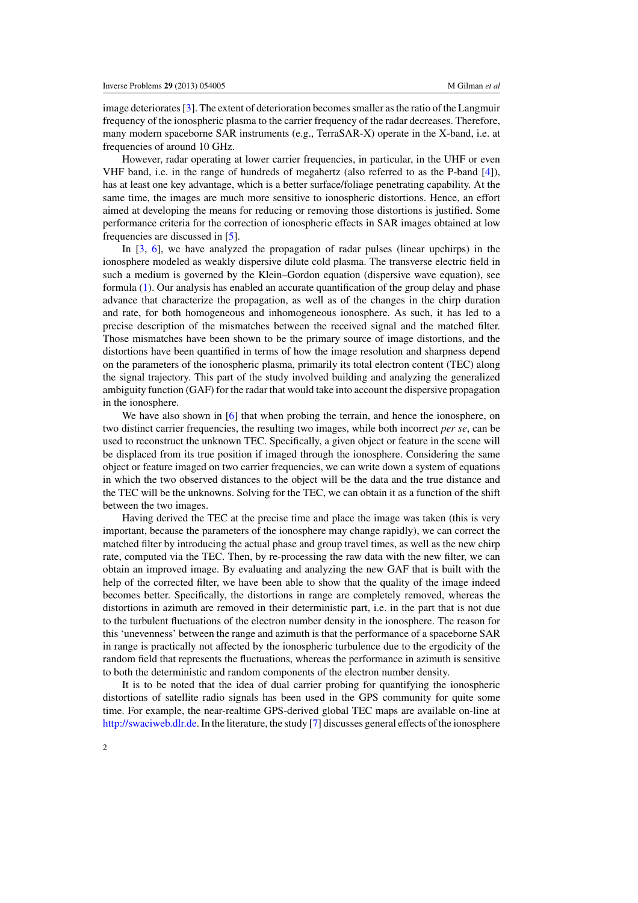image deteriorates [3]. The extent of deterioration becomes smaller as the ratio of the Langmuir frequency of the ionospheric plasma to the carrier frequency of the radar decreases. Therefore, many modern spaceborne SAR instruments (e.g., TerraSAR-X) operate in the X-band, i.e. at frequencies of around 10 GHz.

However, radar operating at lower carrier frequencies, in particular, in the UHF or even VHF band, i.e. in the range of hundreds of megahertz (also referred to as the P-band [4]), has at least one key advantage, which is a better surface/foliage penetrating capability. At the same time, the images are much more sensitive to ionospheric distortions. Hence, an effort aimed at developing the means for reducing or removing those distortions is justified. Some performance criteria for the correction of ionospheric effects in SAR images obtained at low frequencies are discussed in [5].

In [3, 6], we have analyzed the propagation of radar pulses (linear upchirps) in the ionosphere modeled as weakly dispersive dilute cold plasma. The transverse electric field in such a medium is governed by the Klein–Gordon equation (dispersive wave equation), see formula (1). Our analysis has enabled an accurate quantification of the group delay and phase advance that characterize the propagation, as well as of the changes in the chirp duration and rate, for both homogeneous and inhomogeneous ionosphere. As such, it has led to a precise description of the mismatches between the received signal and the matched filter. Those mismatches have been shown to be the primary source of image distortions, and the distortions have been quantified in terms of how the image resolution and sharpness depend on the parameters of the ionospheric plasma, primarily its total electron content (TEC) along the signal trajectory. This part of the study involved building and analyzing the generalized ambiguity function (GAF) for the radar that would take into account the dispersive propagation in the ionosphere.

We have also shown in [6] that when probing the terrain, and hence the ionosphere, on two distinct carrier frequencies, the resulting two images, while both incorrect *per se*, can be used to reconstruct the unknown TEC. Specifically, a given object or feature in the scene will be displaced from its true position if imaged through the ionosphere. Considering the same object or feature imaged on two carrier frequencies, we can write down a system of equations in which the two observed distances to the object will be the data and the true distance and the TEC will be the unknowns. Solving for the TEC, we can obtain it as a function of the shift between the two images.

Having derived the TEC at the precise time and place the image was taken (this is very important, because the parameters of the ionosphere may change rapidly), we can correct the matched filter by introducing the actual phase and group travel times, as well as the new chirp rate, computed via the TEC. Then, by re-processing the raw data with the new filter, we can obtain an improved image. By evaluating and analyzing the new GAF that is built with the help of the corrected filter, we have been able to show that the quality of the image indeed becomes better. Specifically, the distortions in range are completely removed, whereas the distortions in azimuth are removed in their deterministic part, i.e. in the part that is not due to the turbulent fluctuations of the electron number density in the ionosphere. The reason for this 'unevenness' between the range and azimuth is that the performance of a spaceborne SAR in range is practically not affected by the ionospheric turbulence due to the ergodicity of the random field that represents the fluctuations, whereas the performance in azimuth is sensitive to both the deterministic and random components of the electron number density.

It is to be noted that the idea of dual carrier probing for quantifying the ionospheric distortions of satellite radio signals has been used in the GPS community for quite some time. For example, the near-realtime GPS-derived global TEC maps are available on-line at http://swaciweb.dlr.de. In the literature, the study [7] discusses general effects of the ionosphere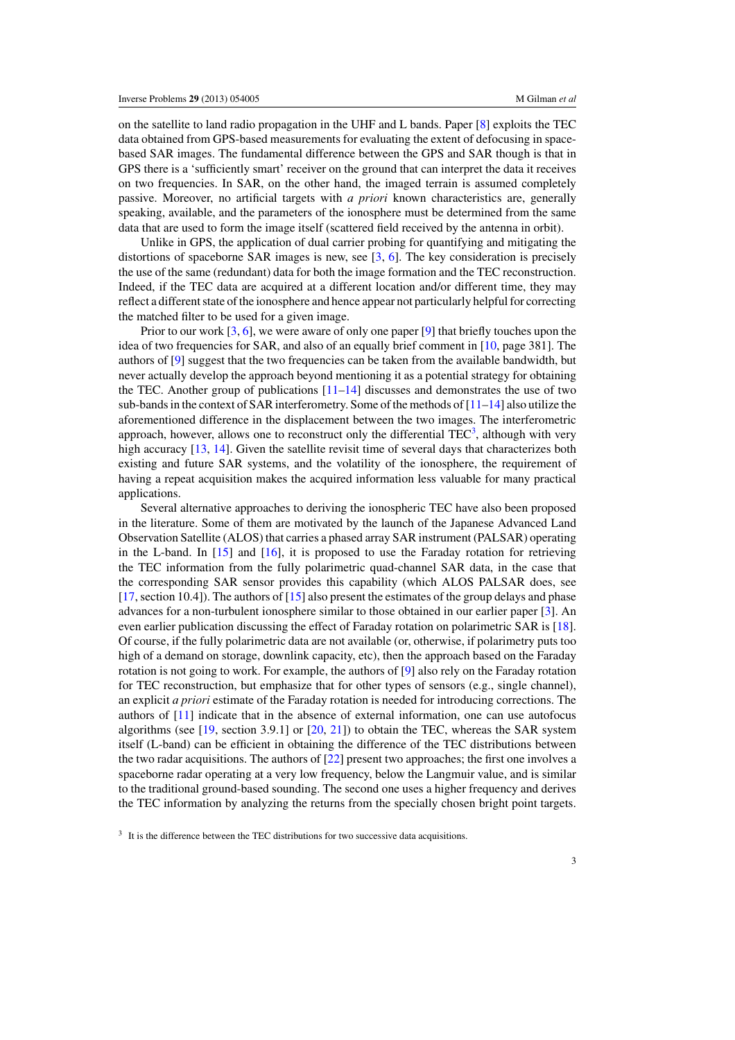on the satellite to land radio propagation in the UHF and L bands. Paper [8] exploits the TEC data obtained from GPS-based measurements for evaluating the extent of defocusing in space-based SAR images. The fundamental difference between the GPS and SAR though is that in GPS there is a 'sufficiently smart' receiver on the ground that can interpret the data it receives on two frequencies. In SAR, on the other hand, the imaged terrain is assumed completely passive. Moreover, no artificial targets with *a priori* known characteristics are, generally speaking, available, and the parameters of the ionosphere must be determined from the same data that are used to form the image itself (scattered field received by the antenna in orbit).

Unlike in GPS, the application of dual carrier probing for quantifying and mitigating the distortions of spaceborne SAR images is new, see [3, 6]. The key consideration is precisely the use of the same (redundant) data for both the image formation and the TEC reconstruction. Indeed, if the TEC data are acquired at a different location and/or different time, they may reflect a different state of the ionosphere and hence appear not particularly helpful for correcting the matched filter to be used for a given image.

Prior to our work [3, 6], we were aware of only one paper [9] that briefly touches upon the idea of two frequencies for SAR, and also of an equally brief comment in [10, page 381]. The authors of [9] suggest that the two frequencies can be taken from the available bandwidth, but never actually develop the approach beyond mentioning it as a potential strategy for obtaining the TEC. Another group of publications [11–14] discusses and demonstrates the use of two sub-bands in the context of SAR interferometry. Some of the methods of [11–14] also utilize the aforementioned difference in the displacement between the two images. The interferometric approach, however, allows one to reconstruct only the differential TEC[3], although with very high accuracy [13, 14]. Given the satellite revisit time of several days that characterizes both existing and future SAR systems, and the volatility of the ionosphere, the requirement of having a repeat acquisition makes the acquired information less valuable for many practical applications.

Several alternative approaches to deriving the ionospheric TEC have also been proposed in the literature. Some of them are motivated by the launch of the Japanese Advanced Land Observation Satellite (ALOS) that carries a phased array SAR instrument (PALSAR) operating in the L-band. In [15] and [16], it is proposed to use the Faraday rotation for retrieving the TEC information from the fully polarimetric quad-channel SAR data, in the case that the corresponding SAR sensor provides this capability (which ALOS PALSAR does, see [17, section 10.4]). The authors of [15] also present the estimates of the group delays and phase advances for a non-turbulent ionosphere similar to those obtained in our earlier paper [3]. An even earlier publication discussing the effect of Faraday rotation on polarimetric SAR is [18]. Of course, if the fully polarimetric data are not available (or, otherwise, if polarimetry puts too high of a demand on storage, downlink capacity, etc), then the approach based on the Faraday rotation is not going to work. For example, the authors of [9] also rely on the Faraday rotation for TEC reconstruction, but emphasize that for other types of sensors (e.g., single channel), an explicit *a priori* estimate of the Faraday rotation is needed for introducing corrections. The authors of [11] indicate that in the absence of external information, one can use autofocus algorithms (see [19, section 3.9.1] or [20, 21]) to obtain the TEC, whereas the SAR system itself (L-band) can be efficient in obtaining the difference of the TEC distributions between the two radar acquisitions. The authors of [22] present two approaches; the first one involves a spaceborne radar operating at a very low frequency, below the Langmuir value, and is similar to the traditional ground-based sounding. The second one uses a higher frequency and derives the TEC information by analyzing the returns from the specially chosen bright point targets.

[3] It is the difference between the TEC distributions for two successive data acquisitions.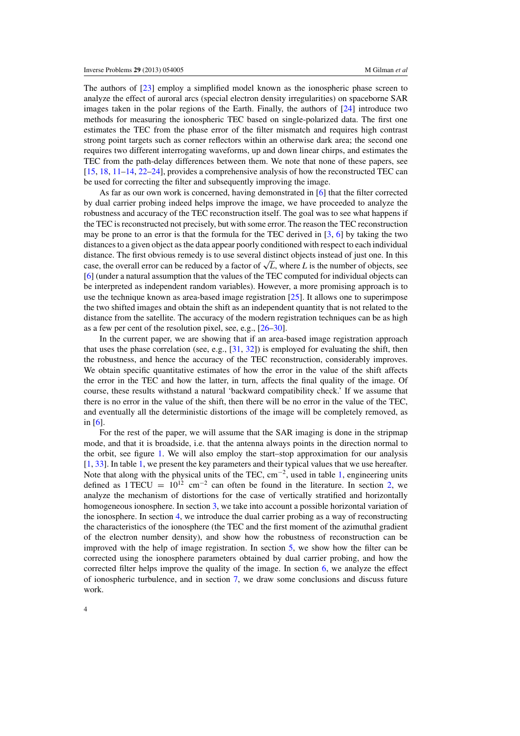The authors of [23] employ a simplified model known as the ionospheric phase screen to analyze the effect of auroral arcs (special electron density irregularities) on spaceborne SAR images taken in the polar regions of the Earth. Finally, the authors of [24] introduce two methods for measuring the ionospheric TEC based on single-polarized data. The first one estimates the TEC from the phase error of the filter mismatch and requires high contrast strong point targets such as corner reflectors within an otherwise dark area; the second one requires two different interrogating waveforms, up and down linear chirps, and estimates the TEC from the path-delay differences between them. We note that none of these papers, see [15, 18, 11–14, 22–24], provides a comprehensive analysis of how the reconstructed TEC can be used for correcting the filter and subsequently improving the image.

As far as our own work is concerned, having demonstrated in [6] that the filter corrected by dual carrier probing indeed helps improve the image, we have proceeded to analyze the robustness and accuracy of the TEC reconstruction itself. The goal was to see what happens if the TEC is reconstructed not precisely, but with some error. The reason the TEC reconstruction may be prone to an error is that the formula for the TEC derived in [3, 6] by taking the two distances to a given object as the data appear poorly conditioned with respect to each individual distance. The first obvious remedy is to use several distinct objects instead of just one. In this case, the overall error can be reduced by a factor of $\sqrt{L}$, where $L$ is the number of objects, see [6] (under a natural assumption that the values of the TEC computed for individual objects can be interpreted as independent random variables). However, a more promising approach is to use the technique known as area-based image registration [25]. It allows one to superimpose the two shifted images and obtain the shift as an independent quantity that is not related to the distance from the satellite. The accuracy of the modern registration techniques can be as high as a few per cent of the resolution pixel, see, e.g., [26–30].

In the current paper, we are showing that if an area-based image registration approach that uses the phase correlation (see, e.g., [31, 32]) is employed for evaluating the shift, then the robustness, and hence the accuracy of the TEC reconstruction, considerably improves. We obtain specific quantitative estimates of how the error in the value of the shift affects the error in the TEC and how the latter, in turn, affects the final quality of the image. Of course, these results withstand a natural 'backward compatibility check.' If we assume that there is no error in the value of the shift, then there will be no error in the value of the TEC, and eventually all the deterministic distortions of the image will be completely removed, as in [6].

For the rest of the paper, we will assume that the SAR imaging is done in the stripmap mode, and that it is broadside, i.e. that the antenna always points in the direction normal to the orbit, see figure 1. We will also employ the start–stop approximation for our analysis [1, 33]. In table 1, we present the key parameters and their typical values that we use hereafter. Note that along with the physical units of the TEC, $\mathrm{cm}^{-2}$, used in table 1, engineering units defined as $1\,\mathrm{TECU} = 10^{12}\ \mathrm{cm}^{-2}$ can often be found in the literature. In section 2, we analyze the mechanism of distortions for the case of vertically stratified and horizontally homogeneous ionosphere. In section 3, we take into account a possible horizontal variation of the ionosphere. In section 4, we introduce the dual carrier probing as a way of reconstructing the characteristics of the ionosphere (the TEC and the first moment of the azimuthal gradient of the electron number density), and show how the robustness of reconstruction can be improved with the help of image registration. In section 5, we show how the filter can be corrected using the ionosphere parameters obtained by dual carrier probing, and how the corrected filter helps improve the quality of the image. In section 6, we analyze the effect of ionospheric turbulence, and in section 7, we draw some conclusions and discuss future work.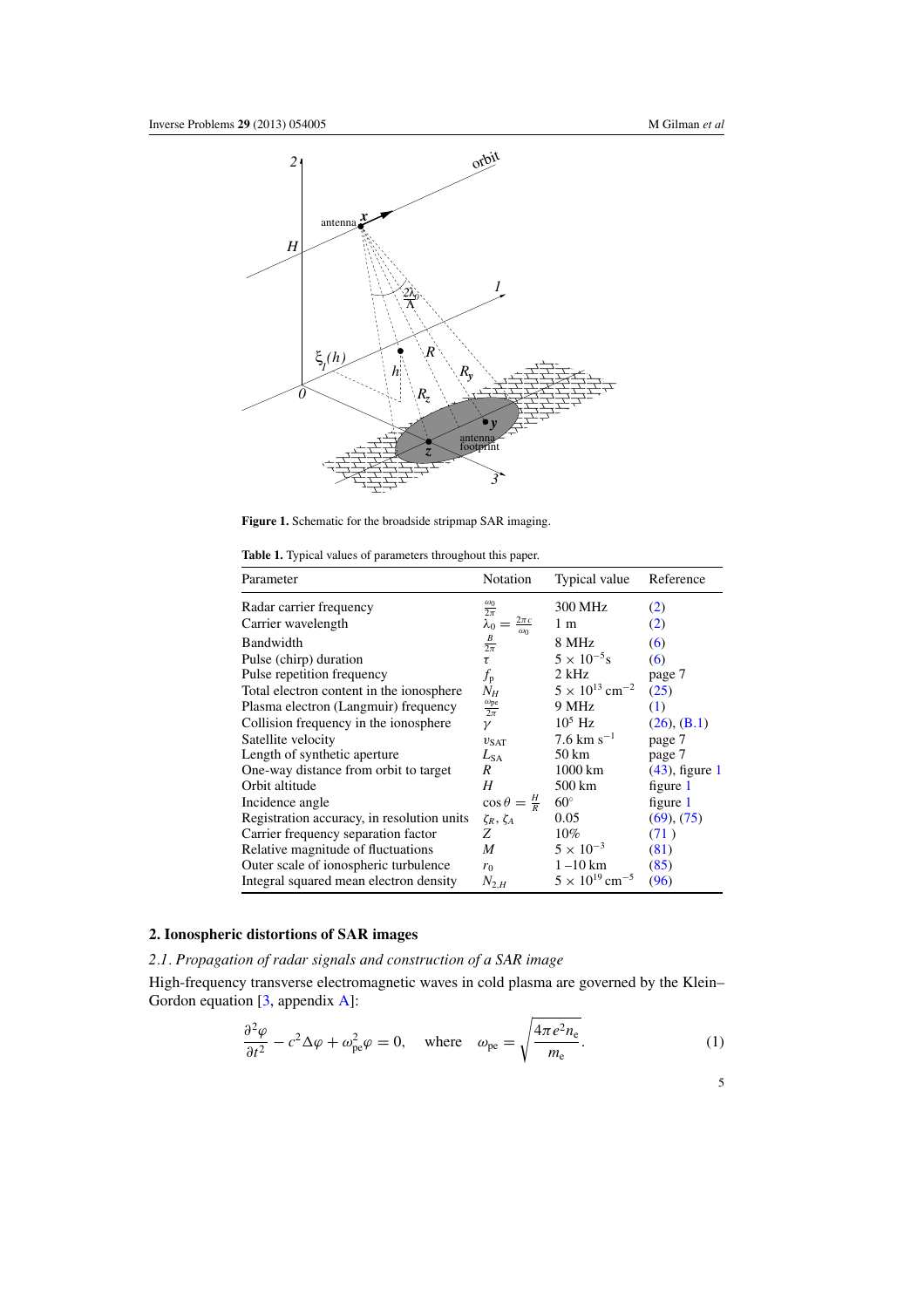**Figure 1.** Schematic for the broadside stripmap SAR imaging.

**Table 1.** Typical values of parameters throughout this paper.

| Parameter | Notation | Typical value | Reference |
|---|---|---|---|
| Radar carrier frequency | $\frac{\omega_0}{2\pi}$ | 300 MHz | (2) |
| Carrier wavelength | $\lambda_0 = \frac{2\pi c}{\omega_0}$ | 1 m | (2) |
| Bandwidth | $\frac{B}{2\pi}$ | 8 MHz | (6) |
| Pulse (chirp) duration | $\tau$ | $5 \times 10^{-5}$s | (6) |
| Pulse repetition frequency | $f_{\rm p}$ | 2 kHz | page 7 |
| Total electron content in the ionosphere | $N_H$ | $5 \times 10^{13}$ cm$^{-2}$ | (25) |
| Plasma electron (Langmuir) frequency | $\frac{\omega_{\rm pe}}{2\pi}$ | 9 MHz | (1) |
| Collision frequency in the ionosphere | $\gamma$ | $10^5$ Hz | (26), (B.1) |
| Satellite velocity | $v_{\rm SAT}$ | 7.6 km s$^{-1}$ | page 7 |
| Length of synthetic aperture | $L_{\rm SA}$ | 50 km | page 7 |
| One-way distance from orbit to target | $R$ | 1000 km | (43), figure 1 |
| Orbit altitude | $H$ | 500 km | figure 1 |
| Incidence angle | $\cos\theta = \frac{H}{R}$ | 60° | figure 1 |
| Registration accuracy, in resolution units | $\zeta_R$, $\zeta_A$ | 0.05 | (69), (75) |
| Carrier frequency separation factor | $Z$ | 10% | (71 ) |
| Relative magnitude of fluctuations | $M$ | $5 \times 10^{-3}$ | (81) |
| Outer scale of ionospheric turbulence | $r_0$ | 1 –10 km | (85) |
| Integral squared mean electron density | $N_{2,H}$ | $5 \times 10^{19}$ cm$^{-5}$ | (96) |

## 2. Ionospheric distortions of SAR images

### 2.1. Propagation of radar signals and construction of a SAR image

High-frequency transverse electromagnetic waves in cold plasma are governed by the Klein–Gordon equation [3, appendix A]:

$$\frac{\partial^2 \varphi}{\partial t^2} - c^2 \Delta\varphi + \omega_{\rm pe}^2 \varphi = 0, \quad \text{where} \quad \omega_{\rm pe} = \sqrt{\frac{4\pi e^2 n_{\rm e}}{m_{\rm e}}}. \tag{1}$$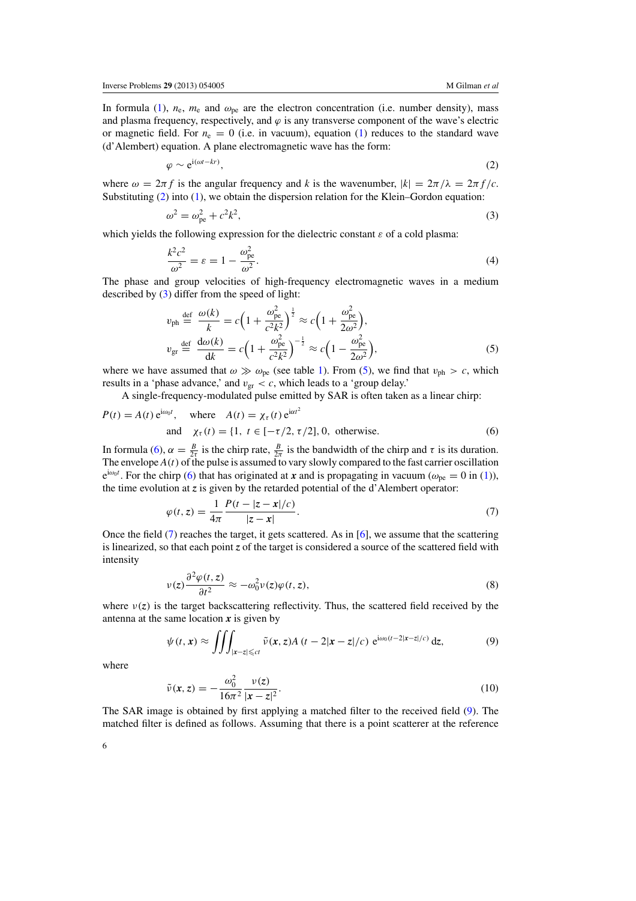In formula (1), $n_e$, $m_e$ and $\omega_{pe}$ are the electron concentration (i.e. number density), mass and plasma frequency, respectively, and $\varphi$ is any transverse component of the wave's electric or magnetic field. For $n_e = 0$ (i.e. in vacuum), equation (1) reduces to the standard wave (d'Alembert) equation. A plane electromagnetic wave has the form:

$$\varphi \sim e^{i(\omega t - kr)}, \tag{2}$$

where $\omega = 2\pi f$ is the angular frequency and $k$ is the wavenumber, $|k| = 2\pi/\lambda = 2\pi f/c$. Substituting (2) into (1), we obtain the dispersion relation for the Klein–Gordon equation:

$$\omega^2 = \omega_{pe}^2 + c^2 k^2, \tag{3}$$

which yields the following expression for the dielectric constant $\varepsilon$ of a cold plasma:

$$\frac{k^2 c^2}{\omega^2} = \varepsilon = 1 - \frac{\omega_{pe}^2}{\omega^2}. \tag{4}$$

The phase and group velocities of high-frequency electromagnetic waves in a medium described by (3) differ from the speed of light:

$$\begin{aligned} v_{ph} &\stackrel{\text{def}}{=} \frac{\omega(k)}{k} = c\left(1 + \frac{\omega_{pe}^2}{c^2 k^2}\right)^{\frac{1}{2}} \approx c\left(1 + \frac{\omega_{pe}^2}{2\omega^2}\right), \\ v_{gr} &\stackrel{\text{def}}{=} \frac{d\omega(k)}{dk} = c\left(1 + \frac{\omega_{pe}^2}{c^2 k^2}\right)^{-\frac{1}{2}} \approx c\left(1 - \frac{\omega_{pe}^2}{2\omega^2}\right), \end{aligned} \tag{5}$$

where we have assumed that $\omega \gg \omega_{pe}$ (see table 1). From (5), we find that $v_{ph} > c$, which results in a 'phase advance,' and $v_{gr} < c$, which leads to a 'group delay.'

A single-frequency-modulated pulse emitted by SAR is often taken as a linear chirp:

$$P(t) = A(t)\, e^{i\omega_0 t}, \quad \text{where} \quad A(t) = \chi_\tau(t)\, e^{i\alpha t^2}$$
$$\text{and} \quad \chi_\tau(t) = \{1,\ t \in [-\tau/2, \tau/2],\ 0,\ \text{otherwise}. \tag{6}$$

In formula (6), $\alpha = \frac{B}{2\tau}$ is the chirp rate, $\frac{B}{2\pi}$ is the bandwidth of the chirp and $\tau$ is its duration. The envelope $A(t)$ of the pulse is assumed to vary slowly compared to the fast carrier oscillation $e^{i\omega_0 t}$. For the chirp (6) that has originated at $\boldsymbol{x}$ and is propagating in vacuum ($\omega_{pe} = 0$ in (1)), the time evolution at $\boldsymbol{z}$ is given by the retarded potential of the d'Alembert operator:

$$\varphi(t, \boldsymbol{z}) = \frac{1}{4\pi} \frac{P(t - |\boldsymbol{z} - \boldsymbol{x}|/c)}{|\boldsymbol{z} - \boldsymbol{x}|}. \tag{7}$$

Once the field (7) reaches the target, it gets scattered. As in [6], we assume that the scattering is linearized, so that each point $\boldsymbol{z}$ of the target is considered a source of the scattered field with intensity

$$\nu(\boldsymbol{z}) \frac{\partial^2 \varphi(t, \boldsymbol{z})}{\partial t^2} \approx -\omega_0^2 \nu(\boldsymbol{z}) \varphi(t, \boldsymbol{z}), \tag{8}$$

where $\nu(\boldsymbol{z})$ is the target backscattering reflectivity. Thus, the scattered field received by the antenna at the same location $\boldsymbol{x}$ is given by

$$\psi(t, \boldsymbol{x}) \approx \iiint_{|\boldsymbol{x}-\boldsymbol{z}| \leqslant ct} \tilde{\nu}(\boldsymbol{x}, \boldsymbol{z}) A\left(t - 2|\boldsymbol{x} - \boldsymbol{z}|/c\right) e^{i\omega_0 (t - 2|\boldsymbol{x}-\boldsymbol{z}|/c)}\, d\boldsymbol{z}, \tag{9}$$

where

$$\tilde{\nu}(\boldsymbol{x}, \boldsymbol{z}) = -\frac{\omega_0^2}{16\pi^2} \frac{\nu(\boldsymbol{z})}{|\boldsymbol{x} - \boldsymbol{z}|^2}. \tag{10}$$

The SAR image is obtained by first applying a matched filter to the received field (9). The matched filter is defined as follows. Assuming that there is a point scatterer at the reference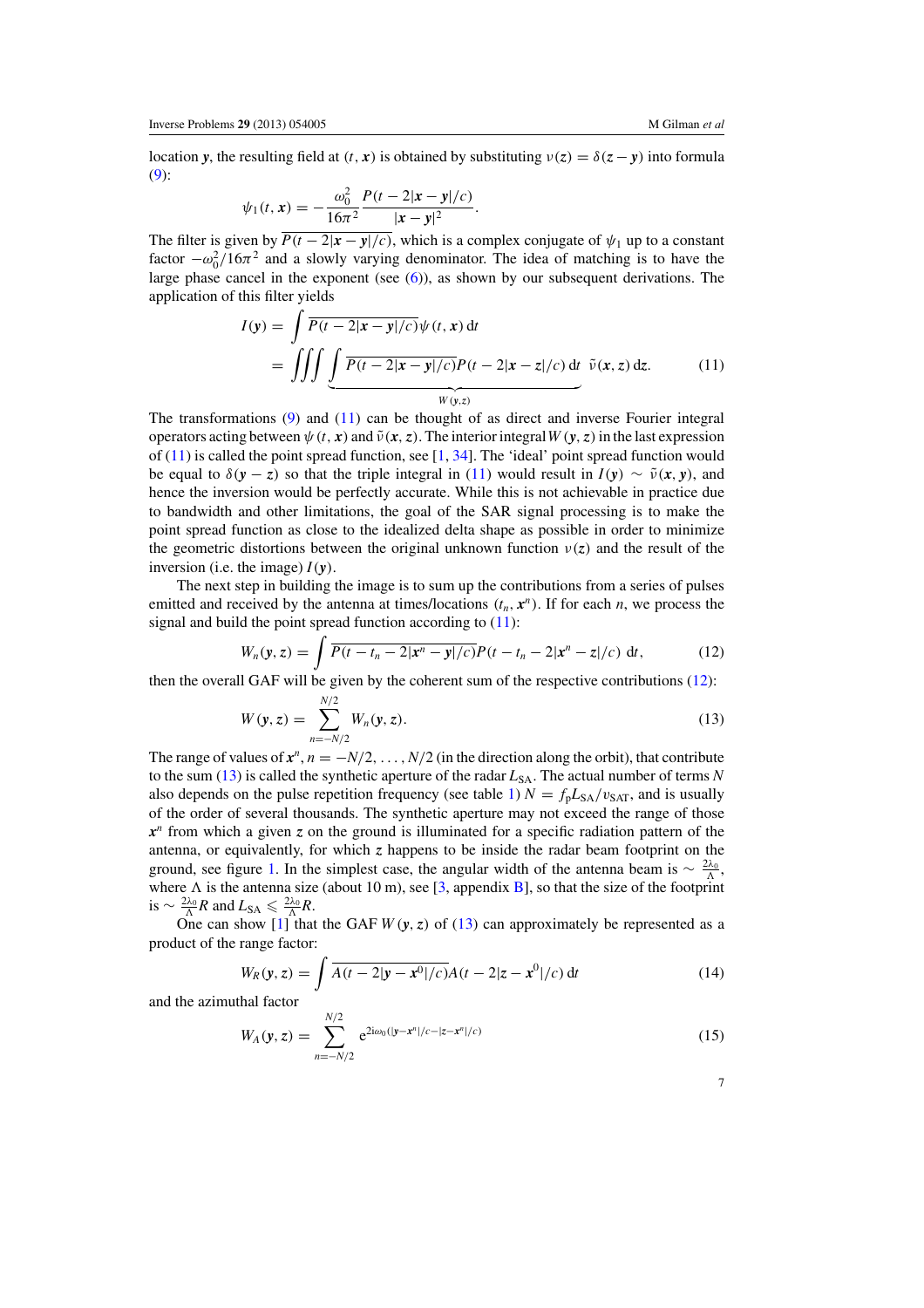location $\boldsymbol{y}$, the resulting field at $(t, \boldsymbol{x})$ is obtained by substituting $\nu(\boldsymbol{z}) = \delta(\boldsymbol{z} - \boldsymbol{y})$ into formula (9):

$$\psi_1(t, \boldsymbol{x}) = -\frac{\omega_0^2}{16\pi^2} \frac{P(t - 2|\boldsymbol{x} - \boldsymbol{y}|/c)}{|\boldsymbol{x} - \boldsymbol{y}|^2}.$$

The filter is given by $\overline{P(t - 2|\boldsymbol{x} - \boldsymbol{y}|/c)}$, which is a complex conjugate of $\psi_1$ up to a constant factor $-\omega_0^2/16\pi^2$ and a slowly varying denominator. The idea of matching is to have the large phase cancel in the exponent (see (6)), as shown by our subsequent derivations. The application of this filter yields

$$\begin{aligned} I(\boldsymbol{y}) &= \int \overline{P(t - 2|\boldsymbol{x} - \boldsymbol{y}|/c)} \psi(t, \boldsymbol{x}) \, \mathrm{d}t \\ &= \iiint \underbrace{\int \overline{P(t - 2|\boldsymbol{x} - \boldsymbol{y}|/c)} P(t - 2|\boldsymbol{x} - \boldsymbol{z}|/c) \, \mathrm{d}t}_{W(\boldsymbol{y}, \boldsymbol{z})} \; \tilde{\nu}(\boldsymbol{x}, \boldsymbol{z}) \, \mathrm{d}\boldsymbol{z}. \end{aligned} \tag{11}$$

The transformations (9) and (11) can be thought of as direct and inverse Fourier integral operators acting between $\psi(t, \boldsymbol{x})$ and $\tilde{\nu}(\boldsymbol{x}, \boldsymbol{z})$. The interior integral $W(\boldsymbol{y}, \boldsymbol{z})$ in the last expression of (11) is called the point spread function, see [1, 34]. The 'ideal' point spread function would be equal to $\delta(\boldsymbol{y} - \boldsymbol{z})$ so that the triple integral in (11) would result in $I(\boldsymbol{y}) \sim \tilde{\nu}(\boldsymbol{x}, \boldsymbol{y})$, and hence the inversion would be perfectly accurate. While this is not achievable in practice due to bandwidth and other limitations, the goal of the SAR signal processing is to make the point spread function as close to the idealized delta shape as possible in order to minimize the geometric distortions between the original unknown function $\nu(\boldsymbol{z})$ and the result of the inversion (i.e. the image) $I(\boldsymbol{y})$.

The next step in building the image is to sum up the contributions from a series of pulses emitted and received by the antenna at times/locations $(t_n, \boldsymbol{x}^n)$. If for each $n$, we process the signal and build the point spread function according to (11):

$$W_n(\boldsymbol{y}, \boldsymbol{z}) = \int \overline{P(t - t_n - 2|\boldsymbol{x}^n - \boldsymbol{y}|/c)} P(t - t_n - 2|\boldsymbol{x}^n - \boldsymbol{z}|/c) \, \mathrm{d}t, \tag{12}$$

then the overall GAF will be given by the coherent sum of the respective contributions (12):

$$W(\boldsymbol{y}, \boldsymbol{z}) = \sum_{n=-N/2}^{N/2} W_n(\boldsymbol{y}, \boldsymbol{z}). \tag{13}$$

The range of values of $\boldsymbol{x}^n$, $n = -N/2, \ldots, N/2$ (in the direction along the orbit), that contribute to the sum (13) is called the synthetic aperture of the radar $L_{\mathrm{SA}}$. The actual number of terms $N$ also depends on the pulse repetition frequency (see table 1) $N = f_{\mathrm{p}} L_{\mathrm{SA}}/v_{\mathrm{SAT}}$, and is usually of the order of several thousands. The synthetic aperture may not exceed the range of those $\boldsymbol{x}^n$ from which a given $\boldsymbol{z}$ on the ground is illuminated for a specific radiation pattern of the antenna, or equivalently, for which $\boldsymbol{z}$ happens to be inside the radar beam footprint on the ground, see figure 1. In the simplest case, the angular width of the antenna beam is $\sim \frac{2\lambda_0}{\Lambda}$, where $\Lambda$ is the antenna size (about 10 m), see [3, appendix B], so that the size of the footprint is $\sim \frac{2\lambda_0}{\Lambda} R$ and $L_{\mathrm{SA}} \leqslant \frac{2\lambda_0}{\Lambda} R$.

One can show [1] that the GAF $W(\boldsymbol{y}, \boldsymbol{z})$ of (13) can approximately be represented as a product of the range factor:

$$W_R(\boldsymbol{y}, \boldsymbol{z}) = \int \overline{A(t - 2|\boldsymbol{y} - \boldsymbol{x}^0|/c)} A(t - 2|\boldsymbol{z} - \boldsymbol{x}^0|/c) \, \mathrm{d}t \tag{14}$$

and the azimuthal factor

$$W_A(\boldsymbol{y}, \boldsymbol{z}) = \sum_{n=-N/2}^{N/2} \mathrm{e}^{2\mathrm{i}\omega_0(|\boldsymbol{y} - \boldsymbol{x}^n|/c - |\boldsymbol{z} - \boldsymbol{x}^n|/c)} \tag{15}$$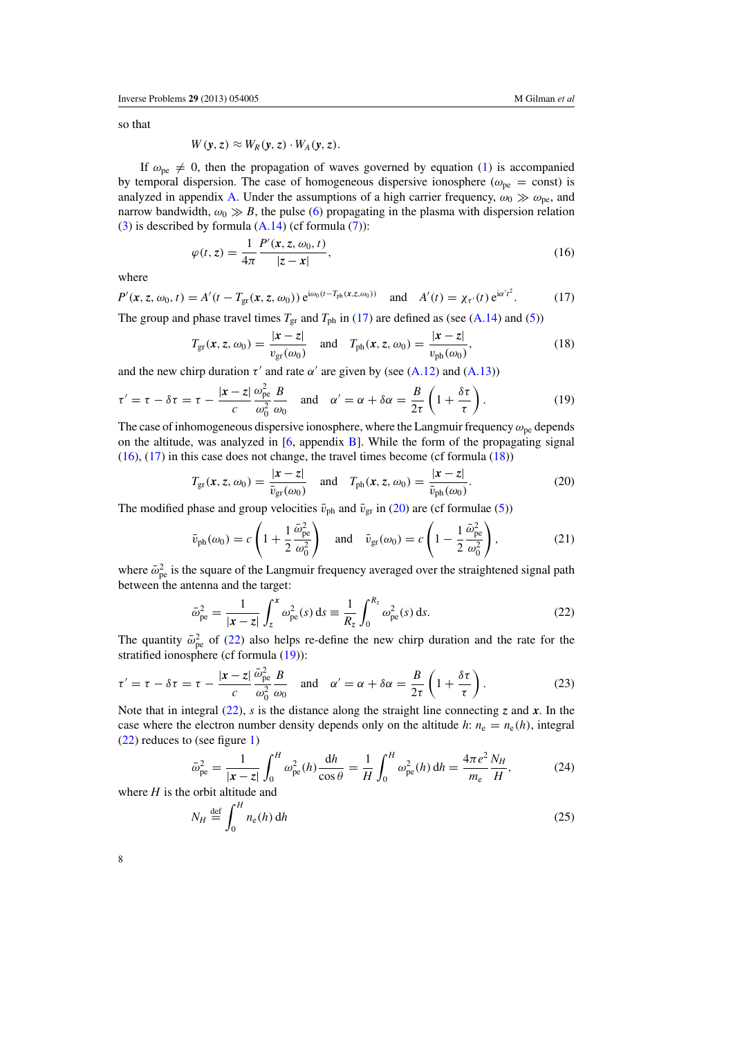so that

$$W(\boldsymbol{y}, \boldsymbol{z}) \approx W_R(\boldsymbol{y}, \boldsymbol{z}) \cdot W_A(\boldsymbol{y}, \boldsymbol{z}).$$

If $\omega_{\mathrm{pe}} \neq 0$, then the propagation of waves governed by equation (1) is accompanied by temporal dispersion. The case of homogeneous dispersive ionosphere ($\omega_{\mathrm{pe}} = \mathrm{const}$) is analyzed in appendix A. Under the assumptions of a high carrier frequency, $\omega_0 \gg \omega_{\mathrm{pe}}$, and narrow bandwidth, $\omega_0 \gg B$, the pulse (6) propagating in the plasma with dispersion relation (3) is described by formula (A.14) (cf formula (7)):

$$\varphi(t, \boldsymbol{z}) = \frac{1}{4\pi} \frac{P'(\boldsymbol{x}, \boldsymbol{z}, \omega_0, t)}{|\boldsymbol{z} - \boldsymbol{x}|}, \tag{16}$$

where

$$P'(\boldsymbol{x}, \boldsymbol{z}, \omega_0, t) = A'(t - T_{\mathrm{gr}}(\boldsymbol{x}, \boldsymbol{z}, \omega_0))\, \mathrm{e}^{\mathrm{i}\omega_0 (t - T_{\mathrm{ph}}(\boldsymbol{x}, \boldsymbol{z}, \omega_0))} \quad \text{and} \quad A'(t) = \chi_{\tau'}(t)\, \mathrm{e}^{\mathrm{i}\alpha' t^2}. \tag{17}$$

The group and phase travel times $T_{\mathrm{gr}}$ and $T_{\mathrm{ph}}$ in (17) are defined as (see (A.14) and (5))

$$T_{\mathrm{gr}}(\boldsymbol{x}, \boldsymbol{z}, \omega_0) = \frac{|\boldsymbol{x} - \boldsymbol{z}|}{v_{\mathrm{gr}}(\omega_0)} \quad \text{and} \quad T_{\mathrm{ph}}(\boldsymbol{x}, \boldsymbol{z}, \omega_0) = \frac{|\boldsymbol{x} - \boldsymbol{z}|}{v_{\mathrm{ph}}(\omega_0)}, \tag{18}$$

and the new chirp duration $\tau'$ and rate $\alpha'$ are given by (see (A.12) and (A.13))

$$\tau' = \tau - \delta\tau = \tau - \frac{|\boldsymbol{x} - \boldsymbol{z}|}{c} \frac{\omega_{\mathrm{pe}}^2}{\omega_0^2} \frac{B}{\omega_0} \quad \text{and} \quad \alpha' = \alpha + \delta\alpha = \frac{B}{2\tau}\left(1 + \frac{\delta\tau}{\tau}\right). \tag{19}$$

The case of inhomogeneous dispersive ionosphere, where the Langmuir frequency $\omega_{\mathrm{pe}}$ depends on the altitude, was analyzed in [6, appendix B]. While the form of the propagating signal (16), (17) in this case does not change, the travel times become (cf formula (18))

$$T_{\mathrm{gr}}(\boldsymbol{x}, \boldsymbol{z}, \omega_0) = \frac{|\boldsymbol{x} - \boldsymbol{z}|}{\bar{v}_{\mathrm{gr}}(\omega_0)} \quad \text{and} \quad T_{\mathrm{ph}}(\boldsymbol{x}, \boldsymbol{z}, \omega_0) = \frac{|\boldsymbol{x} - \boldsymbol{z}|}{\bar{v}_{\mathrm{ph}}(\omega_0)}. \tag{20}$$

The modified phase and group velocities $\bar{v}_{\mathrm{ph}}$ and $\bar{v}_{\mathrm{gr}}$ in (20) are (cf formulae (5))

$$\bar{v}_{\mathrm{ph}}(\omega_0) = c\left(1 + \frac{1}{2}\frac{\bar{\omega}_{\mathrm{pe}}^2}{\omega_0^2}\right) \quad \text{and} \quad \bar{v}_{\mathrm{gr}}(\omega_0) = c\left(1 - \frac{1}{2}\frac{\bar{\omega}_{\mathrm{pe}}^2}{\omega_0^2}\right), \tag{21}$$

where $\bar{\omega}_{\mathrm{pe}}^2$ is the square of the Langmuir frequency averaged over the straightened signal path between the antenna and the target:

$$\bar{\omega}_{\mathrm{pe}}^2 = \frac{1}{|\boldsymbol{x} - \boldsymbol{z}|} \int_{\boldsymbol{z}}^{\boldsymbol{x}} \omega_{\mathrm{pe}}^2(s)\, \mathrm{d}s \equiv \frac{1}{R_z} \int_0^{R_z} \omega_{\mathrm{pe}}^2(s)\, \mathrm{d}s. \tag{22}$$

The quantity $\bar{\omega}_{\mathrm{pe}}^2$ of (22) also helps re-define the new chirp duration and the rate for the stratified ionosphere (cf formula (19)):

$$\tau' = \tau - \delta\tau = \tau - \frac{|\boldsymbol{x} - \boldsymbol{z}|}{c} \frac{\bar{\omega}_{\mathrm{pe}}^2}{\omega_0^2} \frac{B}{\omega_0} \quad \text{and} \quad \alpha' = \alpha + \delta\alpha = \frac{B}{2\tau}\left(1 + \frac{\delta\tau}{\tau}\right). \tag{23}$$

Note that in integral (22), $s$ is the distance along the straight line connecting $\boldsymbol{z}$ and $\boldsymbol{x}$. In the case where the electron number density depends only on the altitude $h$: $n_{\mathrm{e}} = n_{\mathrm{e}}(h)$, integral (22) reduces to (see figure 1)

$$\bar{\omega}_{\mathrm{pe}}^2 = \frac{1}{|\boldsymbol{x} - \boldsymbol{z}|} \int_0^H \omega_{\mathrm{pe}}^2(h) \frac{\mathrm{d}h}{\cos\theta} = \frac{1}{H} \int_0^H \omega_{\mathrm{pe}}^2(h)\, \mathrm{d}h = \frac{4\pi e^2}{m_{\mathrm{e}}} \frac{N_H}{H}, \tag{24}$$

where $H$ is the orbit altitude and

$$N_H \stackrel{\mathrm{def}}{=} \int_0^H n_{\mathrm{e}}(h)\, \mathrm{d}h \tag{25}$$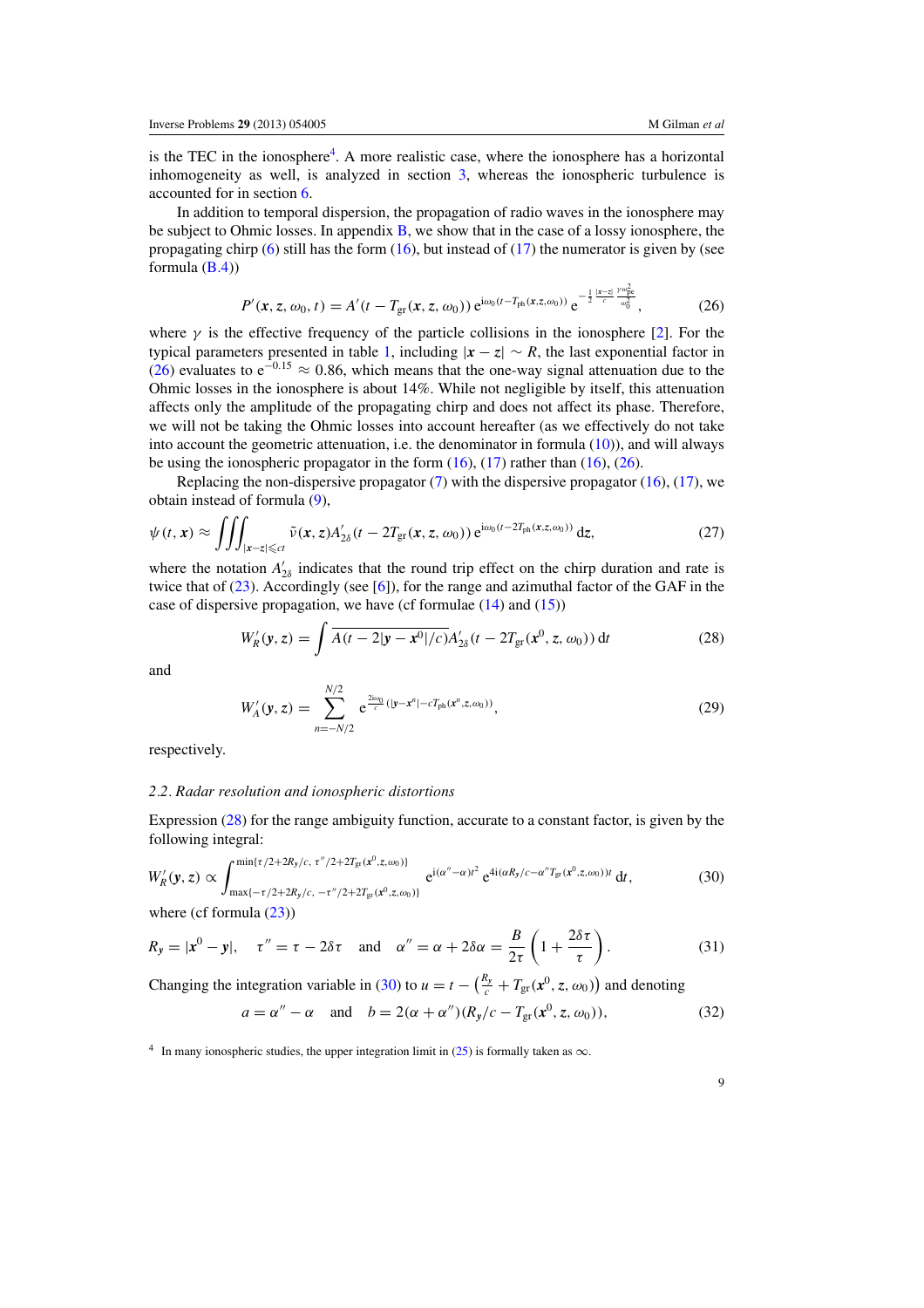is the TEC in the ionosphere[4]. A more realistic case, where the ionosphere has a horizontal inhomogeneity as well, is analyzed in section 3, whereas the ionospheric turbulence is accounted for in section 6.

In addition to temporal dispersion, the propagation of radio waves in the ionosphere may be subject to Ohmic losses. In appendix B, we show that in the case of a lossy ionosphere, the propagating chirp (6) still has the form (16), but instead of (17) the numerator is given by (see formula (B.4))

$$P'(\boldsymbol{x}, \boldsymbol{z}, \omega_0, t) = A'(t - T_{\rm gr}(\boldsymbol{x}, \boldsymbol{z}, \omega_0))\, {\rm e}^{{\rm i}\omega_0(t - T_{\rm ph}(\boldsymbol{x}, \boldsymbol{z}, \omega_0))}\, {\rm e}^{-\frac{1}{2}\frac{|\boldsymbol{x}-\boldsymbol{z}|}{c}\frac{\gamma\omega_{\rm pe}^2}{\omega_0^2}}, \tag{26}$$

where $\gamma$ is the effective frequency of the particle collisions in the ionosphere [2]. For the typical parameters presented in table 1, including $|\boldsymbol{x} - \boldsymbol{z}| \sim R$, the last exponential factor in (26) evaluates to ${\rm e}^{-0.15} \approx 0.86$, which means that the one-way signal attenuation due to the Ohmic losses in the ionosphere is about 14%. While not negligible by itself, this attenuation affects only the amplitude of the propagating chirp and does not affect its phase. Therefore, we will not be taking the Ohmic losses into account hereafter (as we effectively do not take into account the geometric attenuation, i.e. the denominator in formula (10)), and will always be using the ionospheric propagator in the form (16), (17) rather than (16), (26).

Replacing the non-dispersive propagator (7) with the dispersive propagator (16), (17), we obtain instead of formula (9),

$$\psi(t, \boldsymbol{x}) \approx \iiint_{|\boldsymbol{x}-\boldsymbol{z}|\leqslant ct} \tilde{\nu}(\boldsymbol{x}, \boldsymbol{z}) A'_{2\delta}(t - 2T_{\rm gr}(\boldsymbol{x}, \boldsymbol{z}, \omega_0))\, {\rm e}^{{\rm i}\omega_0(t - 2T_{\rm ph}(\boldsymbol{x}, \boldsymbol{z}, \omega_0))}\, {\rm d}\boldsymbol{z}, \tag{27}$$

where the notation $A'_{2\delta}$ indicates that the round trip effect on the chirp duration and rate is twice that of (23). Accordingly (see [6]), for the range and azimuthal factor of the GAF in the case of dispersive propagation, we have (cf formulae (14) and (15))

$$W'_R(\boldsymbol{y}, \boldsymbol{z}) = \int \overline{A(t - 2|\boldsymbol{y} - \boldsymbol{x}^0|/c)} A'_{2\delta}(t - 2T_{\rm gr}(\boldsymbol{x}^0, \boldsymbol{z}, \omega_0))\, {\rm d}t \tag{28}$$

and

$$W'_A(\boldsymbol{y}, \boldsymbol{z}) = \sum_{n=-N/2}^{N/2} {\rm e}^{\frac{2{\rm i}\omega_0}{c}(|\boldsymbol{y} - \boldsymbol{x}^n| - cT_{\rm ph}(\boldsymbol{x}^n, \boldsymbol{z}, \omega_0))}, \tag{29}$$

respectively.

## 2.2. Radar resolution and ionospheric distortions

Expression (28) for the range ambiguity function, accurate to a constant factor, is given by the following integral:

$$W'_R(\boldsymbol{y}, \boldsymbol{z}) \propto \int_{\max\{-\tau/2 + 2R_{\boldsymbol{y}}/c,\ -\tau''/2 + 2T_{\rm gr}(\boldsymbol{x}^0, \boldsymbol{z}, \omega_0)\}}^{\min\{\tau/2 + 2R_{\boldsymbol{y}}/c,\ \tau''/2 + 2T_{\rm gr}(\boldsymbol{x}^0, \boldsymbol{z}, \omega_0)\}} {\rm e}^{{\rm i}(\alpha'' - \alpha)t^2}\, {\rm e}^{4{\rm i}(\alpha R_{\boldsymbol{y}}/c - \alpha'' T_{\rm gr}(\boldsymbol{x}^0, \boldsymbol{z}, \omega_0))t}\, {\rm d}t, \tag{30}$$

where (cf formula (23))

$$R_{\boldsymbol{y}} = |\boldsymbol{x}^0 - \boldsymbol{y}|, \quad \tau'' = \tau - 2\delta\tau \quad \text{and} \quad \alpha'' = \alpha + 2\delta\alpha = \frac{B}{2\tau}\left(1 + \frac{2\delta\tau}{\tau}\right). \tag{31}$$

Changing the integration variable in (30) to $u = t - \left(\frac{R_{\boldsymbol{y}}}{c} + T_{\rm gr}(\boldsymbol{x}^0, \boldsymbol{z}, \omega_0)\right)$ and denoting

$$a = \alpha'' - \alpha \quad \text{and} \quad b = 2(\alpha + \alpha'')(R_{\boldsymbol{y}}/c - T_{\rm gr}(\boldsymbol{x}^0, \boldsymbol{z}, \omega_0)), \tag{32}$$

[4] In many ionospheric studies, the upper integration limit in (25) is formally taken as $\infty$.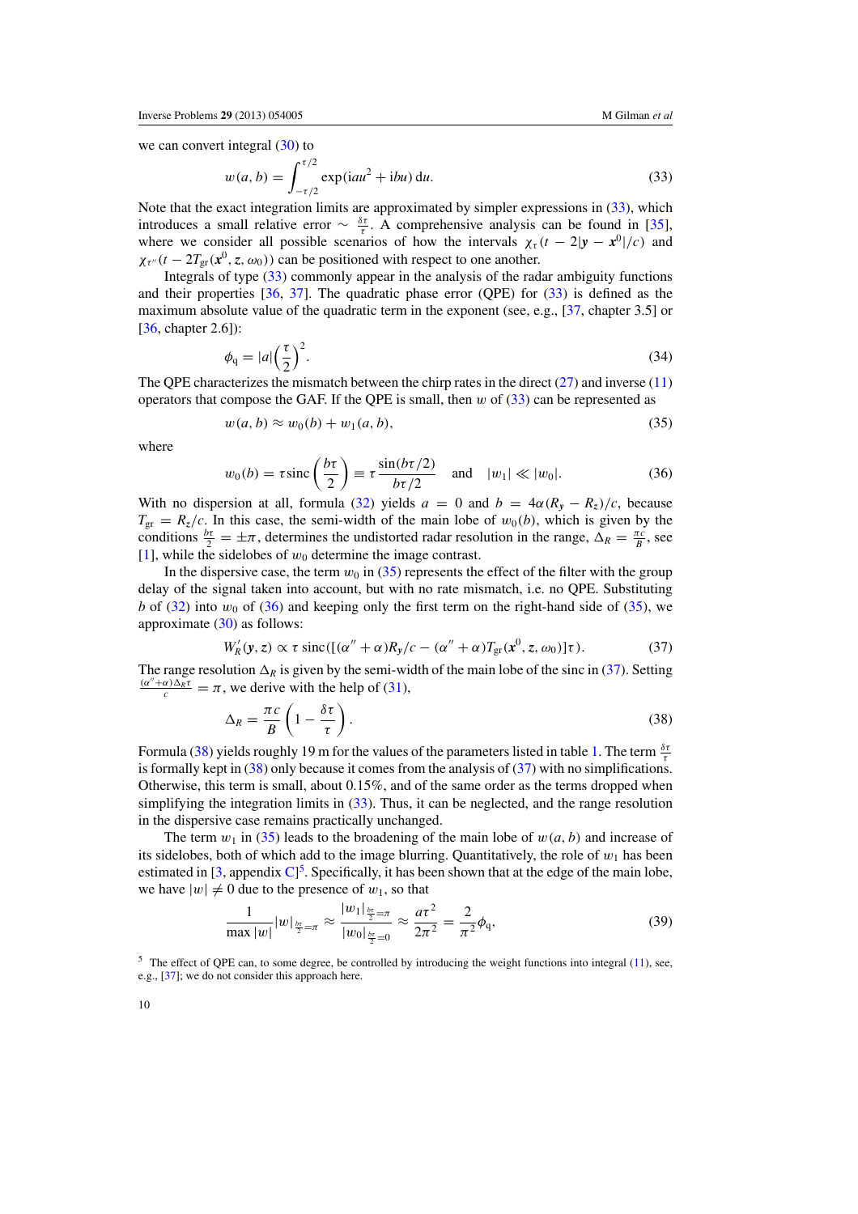we can convert integral (30) to

$$w(a, b) = \int_{-\tau/2}^{\tau/2} \exp(\mathrm{i}au^2 + \mathrm{i}bu)\,\mathrm{d}u. \tag{33}$$

Note that the exact integration limits are approximated by simpler expressions in (33), which introduces a small relative error $\sim \frac{\delta\tau}{\tau}$. A comprehensive analysis can be found in [35], where we consider all possible scenarios of how the intervals $\chi_\tau(t - 2|\boldsymbol{y} - \boldsymbol{x}^0|/c)$ and $\chi_{\tau''}(t - 2T_{\mathrm{gr}}(\boldsymbol{x}^0, z, \omega_0))$ can be positioned with respect to one another.

Integrals of type (33) commonly appear in the analysis of the radar ambiguity functions and their properties [36, 37]. The quadratic phase error (QPE) for (33) is defined as the maximum absolute value of the quadratic term in the exponent (see, e.g., [37, chapter 3.5] or [36, chapter 2.6]):

$$\phi_{\mathrm{q}} = |a|\left(\frac{\tau}{2}\right)^2. \tag{34}$$

The QPE characterizes the mismatch between the chirp rates in the direct (27) and inverse (11) operators that compose the GAF. If the QPE is small, then $w$ of (33) can be represented as

$$w(a, b) \approx w_0(b) + w_1(a, b), \tag{35}$$

where

$$w_0(b) = \tau \operatorname{sinc}\left(\frac{b\tau}{2}\right) \equiv \tau \frac{\sin(b\tau/2)}{b\tau/2} \quad \text{and} \quad |w_1| \ll |w_0|. \tag{36}$$

With no dispersion at all, formula (32) yields $a = 0$ and $b = 4\alpha(R_y - R_z)/c$, because $T_{\mathrm{gr}} = R_z/c$. In this case, the semi-width of the main lobe of $w_0(b)$, which is given by the conditions $\frac{b\tau}{2} = \pm\pi$, determines the undistorted radar resolution in the range, $\Delta_R = \frac{\pi c}{B}$, see [1], while the sidelobes of $w_0$ determine the image contrast.

In the dispersive case, the term $w_0$ in (35) represents the effect of the filter with the group delay of the signal taken into account, but with no rate mismatch, i.e. no QPE. Substituting $b$ of (32) into $w_0$ of (36) and keeping only the first term on the right-hand side of (35), we approximate (30) as follows:

$$W_R'(\boldsymbol{y}, \boldsymbol{z}) \propto \tau \operatorname{sinc}([(\alpha'' + \alpha)R_y/c - (\alpha'' + \alpha)T_{\mathrm{gr}}(\boldsymbol{x}^0, z, \omega_0)]\tau). \tag{37}$$

The range resolution $\Delta_R$ is given by the semi-width of the main lobe of the sinc in (37). Setting $\frac{(\alpha''+\alpha)\Delta_R\tau}{c} = \pi$, we derive with the help of (31),

$$\Delta_R = \frac{\pi c}{B}\left(1 - \frac{\delta\tau}{\tau}\right). \tag{38}$$

Formula (38) yields roughly 19 m for the values of the parameters listed in table 1. The term $\frac{\delta\tau}{\tau}$ is formally kept in (38) only because it comes from the analysis of (37) with no simplifications. Otherwise, this term is small, about 0.15%, and of the same order as the terms dropped when simplifying the integration limits in (33). Thus, it can be neglected, and the range resolution in the dispersive case remains practically unchanged.

The term $w_1$ in (35) leads to the broadening of the main lobe of $w(a, b)$ and increase of its sidelobes, both of which add to the image blurring. Quantitatively, the role of $w_1$ has been estimated in [3, appendix C][5]. Specifically, it has been shown that at the edge of the main lobe, we have $|w| \neq 0$ due to the presence of $w_1$, so that

$$\frac{1}{\max|w|}|w|_{\frac{b\tau}{2}=\pi} \approx \frac{|w_1|_{\frac{b\tau}{2}=\pi}}{|w_0|_{\frac{b\tau}{2}=0}} \approx \frac{a\tau^2}{2\pi^2} = \frac{2}{\pi^2}\phi_{\mathrm{q}}, \tag{39}$$

[5] The effect of QPE can, to some degree, be controlled by introducing the weight functions into integral (11), see, e.g., [37]; we do not consider this approach here.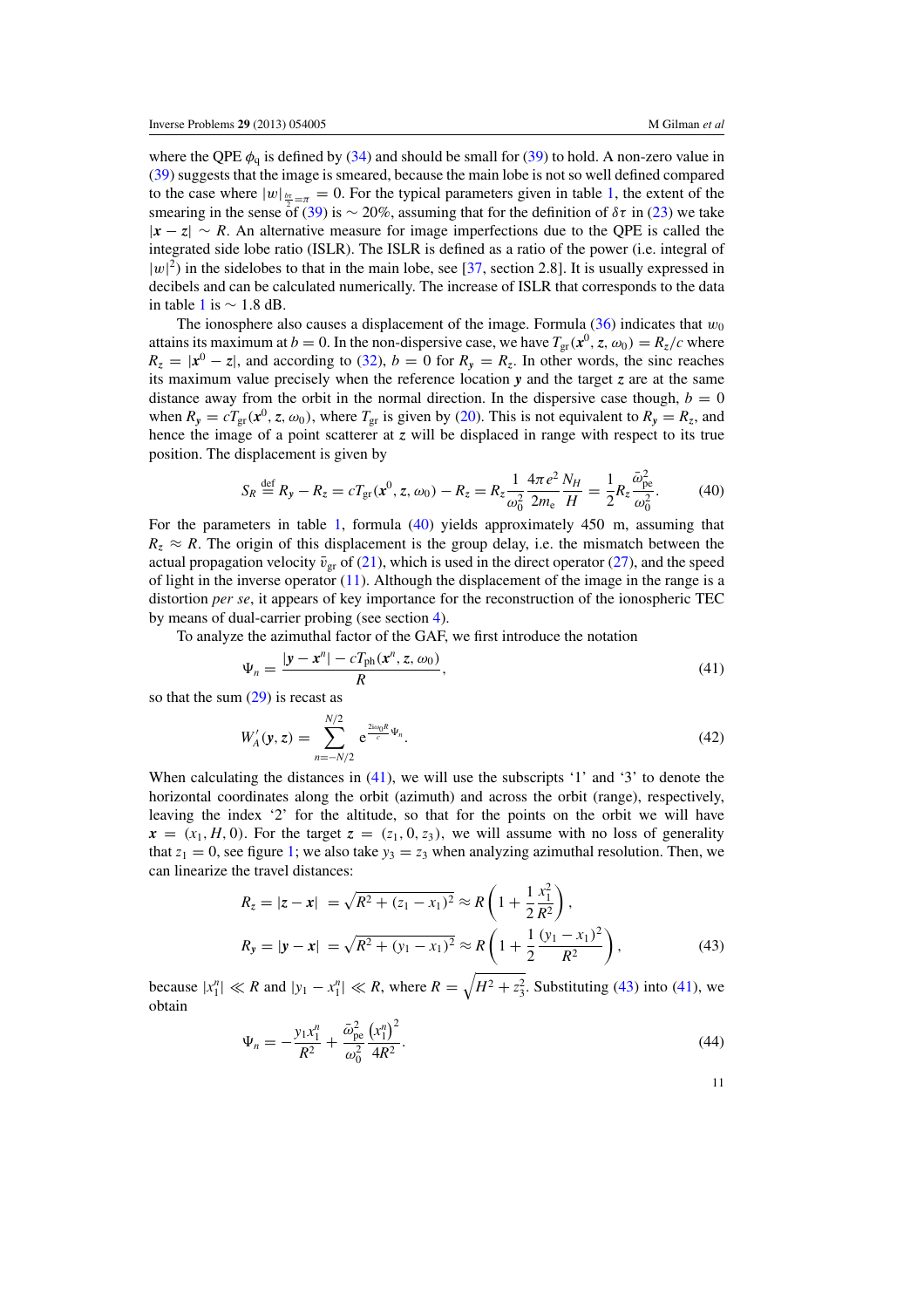where the QPE $\phi_q$ is defined by (34) and should be small for (39) to hold. A non-zero value in (39) suggests that the image is smeared, because the main lobe is not so well defined compared to the case where $|w|_{\frac{b\tau}{2}=\pi} = 0$. For the typical parameters given in table 1, the extent of the smearing in the sense of (39) is $\sim 20\%$, assuming that for the definition of $\delta\tau$ in (23) we take $|\boldsymbol{x} - \boldsymbol{z}| \sim R$. An alternative measure for image imperfections due to the QPE is called the integrated side lobe ratio (ISLR). The ISLR is defined as a ratio of the power (i.e. integral of $|w|^2$) in the sidelobes to that in the main lobe, see [37, section 2.8]. It is usually expressed in decibels and can be calculated numerically. The increase of ISLR that corresponds to the data in table 1 is $\sim 1.8$ dB.

The ionosphere also causes a displacement of the image. Formula (36) indicates that $w_0$ attains its maximum at $b = 0$. In the non-dispersive case, we have $T_{\rm gr}(\boldsymbol{x}^0, \boldsymbol{z}, \omega_0) = R_z/c$ where $R_z = |\boldsymbol{x}^0 - \boldsymbol{z}|$, and according to (32), $b = 0$ for $R_y = R_z$. In other words, the sinc reaches its maximum value precisely when the reference location $\boldsymbol{y}$ and the target $\boldsymbol{z}$ are at the same distance away from the orbit in the normal direction. In the dispersive case though, $b = 0$ when $R_y = cT_{\rm gr}(\boldsymbol{x}^0, \boldsymbol{z}, \omega_0)$, where $T_{\rm gr}$ is given by (20). This is not equivalent to $R_y = R_z$, and hence the image of a point scatterer at $\boldsymbol{z}$ will be displaced in range with respect to its true position. The displacement is given by

$$S_R \stackrel{\rm def}{=} R_y - R_z = cT_{\rm gr}(\boldsymbol{x}^0, \boldsymbol{z}, \omega_0) - R_z = R_z \frac{1}{\omega_0^2} \frac{4\pi e^2}{2m_{\rm e}} \frac{N_H}{H} = \frac{1}{2} R_z \frac{\bar{\omega}_{\rm pe}^2}{\omega_0^2}. \tag{40}$$

For the parameters in table 1, formula (40) yields approximately 450 m, assuming that $R_z \approx R$. The origin of this displacement is the group delay, i.e. the mismatch between the actual propagation velocity $\bar{v}_{\rm gr}$ of (21), which is used in the direct operator (27), and the speed of light in the inverse operator (11). Although the displacement of the image in the range is a distortion *per se*, it appears of key importance for the reconstruction of the ionospheric TEC by means of dual-carrier probing (see section 4).

To analyze the azimuthal factor of the GAF, we first introduce the notation

$$\Psi_n = \frac{|\boldsymbol{y} - \boldsymbol{x}^n| - cT_{\rm ph}(\boldsymbol{x}^n, \boldsymbol{z}, \omega_0)}{R}, \tag{41}$$

so that the sum (29) is recast as

$$W_A'(\boldsymbol{y}, \boldsymbol{z}) = \sum_{n=-N/2}^{N/2} {\rm e}^{\frac{2i\omega_0 R}{c}\Psi_n}. \tag{42}$$

When calculating the distances in (41), we will use the subscripts '1' and '3' to denote the horizontal coordinates along the orbit (azimuth) and across the orbit (range), respectively, leaving the index '2' for the altitude, so that for the points on the orbit we will have $\boldsymbol{x} = (x_1, H, 0)$. For the target $\boldsymbol{z} = (z_1, 0, z_3)$, we will assume with no loss of generality that $z_1 = 0$, see figure 1; we also take $y_3 = z_3$ when analyzing azimuthal resolution. Then, we can linearize the travel distances:

$$\begin{aligned} R_z = |\boldsymbol{z} - \boldsymbol{x}| &= \sqrt{R^2 + (z_1 - x_1)^2} \approx R\left(1 + \frac{1}{2}\frac{x_1^2}{R^2}\right), \\ R_y = |\boldsymbol{y} - \boldsymbol{x}| &= \sqrt{R^2 + (y_1 - x_1)^2} \approx R\left(1 + \frac{1}{2}\frac{(y_1 - x_1)^2}{R^2}\right), \end{aligned} \tag{43}$$

because $|x_1^n| \ll R$ and $|y_1 - x_1^n| \ll R$, where $R = \sqrt{H^2 + z_3^2}$. Substituting (43) into (41), we obtain

$$\Psi_n = -\frac{y_1 x_1^n}{R^2} + \frac{\bar{\omega}_{\rm pe}^2}{\omega_0^2} \frac{\left(x_1^n\right)^2}{4R^2}. \tag{44}$$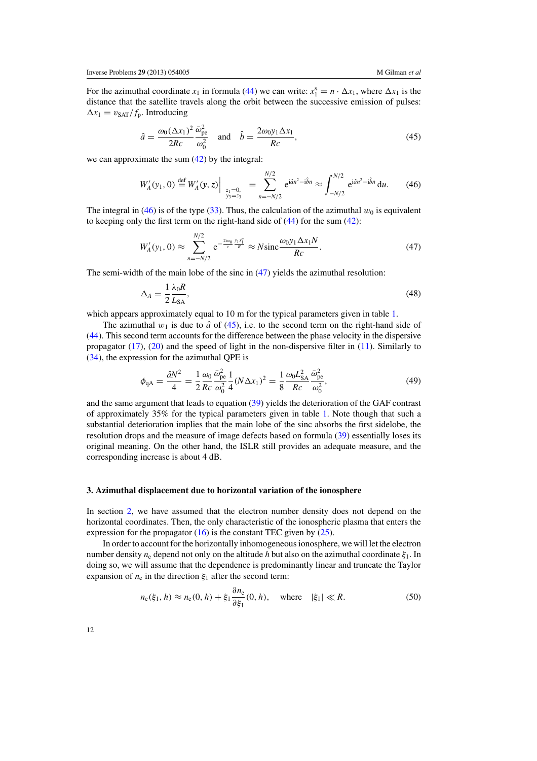For the azimuthal coordinate $x_1$ in formula (44) we can write: $x_1^n = n \cdot \Delta x_1$, where $\Delta x_1$ is the distance that the satellite travels along the orbit between the successive emission of pulses: $\Delta x_1 = v_{\rm SAT}/f_{\rm p}$. Introducing

$$\hat{a} = \frac{\omega_0 (\Delta x_1)^2}{2Rc} \frac{\bar{\omega}_{\rm pe}^2}{\omega_0^2} \quad \text{and} \quad \hat{b} = \frac{2\omega_0 y_1 \Delta x_1}{Rc}, \tag{45}$$

we can approximate the sum (42) by the integral:

$$W_A'(y_1, 0) \stackrel{\text{def}}{=} W_A'(\boldsymbol{y}, \boldsymbol{z})\Big|_{\substack{z_1=0,\\ y_3=z_3}} = \sum_{n=-N/2}^{N/2} \mathrm{e}^{\mathrm{i}\hat{a}n^2 - \mathrm{i}\hat{b}n} \approx \int_{-N/2}^{N/2} \mathrm{e}^{\mathrm{i}\hat{a}u^2 - \mathrm{i}\hat{b}u}\, \mathrm{d}u. \tag{46}$$

The integral in (46) is of the type (33). Thus, the calculation of the azimuthal $w_0$ is equivalent to keeping only the first term on the right-hand side of (44) for the sum (42):

$$W_A'(y_1, 0) \approx \sum_{n=-N/2}^{N/2} \mathrm{e}^{-\frac{2\mathrm{i}\omega_0}{c} \frac{y_1 x_1^n}{R}} \approx N \operatorname{sinc} \frac{\omega_0 y_1 \Delta x_1 N}{Rc}. \tag{47}$$

The semi-width of the main lobe of the sinc in (47) yields the azimuthal resolution:

$$\Delta_A = \frac{1}{2} \frac{\lambda_0 R}{L_{\rm SA}}, \tag{48}$$

which appears approximately equal to 10 m for the typical parameters given in table 1.

The azimuthal $w_1$ is due to $\hat{a}$ of (45), i.e. to the second term on the right-hand side of (44). This second term accounts for the difference between the phase velocity in the dispersive propagator (17), (20) and the speed of light in the non-dispersive filter in (11). Similarly to (34), the expression for the azimuthal QPE is

$$\phi_{\rm qA} = \frac{\hat{a}N^2}{4} = \frac{1}{2} \frac{\omega_0}{Rc} \frac{\bar{\omega}_{\rm pe}^2}{\omega_0^2} \frac{1}{4} (N\Delta x_1)^2 = \frac{1}{8} \frac{\omega_0 L_{\rm SA}^2}{Rc} \frac{\bar{\omega}_{\rm pe}^2}{\omega_0^2}, \tag{49}$$

and the same argument that leads to equation (39) yields the deterioration of the GAF contrast of approximately 35% for the typical parameters given in table 1. Note though that such a substantial deterioration implies that the main lobe of the sinc absorbs the first sidelobe, the resolution drops and the measure of image defects based on formula (39) essentially loses its original meaning. On the other hand, the ISLR still provides an adequate measure, and the corresponding increase is about 4 dB.

## 3. Azimuthal displacement due to horizontal variation of the ionosphere

In section 2, we have assumed that the electron number density does not depend on the horizontal coordinates. Then, the only characteristic of the ionospheric plasma that enters the expression for the propagator (16) is the constant TEC given by (25).

In order to account for the horizontally inhomogeneous ionosphere, we will let the electron number density $n_{\rm e}$ depend not only on the altitude $h$ but also on the azimuthal coordinate $\xi_1$. In doing so, we will assume that the dependence is predominantly linear and truncate the Taylor expansion of $n_{\rm e}$ in the direction $\xi_1$ after the second term:

$$n_{\rm e}(\xi_1, h) \approx n_{\rm e}(0, h) + \xi_1 \frac{\partial n_{\rm e}}{\partial \xi_1}(0, h), \quad \text{where} \quad |\xi_1| \ll R. \tag{50}$$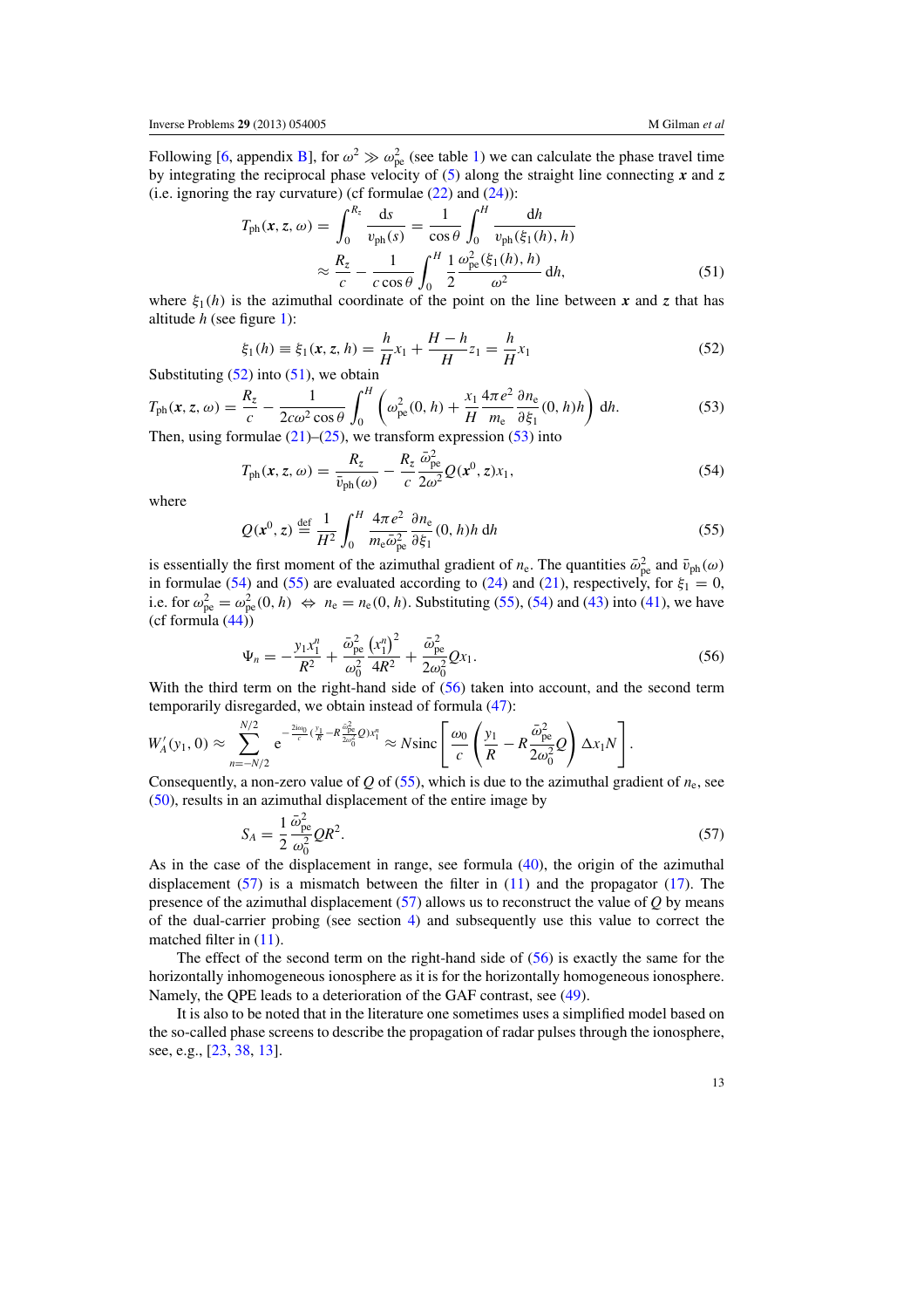Following [6, appendix B], for $\omega^2 \gg \omega_{\text{pe}}^2$ (see table 1) we can calculate the phase travel time by integrating the reciprocal phase velocity of (5) along the straight line connecting $\boldsymbol{x}$ and $\boldsymbol{z}$ (i.e. ignoring the ray curvature) (cf formulae (22) and (24)):

$$
\begin{aligned}
T_{\text{ph}}(\boldsymbol{x}, \boldsymbol{z}, \omega) &= \int_0^{R_z} \frac{\mathrm{d}s}{v_{\text{ph}}(s)} = \frac{1}{\cos\theta} \int_0^H \frac{\mathrm{d}h}{v_{\text{ph}}(\xi_1(h), h)} \\
&\approx \frac{R_z}{c} - \frac{1}{c\cos\theta} \int_0^H \frac{1}{2} \frac{\omega_{\text{pe}}^2(\xi_1(h), h)}{\omega^2}\, \mathrm{d}h,
\end{aligned}
\tag{51}
$$

where $\xi_1(h)$ is the azimuthal coordinate of the point on the line between $\boldsymbol{x}$ and $\boldsymbol{z}$ that has altitude $h$ (see figure 1):

$$
\xi_1(h) \equiv \xi_1(\boldsymbol{x}, \boldsymbol{z}, h) = \frac{h}{H} x_1 + \frac{H-h}{H} z_1 = \frac{h}{H} x_1 \tag{52}
$$

Substituting (52) into (51), we obtain

$$
T_{\text{ph}}(\boldsymbol{x}, \boldsymbol{z}, \omega) = \frac{R_z}{c} - \frac{1}{2c\omega^2\cos\theta} \int_0^H \left( \omega_{\text{pe}}^2(0, h) + \frac{x_1}{H} \frac{4\pi e^2}{m_{\text{e}}} \frac{\partial n_{\text{e}}}{\partial \xi_1}(0, h) h \right) \mathrm{d}h. \tag{53}
$$

Then, using formulae (21)–(25), we transform expression (53) into

$$
T_{\text{ph}}(\boldsymbol{x}, \boldsymbol{z}, \omega) = \frac{R_z}{\bar{v}_{\text{ph}}(\omega)} - \frac{R_z}{c} \frac{\bar{\omega}_{\text{pe}}^2}{2\omega^2} Q(\boldsymbol{x}^0, \boldsymbol{z}) x_1, \tag{54}
$$

where

$$
Q(\boldsymbol{x}^0, \boldsymbol{z}) \stackrel{\text{def}}{=} \frac{1}{H^2} \int_0^H \frac{4\pi e^2}{m_{\text{e}} \bar{\omega}_{\text{pe}}^2} \frac{\partial n_{\text{e}}}{\partial \xi_1}(0, h) h \, \mathrm{d}h \tag{55}
$$

is essentially the first moment of the azimuthal gradient of $n_{\text{e}}$. The quantities $\bar{\omega}_{\text{pe}}^2$ and $\bar{v}_{\text{ph}}(\omega)$ in formulae (54) and (55) are evaluated according to (24) and (21), respectively, for $\xi_1 = 0$, i.e. for $\omega_{\text{pe}}^2 = \omega_{\text{pe}}^2(0, h) \Leftrightarrow n_{\text{e}} = n_{\text{e}}(0, h)$. Substituting (55), (54) and (43) into (41), we have (cf formula (44))

$$
\Psi_n = -\frac{y_1 x_1^n}{R^2} + \frac{\bar{\omega}_{\text{pe}}^2}{\omega_0^2} \frac{\left(x_1^n\right)^2}{4R^2} + \frac{\bar{\omega}_{\text{pe}}^2}{2\omega_0^2} Q x_1. \tag{56}
$$

With the third term on the right-hand side of (56) taken into account, and the second term temporarily disregarded, we obtain instead of formula (47):

$$
W_A'(y_1, 0) \approx \sum_{n=-N/2}^{N/2} \mathrm{e}^{-\frac{2\mathrm{i}\omega_0}{c}\left(\frac{y_1}{R} - R\frac{\bar{\omega}_{\text{pe}}^2}{2\omega_0^2}Q\right)x_1^n} \approx N \operatorname{sinc}\left[ \frac{\omega_0}{c} \left( \frac{y_1}{R} - R\frac{\bar{\omega}_{\text{pe}}^2}{2\omega_0^2} Q \right) \Delta x_1 N \right].
$$

Consequently, a non-zero value of $Q$ of (55), which is due to the azimuthal gradient of $n_{\text{e}}$, see (50), results in an azimuthal displacement of the entire image by

$$
S_A = \frac{1}{2} \frac{\bar{\omega}_{\text{pe}}^2}{\omega_0^2} Q R^2. \tag{57}
$$

As in the case of the displacement in range, see formula (40), the origin of the azimuthal displacement (57) is a mismatch between the filter in (11) and the propagator (17). The presence of the azimuthal displacement (57) allows us to reconstruct the value of $Q$ by means of the dual-carrier probing (see section 4) and subsequently use this value to correct the matched filter in (11).

The effect of the second term on the right-hand side of (56) is exactly the same for the horizontally inhomogeneous ionosphere as it is for the horizontally homogeneous ionosphere. Namely, the QPE leads to a deterioration of the GAF contrast, see (49).

It is also to be noted that in the literature one sometimes uses a simplified model based on the so-called phase screens to describe the propagation of radar pulses through the ionosphere, see, e.g., [23, 38, 13].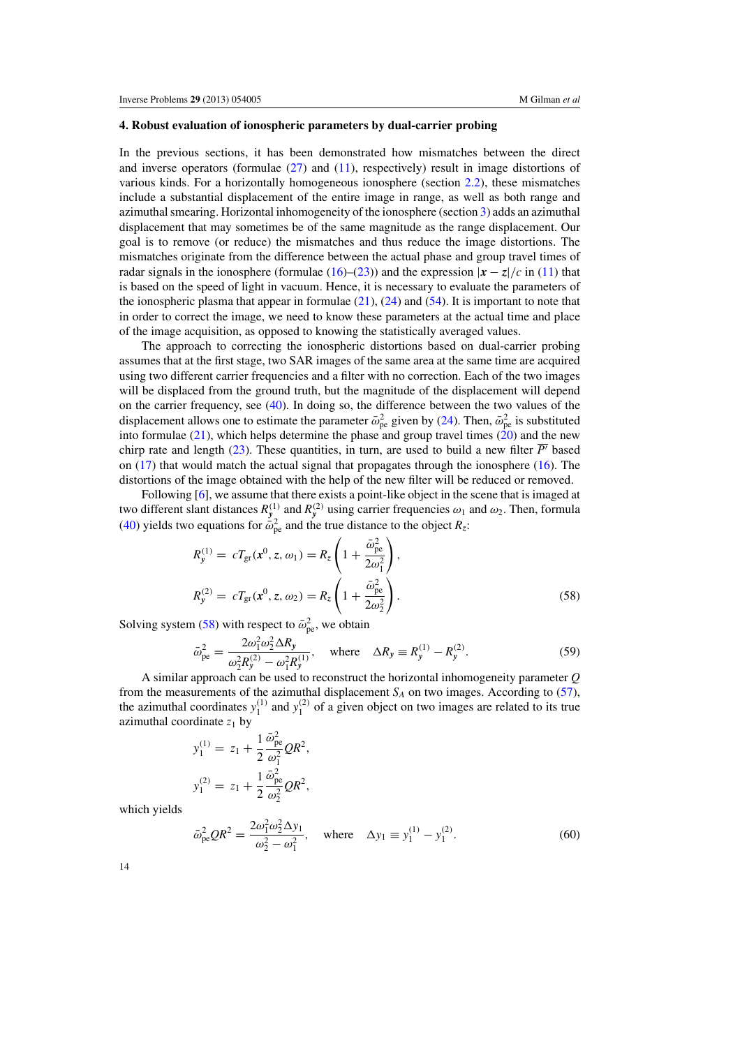### 4. Robust evaluation of ionospheric parameters by dual-carrier probing

In the previous sections, it has been demonstrated how mismatches between the direct and inverse operators (formulae (27) and (11), respectively) result in image distortions of various kinds. For a horizontally homogeneous ionosphere (section 2.2), these mismatches include a substantial displacement of the entire image in range, as well as both range and azimuthal smearing. Horizontal inhomogeneity of the ionosphere (section 3) adds an azimuthal displacement that may sometimes be of the same magnitude as the range displacement. Our goal is to remove (or reduce) the mismatches and thus reduce the image distortions. The mismatches originate from the difference between the actual phase and group travel times of radar signals in the ionosphere (formulae (16)–(23)) and the expression $|\boldsymbol{x} - \boldsymbol{z}|/c$ in (11) that is based on the speed of light in vacuum. Hence, it is necessary to evaluate the parameters of the ionospheric plasma that appear in formulae (21), (24) and (54). It is important to note that in order to correct the image, we need to know these parameters at the actual time and place of the image acquisition, as opposed to knowing the statistically averaged values.

The approach to correcting the ionospheric distortions based on dual-carrier probing assumes that at the first stage, two SAR images of the same area at the same time are acquired using two different carrier frequencies and a filter with no correction. Each of the two images will be displaced from the ground truth, but the magnitude of the displacement will depend on the carrier frequency, see (40). In doing so, the difference between the two values of the displacement allows one to estimate the parameter $\bar{\omega}_{\rm pe}^2$ given by (24). Then, $\bar{\omega}_{\rm pe}^2$ is substituted into formulae (21), which helps determine the phase and group travel times (20) and the new chirp rate and length (23). These quantities, in turn, are used to build a new filter $\overline{P'}$ based on (17) that would match the actual signal that propagates through the ionosphere (16). The distortions of the image obtained with the help of the new filter will be reduced or removed.

Following [6], we assume that there exists a point-like object in the scene that is imaged at two different slant distances $R_y^{(1)}$ and $R_y^{(2)}$ using carrier frequencies $\omega_1$ and $\omega_2$. Then, formula (40) yields two equations for $\bar{\omega}_{\rm pe}^2$ and the true distance to the object $R_z$:

$$
\begin{aligned}
R_y^{(1)} &= cT_{\rm gr}(\boldsymbol{x}^0, \boldsymbol{z}, \omega_1) = R_z\left(1 + \frac{\bar{\omega}_{\rm pe}^2}{2\omega_1^2}\right), \\
R_y^{(2)} &= cT_{\rm gr}(\boldsymbol{x}^0, \boldsymbol{z}, \omega_2) = R_z\left(1 + \frac{\bar{\omega}_{\rm pe}^2}{2\omega_2^2}\right).
\end{aligned}
\tag{58}
$$

Solving system (58) with respect to $\bar{\omega}_{\rm pe}^2$, we obtain

$$
\bar{\omega}_{\rm pe}^2 = \frac{2\omega_1^2\omega_2^2 \Delta R_y}{\omega_2^2 R_y^{(2)} - \omega_1^2 R_y^{(1)}}, \quad \text{where} \quad \Delta R_y \equiv R_y^{(1)} - R_y^{(2)}. \tag{59}
$$

A similar approach can be used to reconstruct the horizontal inhomogeneity parameter $Q$ from the measurements of the azimuthal displacement $S_A$ on two images. According to (57), the azimuthal coordinates $y_1^{(1)}$ and $y_1^{(2)}$ of a given object on two images are related to its true azimuthal coordinate $z_1$ by

$$
\begin{aligned}
y_1^{(1)} &= z_1 + \frac{1}{2}\frac{\bar{\omega}_{\rm pe}^2}{\omega_1^2} QR^2, \\
y_1^{(2)} &= z_1 + \frac{1}{2}\frac{\bar{\omega}_{\rm pe}^2}{\omega_2^2} QR^2,
\end{aligned}
$$

which yields

$$
\bar{\omega}_{\rm pe}^2 QR^2 = \frac{2\omega_1^2\omega_2^2 \Delta y_1}{\omega_2^2 - \omega_1^2}, \quad \text{where} \quad \Delta y_1 \equiv y_1^{(1)} - y_1^{(2)}. \tag{60}
$$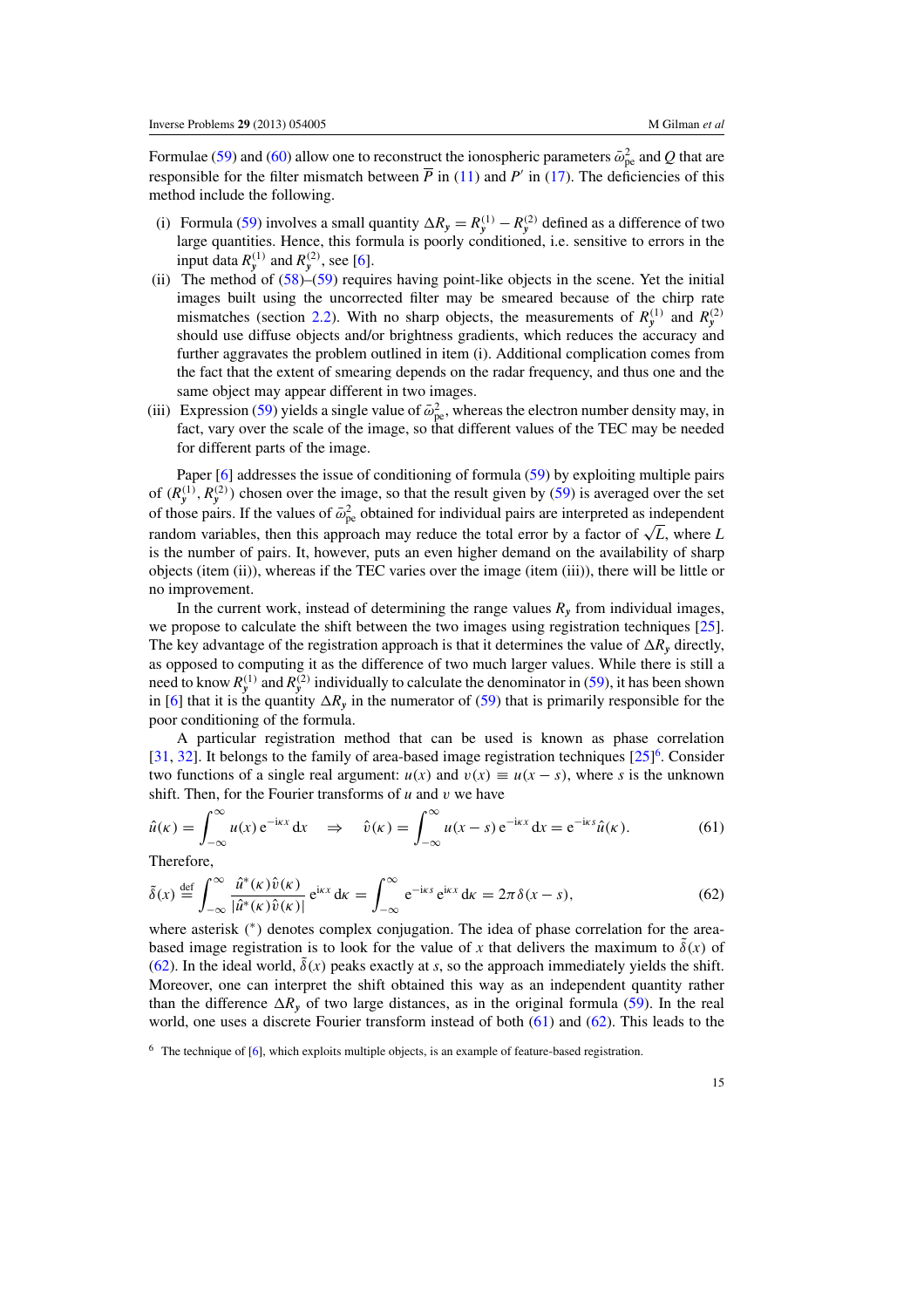Formulae (59) and (60) allow one to reconstruct the ionospheric parameters $\bar{\omega}_{\mathrm{pe}}^2$ and $Q$ that are responsible for the filter mismatch between $\overline{P}$ in (11) and $P'$ in (17). The deficiencies of this method include the following.

- (i) Formula (59) involves a small quantity $\Delta R_y = R_y^{(1)} - R_y^{(2)}$ defined as a difference of two large quantities. Hence, this formula is poorly conditioned, i.e. sensitive to errors in the input data $R_y^{(1)}$ and $R_y^{(2)}$, see [6].
- (ii) The method of (58)–(59) requires having point-like objects in the scene. Yet the initial images built using the uncorrected filter may be smeared because of the chirp rate mismatches (section 2.2). With no sharp objects, the measurements of $R_y^{(1)}$ and $R_y^{(2)}$ should use diffuse objects and/or brightness gradients, which reduces the accuracy and further aggravates the problem outlined in item (i). Additional complication comes from the fact that the extent of smearing depends on the radar frequency, and thus one and the same object may appear different in two images.
- (iii) Expression (59) yields a single value of $\bar{\omega}_{\mathrm{pe}}^2$, whereas the electron number density may, in fact, vary over the scale of the image, so that different values of the TEC may be needed for different parts of the image.

Paper [6] addresses the issue of conditioning of formula (59) by exploiting multiple pairs of $(R_y^{(1)}, R_y^{(2)})$ chosen over the image, so that the result given by (59) is averaged over the set of those pairs. If the values of $\bar{\omega}_{\mathrm{pe}}^2$ obtained for individual pairs are interpreted as independent random variables, then this approach may reduce the total error by a factor of $\sqrt{L}$, where $L$ is the number of pairs. It, however, puts an even higher demand on the availability of sharp objects (item (ii)), whereas if the TEC varies over the image (item (iii)), there will be little or no improvement.

In the current work, instead of determining the range values $R_y$ from individual images, we propose to calculate the shift between the two images using registration techniques [25]. The key advantage of the registration approach is that it determines the value of $\Delta R_y$ directly, as opposed to computing it as the difference of two much larger values. While there is still a need to know $R_y^{(1)}$ and $R_y^{(2)}$ individually to calculate the denominator in (59), it has been shown in [6] that it is the quantity $\Delta R_y$ in the numerator of (59) that is primarily responsible for the poor conditioning of the formula.

A particular registration method that can be used is known as phase correlation [31, 32]. It belongs to the family of area-based image registration techniques [25][6]. Consider two functions of a single real argument: $u(x)$ and $v(x) \equiv u(x - s)$, where $s$ is the unknown shift. Then, for the Fourier transforms of $u$ and $v$ we have

$$\hat{u}(\kappa) = \int_{-\infty}^{\infty} u(x)\,\mathrm{e}^{-\mathrm{i}\kappa x}\,\mathrm{d}x \quad \Rightarrow \quad \hat{v}(\kappa) = \int_{-\infty}^{\infty} u(x - s)\,\mathrm{e}^{-\mathrm{i}\kappa x}\,\mathrm{d}x = \mathrm{e}^{-\mathrm{i}\kappa s}\hat{u}(\kappa). \tag{61}$$

Therefore,

$$\tilde{\delta}(x) \overset{\mathrm{def}}{=} \int_{-\infty}^{\infty} \frac{\hat{u}^*(\kappa)\hat{v}(\kappa)}{|\hat{u}^*(\kappa)\hat{v}(\kappa)|}\,\mathrm{e}^{\mathrm{i}\kappa x}\,\mathrm{d}\kappa = \int_{-\infty}^{\infty} \mathrm{e}^{-\mathrm{i}\kappa s}\,\mathrm{e}^{\mathrm{i}\kappa x}\,\mathrm{d}\kappa = 2\pi\delta(x - s), \tag{62}$$

where asterisk ($^*$) denotes complex conjugation. The idea of phase correlation for the area-based image registration is to look for the value of $x$ that delivers the maximum to $\tilde{\delta}(x)$ of (62). In the ideal world, $\tilde{\delta}(x)$ peaks exactly at $s$, so the approach immediately yields the shift. Moreover, one can interpret the shift obtained this way as an independent quantity rather than the difference $\Delta R_y$ of two large distances, as in the original formula (59). In the real world, one uses a discrete Fourier transform instead of both (61) and (62). This leads to the

[6] The technique of [6], which exploits multiple objects, is an example of feature-based registration.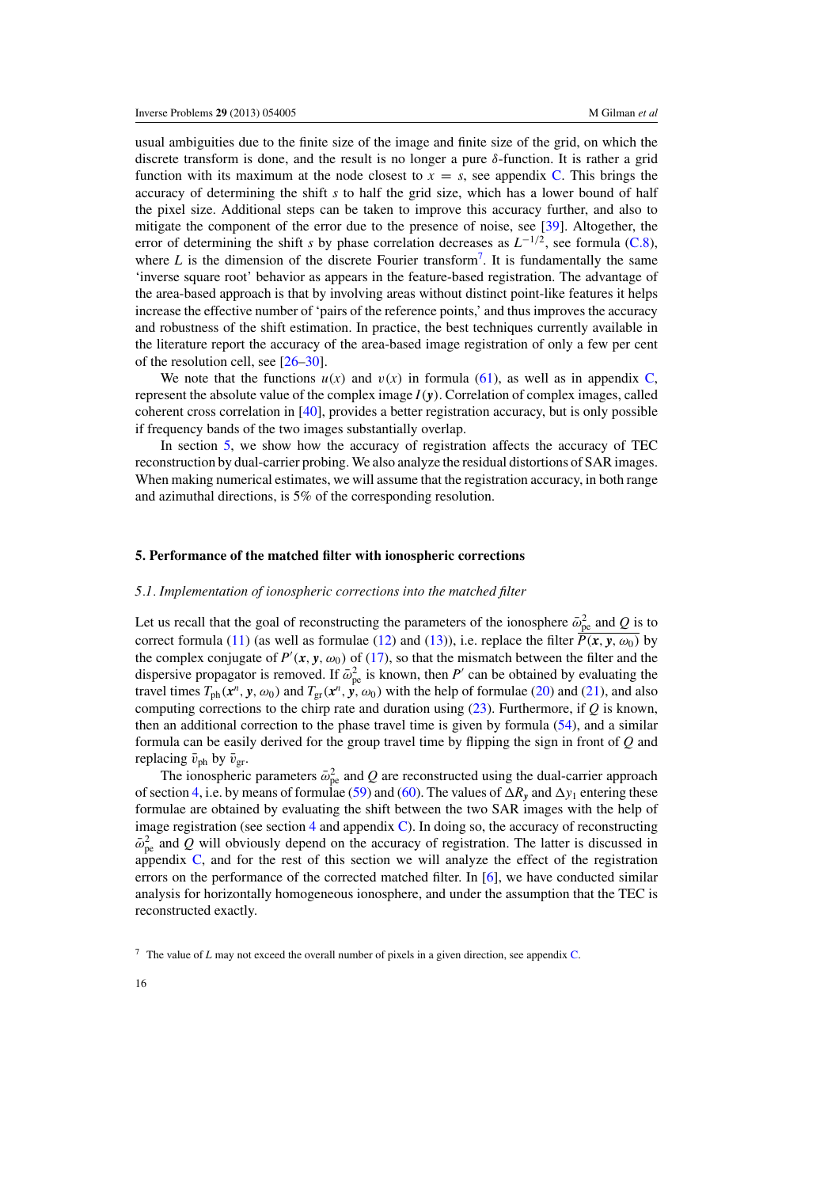usual ambiguities due to the finite size of the image and finite size of the grid, on which the discrete transform is done, and the result is no longer a pure $\delta$-function. It is rather a grid function with its maximum at the node closest to $x = s$, see appendix C. This brings the accuracy of determining the shift $s$ to half the grid size, which has a lower bound of half the pixel size. Additional steps can be taken to improve this accuracy further, and also to mitigate the component of the error due to the presence of noise, see [39]. Altogether, the error of determining the shift $s$ by phase correlation decreases as $L^{-1/2}$, see formula (C.8), where $L$ is the dimension of the discrete Fourier transform[7]. It is fundamentally the same 'inverse square root' behavior as appears in the feature-based registration. The advantage of the area-based approach is that by involving areas without distinct point-like features it helps increase the effective number of 'pairs of the reference points,' and thus improves the accuracy and robustness of the shift estimation. In practice, the best techniques currently available in the literature report the accuracy of the area-based image registration of only a few per cent of the resolution cell, see [26–30].

We note that the functions $u(x)$ and $v(x)$ in formula (61), as well as in appendix C, represent the absolute value of the complex image $I(\boldsymbol{y})$. Correlation of complex images, called coherent cross correlation in [40], provides a better registration accuracy, but is only possible if frequency bands of the two images substantially overlap.

In section 5, we show how the accuracy of registration affects the accuracy of TEC reconstruction by dual-carrier probing. We also analyze the residual distortions of SAR images. When making numerical estimates, we will assume that the registration accuracy, in both range and azimuthal directions, is 5% of the corresponding resolution.

## 5. Performance of the matched filter with ionospheric corrections

### *5.1. Implementation of ionospheric corrections into the matched filter*

Let us recall that the goal of reconstructing the parameters of the ionosphere $\bar{\omega}_{\mathrm{pe}}^2$ and $Q$ is to correct formula (11) (as well as formulae (12) and (13)), i.e. replace the filter $\overline{P(\boldsymbol{x}, \boldsymbol{y}, \omega_0)}$ by the complex conjugate of $P'(\boldsymbol{x}, \boldsymbol{y}, \omega_0)$ of (17), so that the mismatch between the filter and the dispersive propagator is removed. If $\bar{\omega}_{\mathrm{pe}}^2$ is known, then $P'$ can be obtained by evaluating the travel times $T_{\mathrm{ph}}(\boldsymbol{x}^n, \boldsymbol{y}, \omega_0)$ and $T_{\mathrm{gr}}(\boldsymbol{x}^n, \boldsymbol{y}, \omega_0)$ with the help of formulae (20) and (21), and also computing corrections to the chirp rate and duration using (23). Furthermore, if $Q$ is known, then an additional correction to the phase travel time is given by formula (54), and a similar formula can be easily derived for the group travel time by flipping the sign in front of $Q$ and replacing $\bar{v}_{\mathrm{ph}}$ by $\bar{v}_{\mathrm{gr}}$.

The ionospheric parameters $\bar{\omega}_{\mathrm{pe}}^2$ and $Q$ are reconstructed using the dual-carrier approach of section 4, i.e. by means of formulae (59) and (60). The values of $\Delta R_{\boldsymbol{y}}$ and $\Delta y_1$ entering these formulae are obtained by evaluating the shift between the two SAR images with the help of image registration (see section 4 and appendix C). In doing so, the accuracy of reconstructing $\bar{\omega}_{\mathrm{pe}}^2$ and $Q$ will obviously depend on the accuracy of registration. The latter is discussed in appendix C, and for the rest of this section we will analyze the effect of the registration errors on the performance of the corrected matched filter. In [6], we have conducted similar analysis for horizontally homogeneous ionosphere, and under the assumption that the TEC is reconstructed exactly.

[7] The value of $L$ may not exceed the overall number of pixels in a given direction, see appendix C.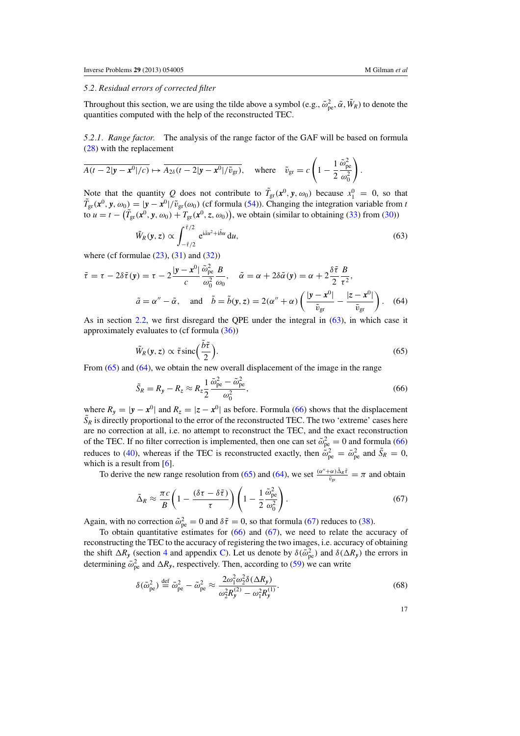### 5.2. Residual errors of corrected filter

Throughout this section, we are using the tilde above a symbol (e.g., $\tilde{\omega}_{\rm pe}^2, \tilde{\alpha}, \tilde{W}_R$) to denote the quantities computed with the help of the reconstructed TEC.

*5.2.1. Range factor.* The analysis of the range factor of the GAF will be based on formula (28) with the replacement

$$\overline{A(t - 2|\boldsymbol{y} - \boldsymbol{x}^0|/c)} \mapsto \overline{A_{2\delta}(t - 2|\boldsymbol{y} - \boldsymbol{x}^0|/\tilde{v}_{\rm gr})}, \quad \text{where} \quad \tilde{v}_{\rm gr} = c\left(1 - \frac{1}{2}\frac{\tilde{\omega}_{\rm pe}^2}{\omega_0^2}\right).$$

Note that the quantity $Q$ does not contribute to $\tilde{T}_{\rm gr}(\boldsymbol{x}^0, \boldsymbol{y}, \omega_0)$ because $x_1^0 = 0$, so that $\tilde{T}_{\rm gr}(\boldsymbol{x}^0, \boldsymbol{y}, \omega_0) = |\boldsymbol{y} - \boldsymbol{x}^0|/\tilde{v}_{\rm gr}(\omega_0)$ (cf formula (54)). Changing the integration variable from $t$ to $u = t - \left(\tilde{T}_{\rm gr}(\boldsymbol{x}^0, \boldsymbol{y}, \omega_0) + T_{\rm gr}(\boldsymbol{x}^0, \boldsymbol{z}, \omega_0)\right)$, we obtain (similar to obtaining (33) from (30))

$$\tilde{W}_R(\boldsymbol{y}, \boldsymbol{z}) \propto \int_{-\tilde{\tau}/2}^{\tilde{\tau}/2} {\rm e}^{{\rm i}\tilde{a}u^2 + {\rm i}\tilde{b}u}\, {\rm d}u, \tag{63}$$

where (cf formulae (23), (31) and (32))

$$\tilde{\tau} = \tau - 2\delta\tilde{\tau}(\boldsymbol{y}) = \tau - 2\frac{|\boldsymbol{y} - \boldsymbol{x}^0|}{c}\frac{\tilde{\omega}_{\rm pe}^2}{\omega_0^2}\frac{B}{\omega_0}, \quad \tilde{\alpha} = \alpha + 2\delta\tilde{\alpha}(\boldsymbol{y}) = \alpha + 2\frac{\delta\tilde{\tau}}{2}\frac{B}{\tau^2},$$

$$\tilde{a} = \alpha'' - \tilde{\alpha}, \quad \text{and} \quad \tilde{b} = \tilde{b}(\boldsymbol{y}, \boldsymbol{z}) = 2(\alpha'' + \alpha)\left(\frac{|\boldsymbol{y} - \boldsymbol{x}^0|}{\tilde{v}_{\rm gr}} - \frac{|\boldsymbol{z} - \boldsymbol{x}^0|}{\tilde{v}_{\rm gr}}\right). \tag{64}$$

As in section 2.2, we first disregard the QPE under the integral in (63), in which case it approximately evaluates to (cf formula (36))

$$\tilde{W}_R(\boldsymbol{y}, \boldsymbol{z}) \propto \tilde{\tau}\, {\rm sinc}\Big(\frac{\tilde{b}\tilde{\tau}}{2}\Big). \tag{65}$$

From (65) and (64), we obtain the new overall displacement of the image in the range

$$\tilde{S}_R = R_y - R_z \approx R_z \frac{1}{2}\frac{\bar{\omega}_{\rm pe}^2 - \tilde{\omega}_{\rm pe}^2}{\omega_0^2}, \tag{66}$$

where $R_y = |\boldsymbol{y} - \boldsymbol{x}^0|$ and $R_z = |\boldsymbol{z} - \boldsymbol{x}^0|$ as before. Formula (66) shows that the displacement $\tilde{S}_R$ is directly proportional to the error of the reconstructed TEC. The two 'extreme' cases here are no correction at all, i.e. no attempt to reconstruct the TEC, and the exact reconstruction of the TEC. If no filter correction is implemented, then one can set $\tilde{\omega}_{\rm pe}^2 = 0$ and formula (66) reduces to (40), whereas if the TEC is reconstructed exactly, then $\tilde{\omega}_{\rm pe}^2 = \bar{\omega}_{\rm pe}^2$ and $\tilde{S}_R = 0$, which is a result from [6].

To derive the new range resolution from (65) and (64), we set $\frac{(\alpha'' + \alpha)\tilde{\Delta}_R\tilde{\tau}}{\tilde{v}_{\rm gr}} = \pi$ and obtain

$$\tilde{\Delta}_R \approx \frac{\pi c}{B}\left(1 - \frac{(\delta\tau - \delta\tilde{\tau})}{\tau}\right)\left(1 - \frac{1}{2}\frac{\tilde{\omega}_{\rm pe}^2}{\omega_0^2}\right). \tag{67}$$

Again, with no correction $\tilde{\omega}_{\rm pe}^2 = 0$ and $\delta\tilde{\tau} = 0$, so that formula (67) reduces to (38).

To obtain quantitative estimates for (66) and (67), we need to relate the accuracy of reconstructing the TEC to the accuracy of registering the two images, i.e. accuracy of obtaining the shift $\Delta R_y$ (section 4 and appendix C). Let us denote by $\delta(\bar{\omega}_{\rm pe}^2)$ and $\delta(\Delta R_y)$ the errors in determining $\bar{\omega}_{\rm pe}^2$ and $\Delta R_y$, respectively. Then, according to (59) we can write

$$\delta(\bar{\omega}_{\rm pe}^2) \stackrel{\rm def}{=} \bar{\omega}_{\rm pe}^2 - \tilde{\omega}_{\rm pe}^2 \approx \frac{2\omega_1^2\omega_2^2\delta(\Delta R_y)}{\omega_2^2 R_y^{(2)} - \omega_1^2 R_y^{(1)}}. \tag{68}$$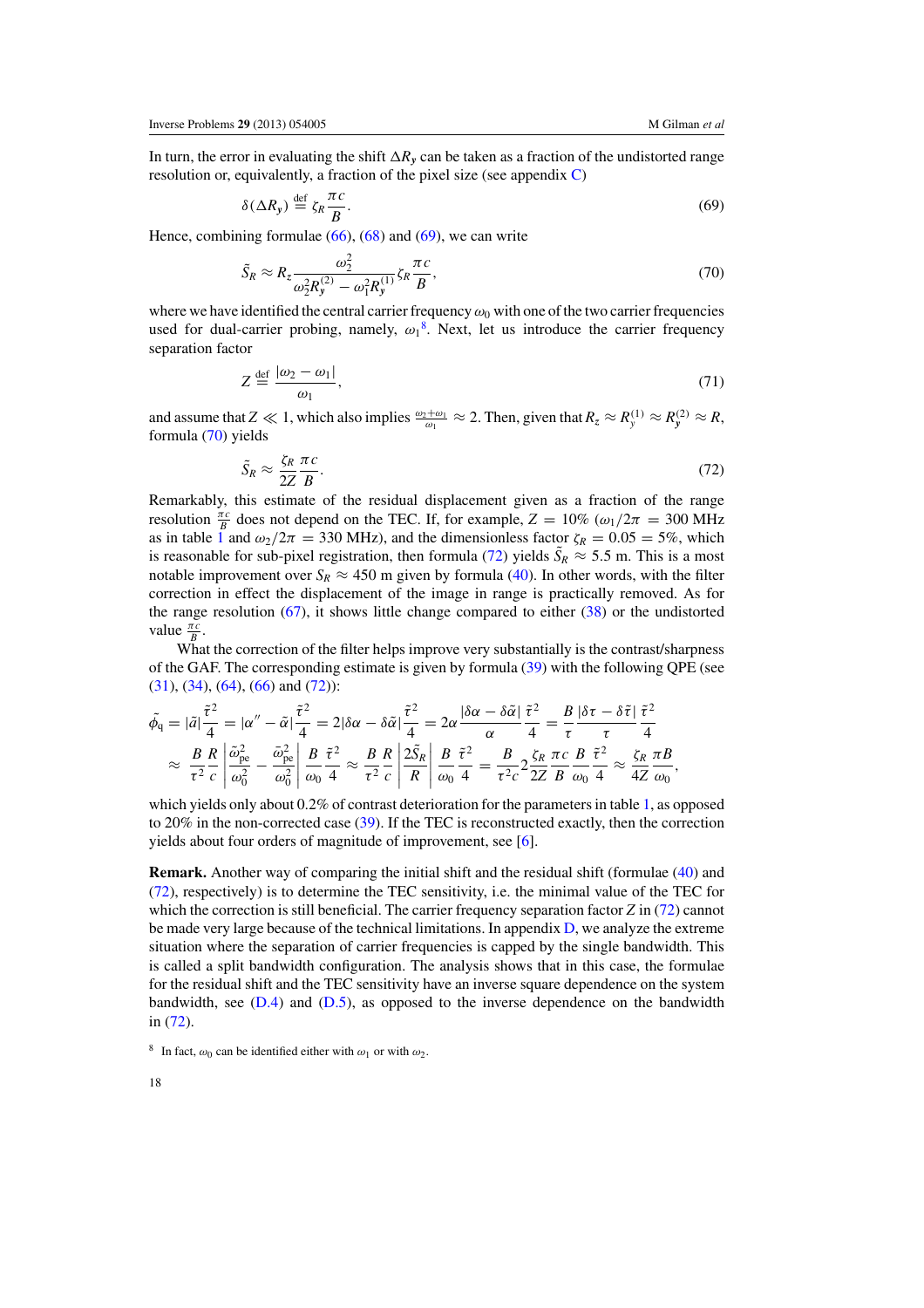In turn, the error in evaluating the shift $\Delta R_y$ can be taken as a fraction of the undistorted range resolution or, equivalently, a fraction of the pixel size (see appendix C)

$$\delta(\Delta R_y) \stackrel{\text{def}}{=} \zeta_R \frac{\pi c}{B}. \tag{69}$$

Hence, combining formulae (66), (68) and (69), we can write

$$\tilde{S}_R \approx R_z \frac{\omega_2^2}{\omega_2^2 R_y^{(2)} - \omega_1^2 R_y^{(1)}} \zeta_R \frac{\pi c}{B}, \tag{70}$$

where we have identified the central carrier frequency $\omega_0$ with one of the two carrier frequencies used for dual-carrier probing, namely, $\omega_1$[8]. Next, let us introduce the carrier frequency separation factor

$$Z \stackrel{\text{def}}{=} \frac{|\omega_2 - \omega_1|}{\omega_1}, \tag{71}$$

and assume that $Z \ll 1$, which also implies $\frac{\omega_2+\omega_1}{\omega_1} \approx 2$. Then, given that $R_z \approx R_y^{(1)} \approx R_y^{(2)} \approx R$, formula (70) yields

$$\tilde{S}_R \approx \frac{\zeta_R}{2Z} \frac{\pi c}{B}. \tag{72}$$

Remarkably, this estimate of the residual displacement given as a fraction of the range resolution $\frac{\pi c}{B}$ does not depend on the TEC. If, for example, $Z = 10\%$ ($\omega_1/2\pi = 300$ MHz as in table 1 and $\omega_2/2\pi = 330$ MHz), and the dimensionless factor $\zeta_R = 0.05 = 5\%$, which is reasonable for sub-pixel registration, then formula (72) yields $\tilde{S}_R \approx 5.5$ m. This is a most notable improvement over $S_R \approx 450$ m given by formula (40). In other words, with the filter correction in effect the displacement of the image in range is practically removed. As for the range resolution (67), it shows little change compared to either (38) or the undistorted value $\frac{\pi c}{B}$.

What the correction of the filter helps improve very substantially is the contrast/sharpness of the GAF. The corresponding estimate is given by formula (39) with the following QPE (see (31), (34), (64), (66) and (72)):

$$\begin{aligned}
\tilde{\phi}_q &= |\tilde{a}|\frac{\tilde{\tau}^2}{4} = |\alpha'' - \tilde{\alpha}|\frac{\tilde{\tau}^2}{4} = 2|\delta\alpha - \delta\tilde{\alpha}|\frac{\tilde{\tau}^2}{4} = 2\alpha\frac{|\delta\alpha - \delta\tilde{\alpha}|}{\alpha}\frac{\tilde{\tau}^2}{4} = \frac{B}{\tau}\frac{|\delta\tau - \delta\tilde{\tau}|}{\tau}\frac{\tilde{\tau}^2}{4} \\
&\approx \frac{B}{\tau^2}\frac{R}{c}\left|\frac{\bar{\omega}_{pe}^2}{\omega_0^2} - \frac{\tilde{\bar{\omega}}_{pe}^2}{\omega_0^2}\right|\frac{B}{\omega_0}\frac{\tilde{\tau}^2}{4} \approx \frac{B}{\tau^2}\frac{R}{c}\left|\frac{2\tilde{S}_R}{R}\right|\frac{B}{\omega_0}\frac{\tilde{\tau}^2}{4} = \frac{B}{\tau^2 c}2\frac{\zeta_R}{2Z}\frac{\pi c}{B}\frac{B}{\omega_0}\frac{\tilde{\tau}^2}{4} \approx \frac{\zeta_R}{4Z}\frac{\pi B}{\omega_0},
\end{aligned}$$

which yields only about 0.2% of contrast deterioration for the parameters in table 1, as opposed to 20% in the non-corrected case (39). If the TEC is reconstructed exactly, then the correction yields about four orders of magnitude of improvement, see [6].

**Remark.** Another way of comparing the initial shift and the residual shift (formulae (40) and (72), respectively) is to determine the TEC sensitivity, i.e. the minimal value of the TEC for which the correction is still beneficial. The carrier frequency separation factor $Z$ in (72) cannot be made very large because of the technical limitations. In appendix D, we analyze the extreme situation where the separation of carrier frequencies is capped by the single bandwidth. This is called a split bandwidth configuration. The analysis shows that in this case, the formulae for the residual shift and the TEC sensitivity have an inverse square dependence on the system bandwidth, see (D.4) and (D.5), as opposed to the inverse dependence on the bandwidth in (72).

[8] In fact, $\omega_0$ can be identified either with $\omega_1$ or with $\omega_2$.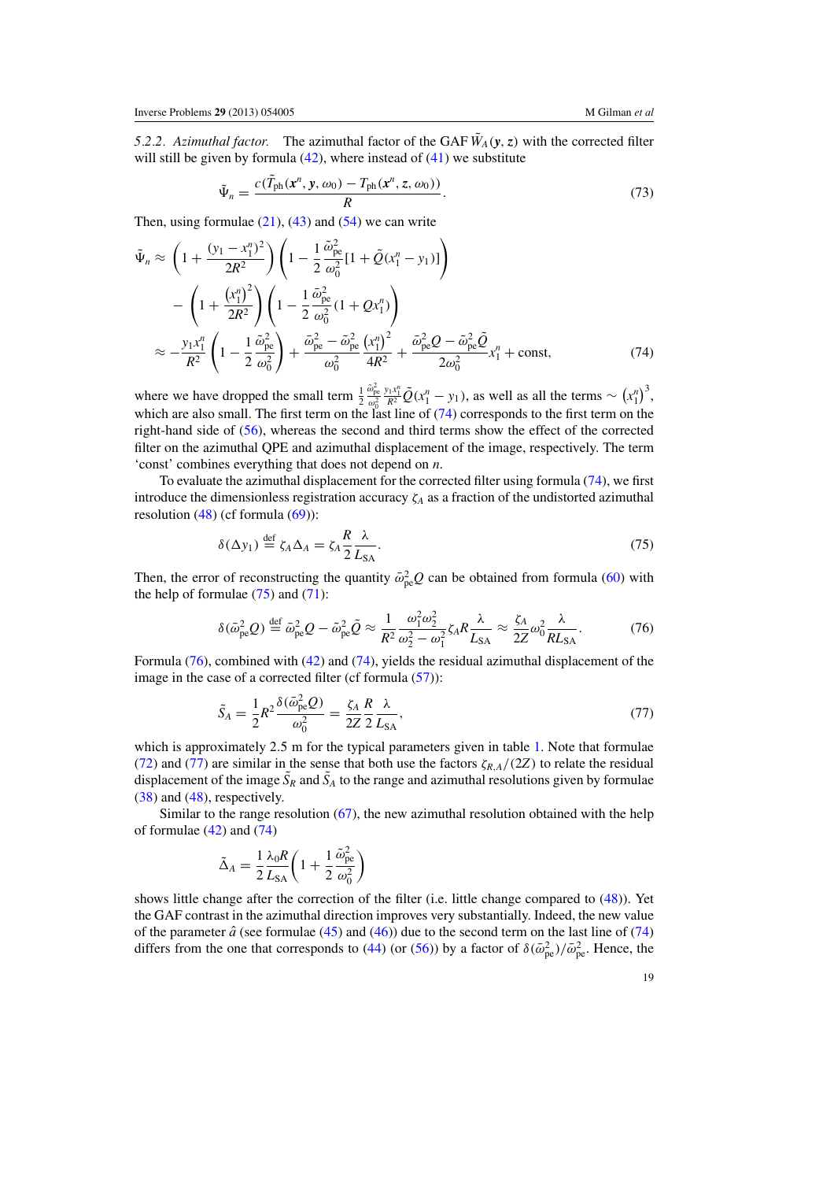*5.2.2. Azimuthal factor.* The azimuthal factor of the GAF $\tilde{W}_A(\boldsymbol{y}, \boldsymbol{z})$ with the corrected filter will still be given by formula (42), where instead of (41) we substitute

$$\tilde{\Psi}_n = \frac{c(\tilde{T}_{\text{ph}}(\boldsymbol{x}^n, \boldsymbol{y}, \omega_0) - T_{\text{ph}}(\boldsymbol{x}^n, \boldsymbol{z}, \omega_0))}{R}. \tag{73}$$

Then, using formulae (21), (43) and (54) we can write

$$\begin{aligned}
\tilde{\Psi}_n &\approx \left(1 + \frac{(y_1 - x_1^n)^2}{2R^2}\right)\left(1 - \frac{1}{2}\frac{\tilde{\omega}_{\text{pe}}^2}{\omega_0^2}[1 + \tilde{Q}(x_1^n - y_1)]\right) \\
&\quad - \left(1 + \frac{(x_1^n)^2}{2R^2}\right)\left(1 - \frac{1}{2}\frac{\bar{\omega}_{\text{pe}}^2}{\omega_0^2}(1 + Qx_1^n)\right) \\
&\approx -\frac{y_1 x_1^n}{R^2}\left(1 - \frac{1}{2}\frac{\tilde{\omega}_{\text{pe}}^2}{\omega_0^2}\right) + \frac{\bar{\omega}_{\text{pe}}^2 - \tilde{\omega}_{\text{pe}}^2}{\omega_0^2}\frac{(x_1^n)^2}{4R^2} + \frac{\bar{\omega}_{\text{pe}}^2 Q - \tilde{\omega}_{\text{pe}}^2 \tilde{Q}}{2\omega_0^2}x_1^n + \text{const},
\end{aligned} \tag{74}$$

where we have dropped the small term $\frac{1}{2}\frac{\tilde{\omega}_{\text{pe}}^2}{\omega_0^2}\frac{y_1 x_1^n}{R^2}\tilde{Q}(x_1^n - y_1)$, as well as all the terms $\sim (x_1^n)^3$, which are also small. The first term on the last line of (74) corresponds to the first term on the right-hand side of (56), whereas the second and third terms show the effect of the corrected filter on the azimuthal QPE and azimuthal displacement of the image, respectively. The term 'const' combines everything that does not depend on $n$.

To evaluate the azimuthal displacement for the corrected filter using formula (74), we first introduce the dimensionless registration accuracy $\zeta_A$ as a fraction of the undistorted azimuthal resolution (48) (cf formula (69)):

$$\delta(\Delta y_1) \stackrel{\text{def}}{=} \zeta_A \Delta_A = \zeta_A \frac{R}{2}\frac{\lambda}{L_{\text{SA}}}. \tag{75}$$

Then, the error of reconstructing the quantity $\bar{\omega}_{\text{pe}}^2 Q$ can be obtained from formula (60) with the help of formulae (75) and (71):

$$\delta(\bar{\omega}_{\text{pe}}^2 Q) \stackrel{\text{def}}{=} \bar{\omega}_{\text{pe}}^2 Q - \tilde{\omega}_{\text{pe}}^2 \tilde{Q} \approx \frac{1}{R^2}\frac{\omega_1^2 \omega_2^2}{\omega_2^2 - \omega_1^2}\zeta_A R \frac{\lambda}{L_{\text{SA}}} \approx \frac{\zeta_A}{2Z}\omega_0^2 \frac{\lambda}{R L_{\text{SA}}}. \tag{76}$$

Formula (76), combined with (42) and (74), yields the residual azimuthal displacement of the image in the case of a corrected filter (cf formula (57)):

$$\tilde{S}_A = \frac{1}{2}R^2 \frac{\delta(\bar{\omega}_{\text{pe}}^2 Q)}{\omega_0^2} = \frac{\zeta_A}{2Z}\frac{R}{2}\frac{\lambda}{L_{\text{SA}}}, \tag{77}$$

which is approximately 2.5 m for the typical parameters given in table 1. Note that formulae (72) and (77) are similar in the sense that both use the factors $\zeta_{R,A}/(2Z)$ to relate the residual displacement of the image $\tilde{S}_R$ and $\tilde{S}_A$ to the range and azimuthal resolutions given by formulae (38) and (48), respectively.

Similar to the range resolution (67), the new azimuthal resolution obtained with the help of formulae (42) and (74)

$$\tilde{\Delta}_A = \frac{1}{2}\frac{\lambda_0 R}{L_{\text{SA}}}\left(1 + \frac{1}{2}\frac{\tilde{\omega}_{\text{pe}}^2}{\omega_0^2}\right)$$

shows little change after the correction of the filter (i.e. little change compared to (48)). Yet the GAF contrast in the azimuthal direction improves very substantially. Indeed, the new value of the parameter $\hat{a}$ (see formulae (45) and (46)) due to the second term on the last line of (74) differs from the one that corresponds to (44) (or (56)) by a factor of $\delta(\bar{\omega}_{\text{pe}}^2)/\bar{\omega}_{\text{pe}}^2$. Hence, the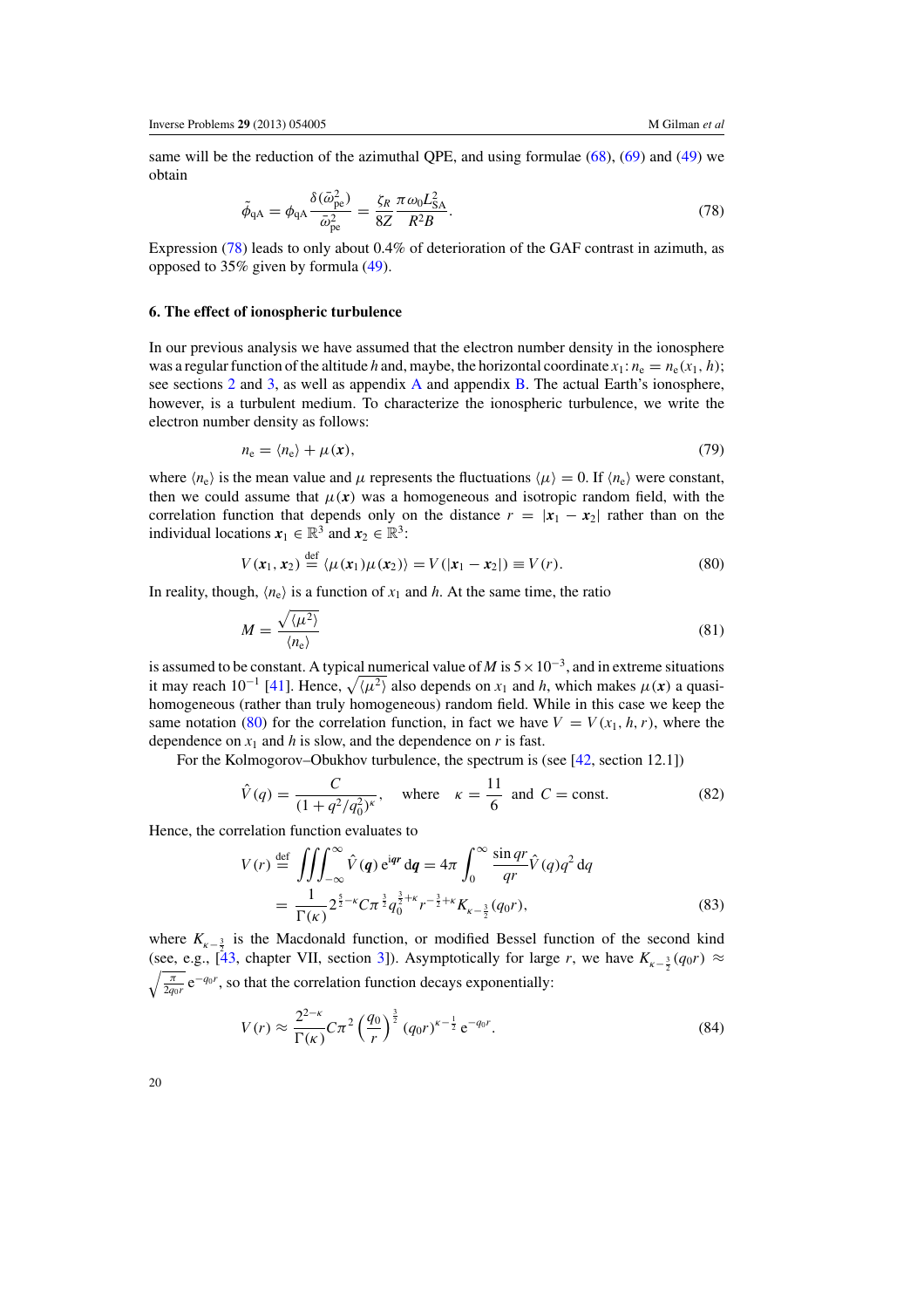same will be the reduction of the azimuthal QPE, and using formulae (68), (69) and (49) we obtain

$$\tilde{\phi}_{\text{qA}} = \phi_{\text{qA}} \frac{\delta(\bar{\omega}_{\text{pe}}^2)}{\bar{\omega}_{\text{pe}}^2} = \frac{\zeta_R}{8Z} \frac{\pi \omega_0 L_{\text{SA}}^2}{R^2 B}. \tag{78}$$

Expression (78) leads to only about 0.4% of deterioration of the GAF contrast in azimuth, as opposed to 35% given by formula (49).

## 6. The effect of ionospheric turbulence

In our previous analysis we have assumed that the electron number density in the ionosphere was a regular function of the altitude $h$ and, maybe, the horizontal coordinate $x_1$: $n_{\text{e}} = n_{\text{e}}(x_1, h)$; see sections 2 and 3, as well as appendix A and appendix B. The actual Earth's ionosphere, however, is a turbulent medium. To characterize the ionospheric turbulence, we write the electron number density as follows:

$$n_{\text{e}} = \langle n_{\text{e}} \rangle + \mu(\boldsymbol{x}), \tag{79}$$

where $\langle n_{\text{e}} \rangle$ is the mean value and $\mu$ represents the fluctuations $\langle \mu \rangle = 0$. If $\langle n_{\text{e}} \rangle$ were constant, then we could assume that $\mu(\boldsymbol{x})$ was a homogeneous and isotropic random field, with the correlation function that depends only on the distance $r = |\boldsymbol{x}_1 - \boldsymbol{x}_2|$ rather than on the individual locations $\boldsymbol{x}_1 \in \mathbb{R}^3$ and $\boldsymbol{x}_2 \in \mathbb{R}^3$:

$$V(\boldsymbol{x}_1, \boldsymbol{x}_2) \stackrel{\text{def}}{=} \langle \mu(\boldsymbol{x}_1)\mu(\boldsymbol{x}_2) \rangle = V(|\boldsymbol{x}_1 - \boldsymbol{x}_2|) \equiv V(r). \tag{80}$$

In reality, though, $\langle n_{\text{e}} \rangle$ is a function of $x_1$ and $h$. At the same time, the ratio

$$M = \frac{\sqrt{\langle \mu^2 \rangle}}{\langle n_{\text{e}} \rangle} \tag{81}$$

is assumed to be constant. A typical numerical value of $M$ is $5 \times 10^{-3}$, and in extreme situations it may reach $10^{-1}$ [41]. Hence, $\sqrt{\langle \mu^2 \rangle}$ also depends on $x_1$ and $h$, which makes $\mu(\boldsymbol{x})$ a quasi-homogeneous (rather than truly homogeneous) random field. While in this case we keep the same notation (80) for the correlation function, in fact we have $V = V(x_1, h, r)$, where the dependence on $x_1$ and $h$ is slow, and the dependence on $r$ is fast.

For the Kolmogorov–Obukhov turbulence, the spectrum is (see [42, section 12.1])

$$\hat{V}(q) = \frac{C}{(1 + q^2/q_0^2)^\kappa}, \quad \text{where} \quad \kappa = \frac{11}{6} \text{ and } C = \text{const}. \tag{82}$$

Hence, the correlation function evaluates to

$$\begin{aligned} V(r) &\stackrel{\text{def}}{=} \iiint_{-\infty}^{\infty} \hat{V}(\boldsymbol{q})\, \mathrm{e}^{\mathrm{i}\boldsymbol{qr}}\, \mathrm{d}\boldsymbol{q} = 4\pi \int_0^\infty \frac{\sin qr}{qr} \hat{V}(q) q^2\, \mathrm{d}q \\ &= \frac{1}{\Gamma(\kappa)} 2^{\frac{5}{2}-\kappa} C \pi^{\frac{3}{2}} q_0^{\frac{3}{2}+\kappa} r^{-\frac{3}{2}+\kappa} K_{\kappa-\frac{3}{2}}(q_0 r), \end{aligned} \tag{83}$$

where $K_{\kappa-\frac{3}{2}}$ is the Macdonald function, or modified Bessel function of the second kind (see, e.g., [43, chapter VII, section 3]). Asymptotically for large $r$, we have $K_{\kappa-\frac{3}{2}}(q_0 r) \approx \sqrt{\frac{\pi}{2q_0 r}}\, \mathrm{e}^{-q_0 r}$, so that the correlation function decays exponentially:

$$V(r) \approx \frac{2^{2-\kappa}}{\Gamma(\kappa)} C \pi^2 \left(\frac{q_0}{r}\right)^{\frac{3}{2}} (q_0 r)^{\kappa - \frac{1}{2}}\, \mathrm{e}^{-q_0 r}. \tag{84}$$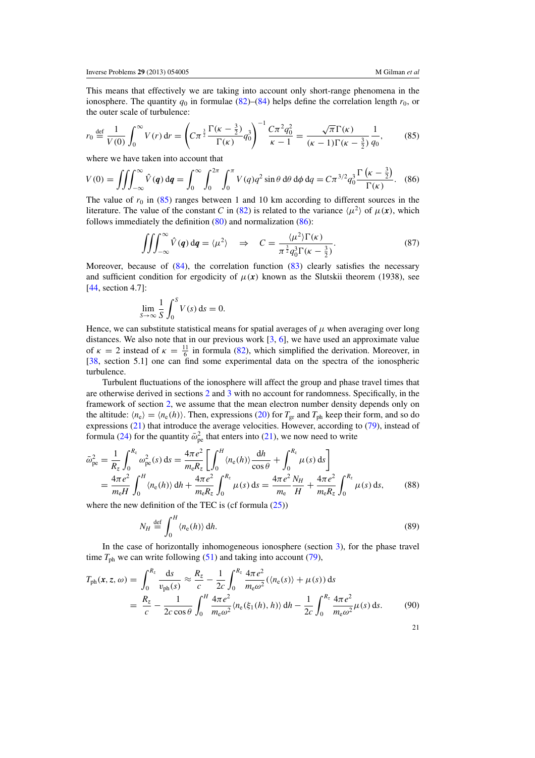This means that effectively we are taking into account only short-range phenomena in the ionosphere. The quantity $q_0$ in formulae (82)–(84) helps define the correlation length $r_0$, or the outer scale of turbulence:

$$r_0 \stackrel{\text{def}}{=} \frac{1}{V(0)} \int_0^\infty V(r)\,\mathrm{d}r = \left( C\pi^{\frac{3}{2}} \frac{\Gamma(\kappa - \frac{3}{2})}{\Gamma(\kappa)} q_0^3 \right)^{-1} \frac{C\pi^2 q_0^2}{\kappa - 1} = \frac{\sqrt{\pi}\,\Gamma(\kappa)}{(\kappa - 1)\Gamma(\kappa - \frac{3}{2})} \frac{1}{q_0}, \tag{85}$$

where we have taken into account that

$$V(0) = \iiint_{-\infty}^{\infty} \hat{V}(\boldsymbol{q})\,\mathrm{d}\boldsymbol{q} = \int_0^\infty \int_0^{2\pi} \int_0^\pi V(q) q^2 \sin\theta\,\mathrm{d}\theta\,\mathrm{d}\phi\,\mathrm{d}q = C\pi^{3/2} q_0^3 \frac{\Gamma\left(\kappa - \frac{3}{2}\right)}{\Gamma(\kappa)}. \tag{86}$$

The value of $r_0$ in (85) ranges between 1 and 10 km according to different sources in the literature. The value of the constant $C$ in (82) is related to the variance $\langle \mu^2 \rangle$ of $\mu(\boldsymbol{x})$, which follows immediately the definition (80) and normalization (86):

$$\iiint_{-\infty}^{\infty} \hat{V}(\boldsymbol{q})\,\mathrm{d}\boldsymbol{q} = \langle \mu^2 \rangle \quad \Rightarrow \quad C = \frac{\langle \mu^2 \rangle \Gamma(\kappa)}{\pi^{\frac{3}{2}} q_0^3 \Gamma(\kappa - \frac{3}{2})}. \tag{87}$$

Moreover, because of (84), the correlation function (83) clearly satisfies the necessary and sufficient condition for ergodicity of $\mu(\boldsymbol{x})$ known as the Slutskii theorem (1938), see [44, section 4.7]:

$$\lim_{S \to \infty} \frac{1}{S} \int_0^S V(s)\,\mathrm{d}s = 0.$$

Hence, we can substitute statistical means for spatial averages of $\mu$ when averaging over long distances. We also note that in our previous work [3, 6], we have used an approximate value of $\kappa = 2$ instead of $\kappa = \frac{11}{6}$ in formula (82), which simplified the derivation. Moreover, in [38, section 5.1] one can find some experimental data on the spectra of the ionospheric turbulence.

Turbulent fluctuations of the ionosphere will affect the group and phase travel times that are otherwise derived in sections 2 and 3 with no account for randomness. Specifically, in the framework of section 2, we assume that the mean electron number density depends only on the altitude: $\langle n_\mathrm{e} \rangle = \langle n_\mathrm{e}(h) \rangle$. Then, expressions (20) for $T_\mathrm{gr}$ and $T_\mathrm{ph}$ keep their form, and so do expressions (21) that introduce the average velocities. However, according to (79), instead of formula (24) for the quantity $\bar{\omega}_\mathrm{pe}^2$ that enters into (21), we now need to write

$$\begin{aligned}
\bar{\omega}_\mathrm{pe}^2 &= \frac{1}{R_z} \int_0^{R_z} \omega_\mathrm{pe}^2(s)\,\mathrm{d}s = \frac{4\pi e^2}{m_\mathrm{e} R_z} \left[ \int_0^H \langle n_\mathrm{e}(h) \rangle \frac{\mathrm{d}h}{\cos\theta} + \int_0^{R_z} \mu(s)\,\mathrm{d}s \right] \\
&= \frac{4\pi e^2}{m_\mathrm{e} H} \int_0^H \langle n_\mathrm{e}(h) \rangle\,\mathrm{d}h + \frac{4\pi e^2}{m_\mathrm{e} R_z} \int_0^{R_z} \mu(s)\,\mathrm{d}s = \frac{4\pi e^2}{m_\mathrm{e}} \frac{N_H}{H} + \frac{4\pi e^2}{m_\mathrm{e} R_z} \int_0^{R_z} \mu(s)\,\mathrm{d}s,
\end{aligned} \tag{88}$$

where the new definition of the TEC is (cf formula (25))

$$N_H \stackrel{\text{def}}{=} \int_0^H \langle n_\mathrm{e}(h) \rangle\,\mathrm{d}h. \tag{89}$$

In the case of horizontally inhomogeneous ionosphere (section 3), for the phase travel time $T_\mathrm{ph}$ we can write following (51) and taking into account (79),

$$\begin{aligned}
T_\mathrm{ph}(\boldsymbol{x}, z, \omega) &= \int_0^{R_z} \frac{\mathrm{d}s}{v_\mathrm{ph}(s)} \approx \frac{R_z}{c} - \frac{1}{2c} \int_0^{R_z} \frac{4\pi e^2}{m_\mathrm{e}\omega^2} (\langle n_\mathrm{e}(s) \rangle + \mu(s))\,\mathrm{d}s \\
&= \frac{R_z}{c} - \frac{1}{2c\cos\theta} \int_0^H \frac{4\pi e^2}{m_\mathrm{e}\omega^2} \langle n_\mathrm{e}(\xi_1(h), h) \rangle\,\mathrm{d}h - \frac{1}{2c} \int_0^{R_z} \frac{4\pi e^2}{m_\mathrm{e}\omega^2} \mu(s)\,\mathrm{d}s.
\end{aligned} \tag{90}$$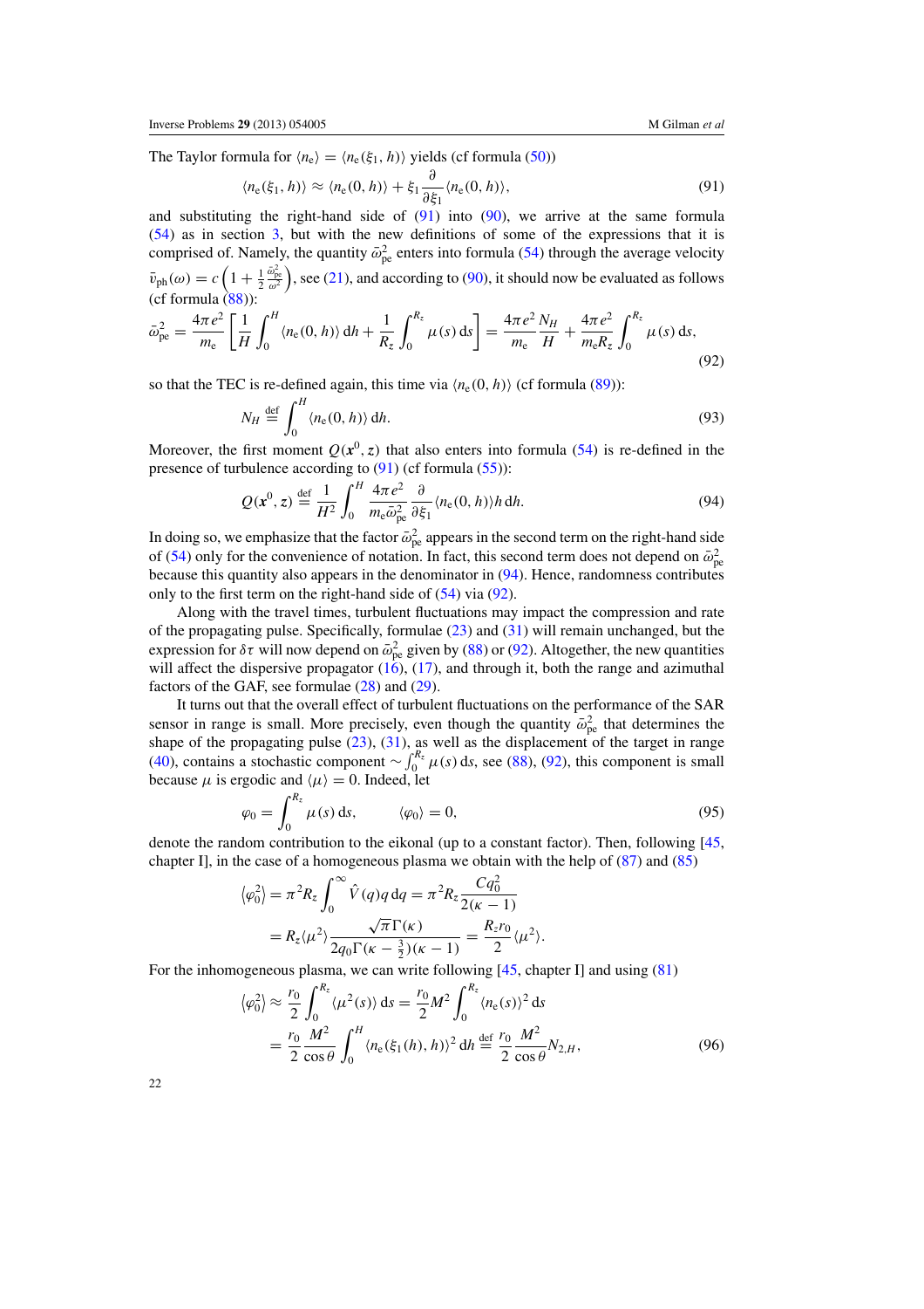The Taylor formula for $\langle n_e \rangle = \langle n_e(\xi_1, h) \rangle$ yields (cf formula (50))

$$\langle n_e(\xi_1, h)\rangle \approx \langle n_e(0, h)\rangle + \xi_1 \frac{\partial}{\partial \xi_1}\langle n_e(0, h)\rangle, \tag{91}$$

and substituting the right-hand side of (91) into (90), we arrive at the same formula (54) as in section 3, but with the new definitions of some of the expressions that it is comprised of. Namely, the quantity $\bar{\omega}_{pe}^2$ enters into formula (54) through the average velocity $\bar{v}_{ph}(\omega) = c\left(1 + \frac{1}{2}\frac{\bar{\omega}_{pe}^2}{\omega^2}\right)$, see (21), and according to (90), it should now be evaluated as follows (cf formula (88)):

$$\bar{\omega}_{pe}^2 = \frac{4\pi e^2}{m_e}\left[\frac{1}{H}\int_0^H \langle n_e(0, h)\rangle \, dh + \frac{1}{R_z}\int_0^{R_z} \mu(s)\, ds\right] = \frac{4\pi e^2}{m_e}\frac{N_H}{H} + \frac{4\pi e^2}{m_e R_z}\int_0^{R_z}\mu(s)\, ds, \tag{92}$$

so that the TEC is re-defined again, this time via $\langle n_e(0, h)\rangle$ (cf formula (89)):

$$N_H \stackrel{\text{def}}{=} \int_0^H \langle n_e(0, h)\rangle \, dh. \tag{93}$$

Moreover, the first moment $Q(\boldsymbol{x}^0, \boldsymbol{z})$ that also enters into formula (54) is re-defined in the presence of turbulence according to (91) (cf formula (55)):

$$Q(\boldsymbol{x}^0, \boldsymbol{z}) \stackrel{\text{def}}{=} \frac{1}{H^2}\int_0^H \frac{4\pi e^2}{m_e \bar{\omega}_{pe}^2}\frac{\partial}{\partial \xi_1}\langle n_e(0, h)\rangle h \, dh. \tag{94}$$

In doing so, we emphasize that the factor $\bar{\omega}_{pe}^2$ appears in the second term on the right-hand side of (54) only for the convenience of notation. In fact, this second term does not depend on $\bar{\omega}_{pe}^2$ because this quantity also appears in the denominator in (94). Hence, randomness contributes only to the first term on the right-hand side of (54) via (92).

Along with the travel times, turbulent fluctuations may impact the compression and rate of the propagating pulse. Specifically, formulae (23) and (31) will remain unchanged, but the expression for $\delta\tau$ will now depend on $\bar{\omega}_{pe}^2$ given by (88) or (92). Altogether, the new quantities will affect the dispersive propagator (16), (17), and through it, both the range and azimuthal factors of the GAF, see formulae (28) and (29).

It turns out that the overall effect of turbulent fluctuations on the performance of the SAR sensor in range is small. More precisely, even though the quantity $\bar{\omega}_{pe}^2$ that determines the shape of the propagating pulse (23), (31), as well as the displacement of the target in range (40), contains a stochastic component $\sim \int_0^{R_z}\mu(s)\, ds$, see (88), (92), this component is small because $\mu$ is ergodic and $\langle \mu \rangle = 0$. Indeed, let

$$\varphi_0 = \int_0^{R_z} \mu(s)\, ds, \qquad \langle \varphi_0 \rangle = 0, \tag{95}$$

denote the random contribution to the eikonal (up to a constant factor). Then, following [45, chapter I], in the case of a homogeneous plasma we obtain with the help of (87) and (85)

$$\begin{aligned}\langle \varphi_0^2 \rangle &= \pi^2 R_z \int_0^\infty \hat{V}(q) q \, dq = \pi^2 R_z \frac{C q_0^2}{2(\kappa - 1)} \\ &= R_z \langle \mu^2 \rangle \frac{\sqrt{\pi}\,\Gamma(\kappa)}{2 q_0 \Gamma(\kappa - \frac{3}{2})(\kappa - 1)} = \frac{R_z r_0}{2}\langle \mu^2 \rangle.\end{aligned}$$

For the inhomogeneous plasma, we can write following [45, chapter I] and using (81)

$$\begin{aligned}\langle \varphi_0^2 \rangle &\approx \frac{r_0}{2}\int_0^{R_z}\langle \mu^2(s)\rangle \, ds = \frac{r_0}{2}M^2 \int_0^{R_z}\langle n_e(s)\rangle^2 \, ds \\ &= \frac{r_0}{2}\frac{M^2}{\cos\theta}\int_0^H \langle n_e(\xi_1(h), h)\rangle^2 \, dh \stackrel{\text{def}}{=} \frac{r_0}{2}\frac{M^2}{\cos\theta} N_{2,H},\end{aligned} \tag{96}$$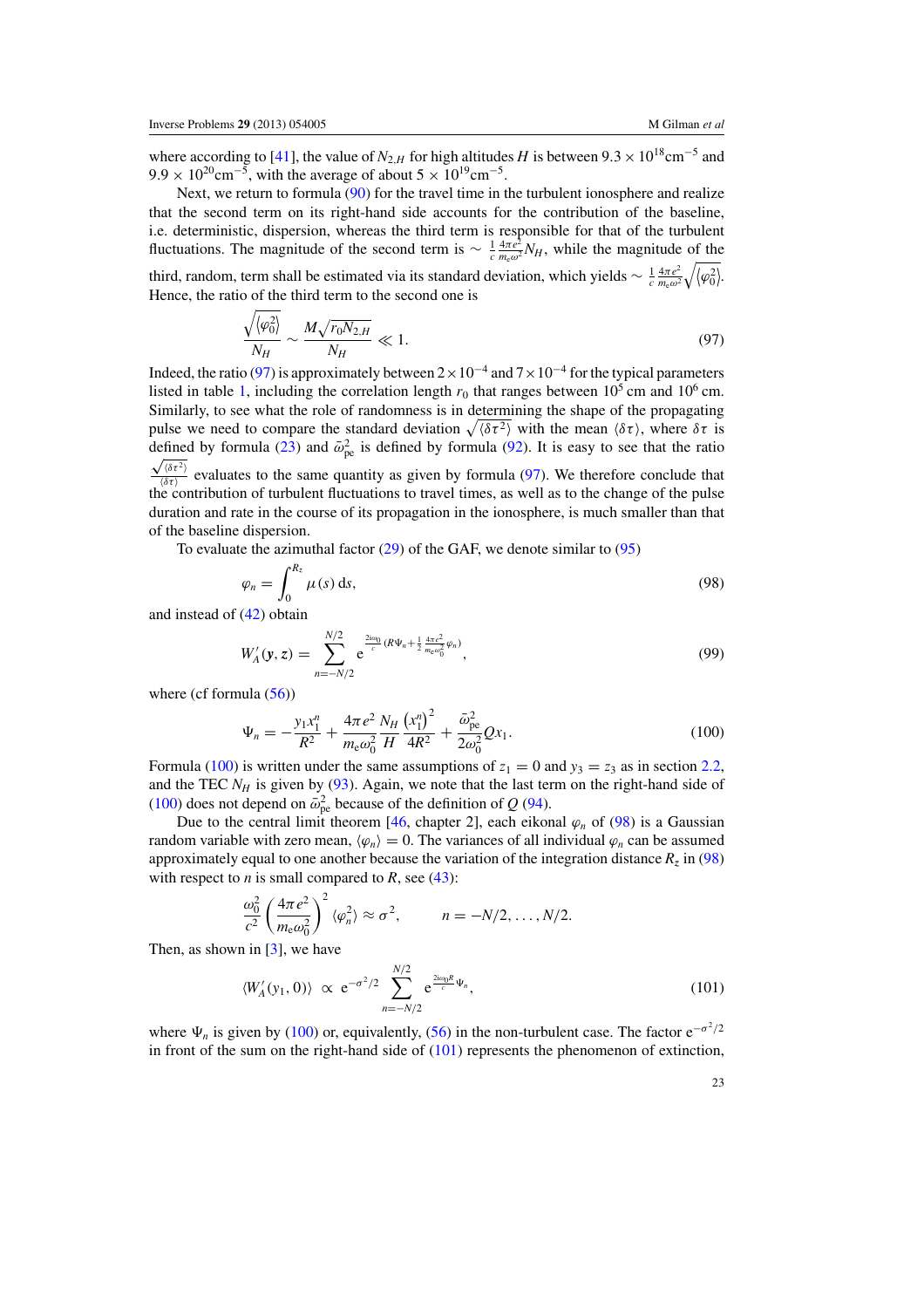where according to [41], the value of $N_{2,H}$ for high altitudes $H$ is between $9.3 \times 10^{18}\text{cm}^{-5}$ and $9.9 \times 10^{20}\text{cm}^{-5}$, with the average of about $5 \times 10^{19}\text{cm}^{-5}$.

Next, we return to formula (90) for the travel time in the turbulent ionosphere and realize that the second term on its right-hand side accounts for the contribution of the baseline, i.e. deterministic, dispersion, whereas the third term is responsible for that of the turbulent fluctuations. The magnitude of the second term is $\sim \frac{1}{c}\frac{4\pi e^2}{m_e\omega^2}N_H$, while the magnitude of the third, random, term shall be estimated via its standard deviation, which yields $\sim \frac{1}{c}\frac{4\pi e^2}{m_e\omega^2}\sqrt{\langle\varphi_0^2\rangle}$. Hence, the ratio of the third term to the second one is

$$\frac{\sqrt{\langle\varphi_0^2\rangle}}{N_H} \sim \frac{M\sqrt{r_0 N_{2,H}}}{N_H} \ll 1. \tag{97}$$

Indeed, the ratio (97) is approximately between $2\times10^{-4}$ and $7\times10^{-4}$ for the typical parameters listed in table 1, including the correlation length $r_0$ that ranges between $10^5$ cm and $10^6$ cm. Similarly, to see what the role of randomness is in determining the shape of the propagating pulse we need to compare the standard deviation $\sqrt{\langle\delta\tau^2\rangle}$ with the mean $\langle\delta\tau\rangle$, where $\delta\tau$ is defined by formula (23) and $\bar{\omega}_{\text{pe}}^2$ is defined by formula (92). It is easy to see that the ratio $\frac{\sqrt{\langle\delta\tau^2\rangle}}{\langle\delta\tau\rangle}$ evaluates to the same quantity as given by formula (97). We therefore conclude that the contribution of turbulent fluctuations to travel times, as well as to the change of the pulse duration and rate in the course of its propagation in the ionosphere, is much smaller than that of the baseline dispersion.

To evaluate the azimuthal factor (29) of the GAF, we denote similar to (95)

$$\varphi_n = \int_0^{R_z} \mu(s)\,\mathrm{d}s, \tag{98}$$

and instead of (42) obtain

$$W_A'(\boldsymbol{y}, z) = \sum_{n=-N/2}^{N/2} \mathrm{e}^{\frac{2i\omega_0}{c}\left(R\Psi_n + \frac{1}{2}\frac{4\pi e^2}{m_e\omega_0^2}\varphi_n\right)}, \tag{99}$$

where (cf formula (56))

$$\Psi_n = -\frac{y_1 x_1^n}{R^2} + \frac{4\pi e^2}{m_e\omega_0^2}\frac{N_H}{H}\frac{\left(x_1^n\right)^2}{4R^2} + \frac{\bar{\omega}_{\text{pe}}^2}{2\omega_0^2}Qx_1. \tag{100}$$

Formula (100) is written under the same assumptions of $z_1 = 0$ and $y_3 = z_3$ as in section 2.2, and the TEC $N_H$ is given by (93). Again, we note that the last term on the right-hand side of (100) does not depend on $\bar{\omega}_{\text{pe}}^2$ because of the definition of $Q$ (94).

Due to the central limit theorem [46, chapter 2], each eikonal $\varphi_n$ of (98) is a Gaussian random variable with zero mean, $\langle\varphi_n\rangle = 0$. The variances of all individual $\varphi_n$ can be assumed approximately equal to one another because the variation of the integration distance $R_z$ in (98) with respect to $n$ is small compared to $R$, see (43):

$$\frac{\omega_0^2}{c^2}\left(\frac{4\pi e^2}{m_e\omega_0^2}\right)^2\langle\varphi_n^2\rangle \approx \sigma^2, \qquad n = -N/2, \ldots, N/2.$$

Then, as shown in [3], we have

$$\langle W_A'(y_1, 0)\rangle \;\propto\; \mathrm{e}^{-\sigma^2/2}\sum_{n=-N/2}^{N/2}\mathrm{e}^{\frac{2i\omega_0 R}{c}\Psi_n}, \tag{101}$$

where $\Psi_n$ is given by (100) or, equivalently, (56) in the non-turbulent case. The factor $\mathrm{e}^{-\sigma^2/2}$ in front of the sum on the right-hand side of (101) represents the phenomenon of extinction,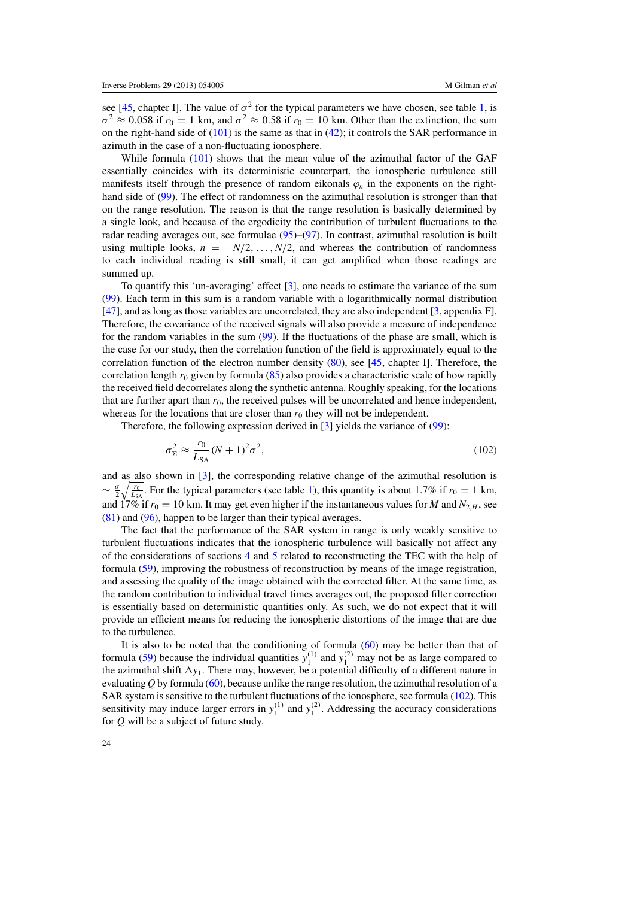see [45, chapter I]. The value of $\sigma^2$ for the typical parameters we have chosen, see table 1, is $\sigma^2 \approx 0.058$ if $r_0 = 1$ km, and $\sigma^2 \approx 0.58$ if $r_0 = 10$ km. Other than the extinction, the sum on the right-hand side of (101) is the same as that in (42); it controls the SAR performance in azimuth in the case of a non-fluctuating ionosphere.

While formula (101) shows that the mean value of the azimuthal factor of the GAF essentially coincides with its deterministic counterpart, the ionospheric turbulence still manifests itself through the presence of random eikonals $\varphi_n$ in the exponents on the right-hand side of (99). The effect of randomness on the azimuthal resolution is stronger than that on the range resolution. The reason is that the range resolution is basically determined by a single look, and because of the ergodicity the contribution of turbulent fluctuations to the radar reading averages out, see formulae (95)–(97). In contrast, azimuthal resolution is built using multiple looks, $n = -N/2, \ldots, N/2$, and whereas the contribution of randomness to each individual reading is still small, it can get amplified when those readings are summed up.

To quantify this 'un-averaging' effect [3], one needs to estimate the variance of the sum (99). Each term in this sum is a random variable with a logarithmically normal distribution [47], and as long as those variables are uncorrelated, they are also independent [3, appendix F]. Therefore, the covariance of the received signals will also provide a measure of independence for the random variables in the sum (99). If the fluctuations of the phase are small, which is the case for our study, then the correlation function of the field is approximately equal to the correlation function of the electron number density (80), see [45, chapter I]. Therefore, the correlation length $r_0$ given by formula (85) also provides a characteristic scale of how rapidly the received field decorrelates along the synthetic antenna. Roughly speaking, for the locations that are further apart than $r_0$, the received pulses will be uncorrelated and hence independent, whereas for the locations that are closer than $r_0$ they will not be independent.

Therefore, the following expression derived in [3] yields the variance of (99):

$$\sigma_\Sigma^2 \approx \frac{r_0}{L_{\mathrm{SA}}}(N+1)^2\sigma^2, \tag{102}$$

and as also shown in [3], the corresponding relative change of the azimuthal resolution is $\sim \frac{\sigma}{2}\sqrt{\frac{r_0}{L_{\mathrm{SA}}}}$. For the typical parameters (see table 1), this quantity is about 1.7% if $r_0 = 1$ km, and 17% if $r_0 = 10$ km. It may get even higher if the instantaneous values for $M$ and $N_{2,H}$, see (81) and (96), happen to be larger than their typical averages.

The fact that the performance of the SAR system in range is only weakly sensitive to turbulent fluctuations indicates that the ionospheric turbulence will basically not affect any of the considerations of sections 4 and 5 related to reconstructing the TEC with the help of formula (59), improving the robustness of reconstruction by means of the image registration, and assessing the quality of the image obtained with the corrected filter. At the same time, as the random contribution to individual travel times averages out, the proposed filter correction is essentially based on deterministic quantities only. As such, we do not expect that it will provide an efficient means for reducing the ionospheric distortions of the image that are due to the turbulence.

It is also to be noted that the conditioning of formula (60) may be better than that of formula (59) because the individual quantities $y_1^{(1)}$ and $y_1^{(2)}$ may not be as large compared to the azimuthal shift $\Delta y_1$. There may, however, be a potential difficulty of a different nature in evaluating $Q$ by formula (60), because unlike the range resolution, the azimuthal resolution of a SAR system is sensitive to the turbulent fluctuations of the ionosphere, see formula (102). This sensitivity may induce larger errors in $y_1^{(1)}$ and $y_1^{(2)}$. Addressing the accuracy considerations for $Q$ will be a subject of future study.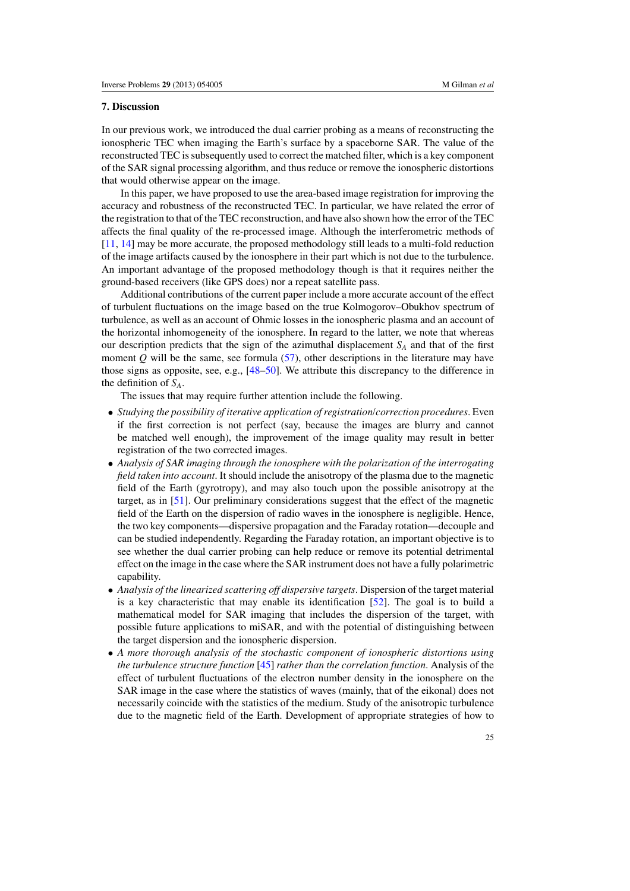## 7. Discussion

In our previous work, we introduced the dual carrier probing as a means of reconstructing the ionospheric TEC when imaging the Earth's surface by a spaceborne SAR. The value of the reconstructed TEC is subsequently used to correct the matched filter, which is a key component of the SAR signal processing algorithm, and thus reduce or remove the ionospheric distortions that would otherwise appear on the image.

In this paper, we have proposed to use the area-based image registration for improving the accuracy and robustness of the reconstructed TEC. In particular, we have related the error of the registration to that of the TEC reconstruction, and have also shown how the error of the TEC affects the final quality of the re-processed image. Although the interferometric methods of [11, 14] may be more accurate, the proposed methodology still leads to a multi-fold reduction of the image artifacts caused by the ionosphere in their part which is not due to the turbulence. An important advantage of the proposed methodology though is that it requires neither the ground-based receivers (like GPS does) nor a repeat satellite pass.

Additional contributions of the current paper include a more accurate account of the effect of turbulent fluctuations on the image based on the true Kolmogorov–Obukhov spectrum of turbulence, as well as an account of Ohmic losses in the ionospheric plasma and an account of the horizontal inhomogeneity of the ionosphere. In regard to the latter, we note that whereas our description predicts that the sign of the azimuthal displacement $S_A$ and that of the first moment $Q$ will be the same, see formula (57), other descriptions in the literature may have those signs as opposite, see, e.g., [48–50]. We attribute this discrepancy to the difference in the definition of $S_A$.

The issues that may require further attention include the following.

- *Studying the possibility of iterative application of registration/correction procedures*. Even if the first correction is not perfect (say, because the images are blurry and cannot be matched well enough), the improvement of the image quality may result in better registration of the two corrected images.
- *Analysis of SAR imaging through the ionosphere with the polarization of the interrogating field taken into account*. It should include the anisotropy of the plasma due to the magnetic field of the Earth (gyrotropy), and may also touch upon the possible anisotropy at the target, as in [51]. Our preliminary considerations suggest that the effect of the magnetic field of the Earth on the dispersion of radio waves in the ionosphere is negligible. Hence, the two key components—dispersive propagation and the Faraday rotation—decouple and can be studied independently. Regarding the Faraday rotation, an important objective is to see whether the dual carrier probing can help reduce or remove its potential detrimental effect on the image in the case where the SAR instrument does not have a fully polarimetric capability.
- *Analysis of the linearized scattering off dispersive targets*. Dispersion of the target material is a key characteristic that may enable its identification [52]. The goal is to build a mathematical model for SAR imaging that includes the dispersion of the target, with possible future applications to miSAR, and with the potential of distinguishing between the target dispersion and the ionospheric dispersion.
- *A more thorough analysis of the stochastic component of ionospheric distortions using the turbulence structure function* [45] *rather than the correlation function*. Analysis of the effect of turbulent fluctuations of the electron number density in the ionosphere on the SAR image in the case where the statistics of waves (mainly, that of the eikonal) does not necessarily coincide with the statistics of the medium. Study of the anisotropic turbulence due to the magnetic field of the Earth. Development of appropriate strategies of how to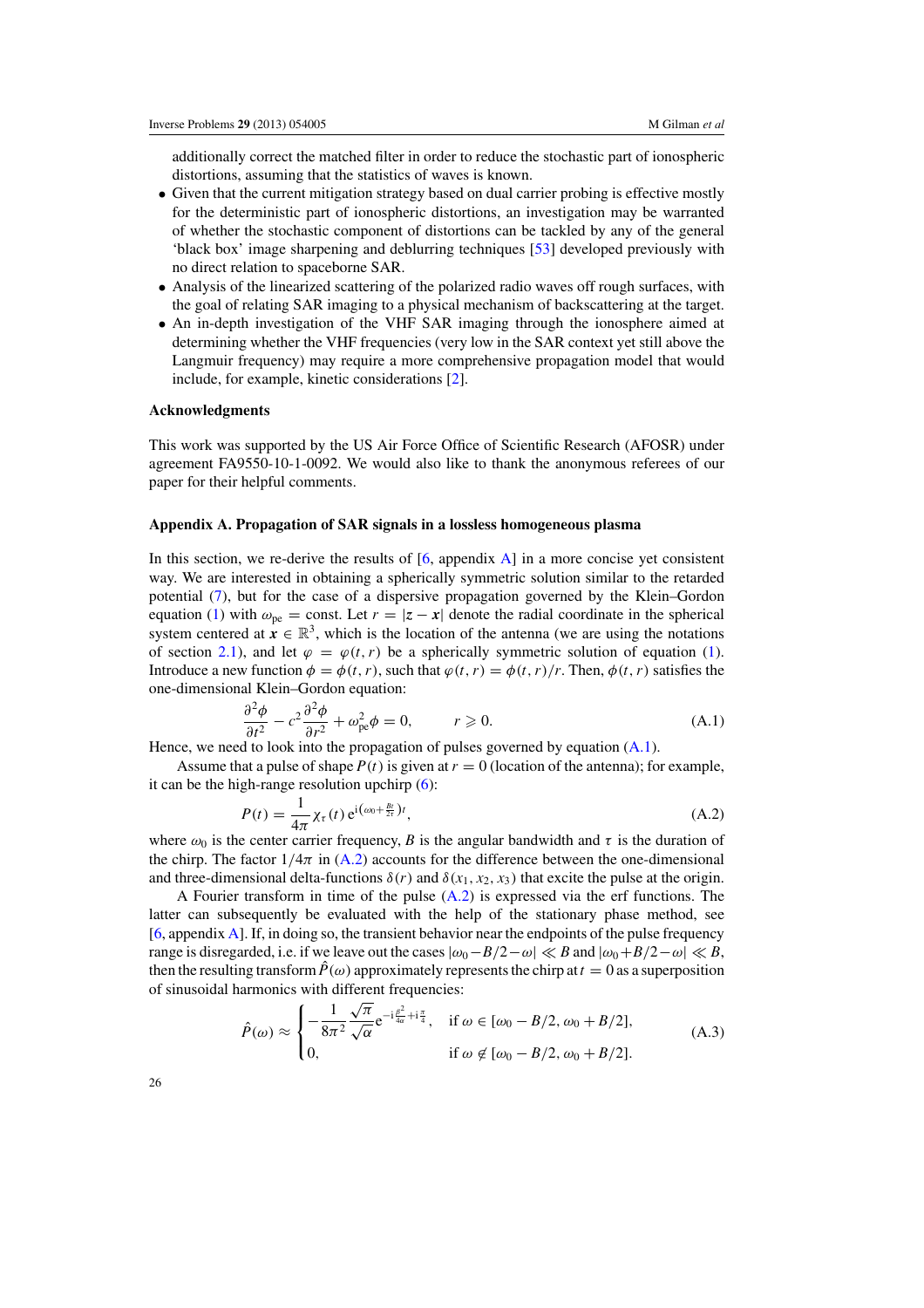additionally correct the matched filter in order to reduce the stochastic part of ionospheric distortions, assuming that the statistics of waves is known.

- Given that the current mitigation strategy based on dual carrier probing is effective mostly for the deterministic part of ionospheric distortions, an investigation may be warranted of whether the stochastic component of distortions can be tackled by any of the general 'black box' image sharpening and deblurring techniques [53] developed previously with no direct relation to spaceborne SAR.
- Analysis of the linearized scattering of the polarized radio waves off rough surfaces, with the goal of relating SAR imaging to a physical mechanism of backscattering at the target.
- An in-depth investigation of the VHF SAR imaging through the ionosphere aimed at determining whether the VHF frequencies (very low in the SAR context yet still above the Langmuir frequency) may require a more comprehensive propagation model that would include, for example, kinetic considerations [2].

### Acknowledgments

This work was supported by the US Air Force Office of Scientific Research (AFOSR) under agreement FA9550-10-1-0092. We would also like to thank the anonymous referees of our paper for their helpful comments.

## Appendix A. Propagation of SAR signals in a lossless homogeneous plasma

In this section, we re-derive the results of [6, appendix A] in a more concise yet consistent way. We are interested in obtaining a spherically symmetric solution similar to the retarded potential (7), but for the case of a dispersive propagation governed by the Klein–Gordon equation (1) with $\omega_{\rm pe} = \text{const}$. Let $r = |\boldsymbol{z} - \boldsymbol{x}|$ denote the radial coordinate in the spherical system centered at $\boldsymbol{x} \in \mathbb{R}^3$, which is the location of the antenna (we are using the notations of section 2.1), and let $\varphi = \varphi(t, r)$ be a spherically symmetric solution of equation (1). Introduce a new function $\phi = \phi(t, r)$, such that $\varphi(t, r) = \phi(t, r)/r$. Then, $\phi(t, r)$ satisfies the one-dimensional Klein–Gordon equation:

$$\frac{\partial^2 \phi}{\partial t^2} - c^2 \frac{\partial^2 \phi}{\partial r^2} + \omega_{\rm pe}^2 \phi = 0, \qquad r \geqslant 0. \tag{A.1}$$

Hence, we need to look into the propagation of pulses governed by equation (A.1).

Assume that a pulse of shape $P(t)$ is given at $r = 0$ (location of the antenna); for example, it can be the high-range resolution upchirp (6):

$$P(t) = \frac{1}{4\pi} \chi_\tau(t)\, \mathrm{e}^{\mathrm{i}\left(\omega_0 + \frac{Bt}{2\tau}\right)t}, \tag{A.2}$$

where $\omega_0$ is the center carrier frequency, $B$ is the angular bandwidth and $\tau$ is the duration of the chirp. The factor $1/4\pi$ in (A.2) accounts for the difference between the one-dimensional and three-dimensional delta-functions $\delta(r)$ and $\delta(x_1, x_2, x_3)$ that excite the pulse at the origin.

A Fourier transform in time of the pulse (A.2) is expressed via the erf functions. The latter can subsequently be evaluated with the help of the stationary phase method, see [6, appendix A]. If, in doing so, the transient behavior near the endpoints of the pulse frequency range is disregarded, i.e. if we leave out the cases $|\omega_0 - B/2 - \omega| \ll B$ and $|\omega_0 + B/2 - \omega| \ll B$, then the resulting transform $\hat{P}(\omega)$ approximately represents the chirp at $t = 0$ as a superposition of sinusoidal harmonics with different frequencies:

$$\hat{P}(\omega) \approx \begin{cases} -\dfrac{1}{8\pi^2} \dfrac{\sqrt{\pi}}{\sqrt{\alpha}} \mathrm{e}^{-\mathrm{i}\frac{\beta^2}{4\alpha} + \mathrm{i}\frac{\pi}{4}}, & \text{if } \omega \in [\omega_0 - B/2, \omega_0 + B/2], \\ 0, & \text{if } \omega \notin [\omega_0 - B/2, \omega_0 + B/2]. \end{cases} \tag{A.3}$$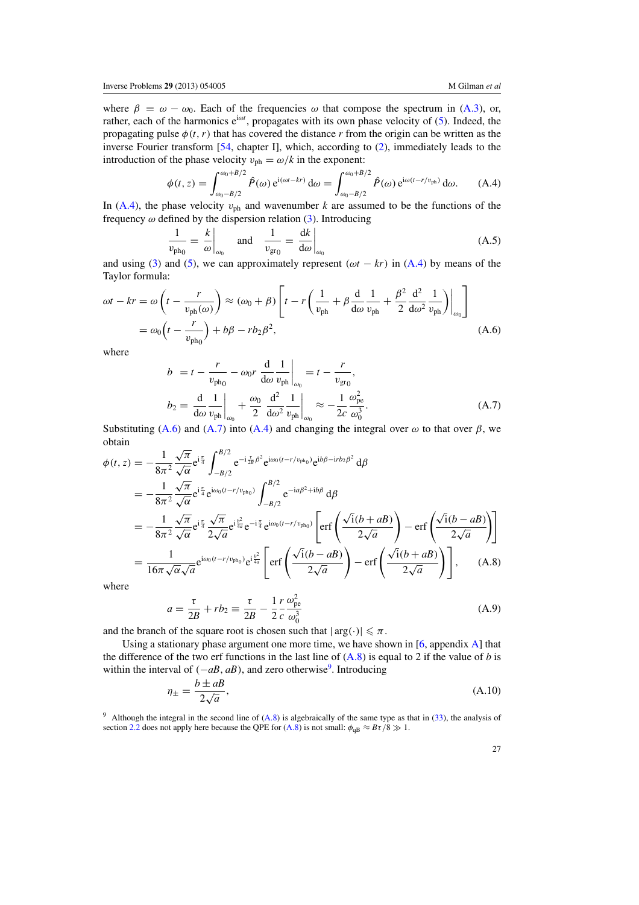where $\beta = \omega - \omega_0$. Each of the frequencies $\omega$ that compose the spectrum in (A.3), or, rather, each of the harmonics $e^{i\omega t}$, propagates with its own phase velocity of (5). Indeed, the propagating pulse $\phi(t, r)$ that has covered the distance $r$ from the origin can be written as the inverse Fourier transform [54, chapter I], which, according to (2), immediately leads to the introduction of the phase velocity $v_{ph} = \omega/k$ in the exponent:

$$\phi(t, z) = \int_{\omega_0 - B/2}^{\omega_0 + B/2} \hat{P}(\omega)\, e^{i(\omega t - kr)}\, d\omega = \int_{\omega_0 - B/2}^{\omega_0 + B/2} \hat{P}(\omega)\, e^{i\omega(t - r/v_{ph})}\, d\omega. \tag{A.4}$$

In (A.4), the phase velocity $v_{ph}$ and wavenumber $k$ are assumed to be the functions of the frequency $\omega$ defined by the dispersion relation (3). Introducing

$$\frac{1}{v_{ph0}} = \frac{k}{\omega}\bigg|_{\omega_0} \quad \text{and} \quad \frac{1}{v_{gr0}} = \frac{dk}{d\omega}\bigg|_{\omega_0} \tag{A.5}$$

and using (3) and (5), we can approximately represent $(\omega t - kr)$ in (A.4) by means of the Taylor formula:

$$\begin{aligned}
\omega t - kr = \omega\left(t - \frac{r}{v_{ph}(\omega)}\right) &\approx (\omega_0 + \beta)\left[t - r\left(\frac{1}{v_{ph}} + \beta\frac{d}{d\omega}\frac{1}{v_{ph}} + \frac{\beta^2}{2}\frac{d^2}{d\omega^2}\frac{1}{v_{ph}}\right)\bigg|_{\omega_0}\right] \\
&= \omega_0\left(t - \frac{r}{v_{ph0}}\right) + b\beta - rb_2\beta^2,
\end{aligned} \tag{A.6}$$

where

$$\begin{aligned}
b &= t - \frac{r}{v_{ph0}} - \omega_0 r \frac{d}{d\omega}\frac{1}{v_{ph}}\bigg|_{\omega_0} = t - \frac{r}{v_{gr0}}, \\
b_2 &= \frac{d}{d\omega}\frac{1}{v_{ph}}\bigg|_{\omega_0} + \frac{\omega_0}{2}\frac{d^2}{d\omega^2}\frac{1}{v_{ph}}\bigg|_{\omega_0} \approx -\frac{1}{2c}\frac{\omega_{pe}^2}{\omega_0^3}.
\end{aligned} \tag{A.7}$$

Substituting (A.6) and (A.7) into (A.4) and changing the integral over $\omega$ to that over $\beta$, we obtain

$$\begin{aligned}
\phi(t, z) &= -\frac{1}{8\pi^2}\frac{\sqrt{\pi}}{\sqrt{\alpha}} e^{i\frac{\pi}{4}} \int_{-B/2}^{B/2} e^{-i\frac{\tau}{2B}\beta^2} e^{i\omega_0(t - r/v_{ph0})} e^{ib\beta - irb_2\beta^2}\, d\beta \\
&= -\frac{1}{8\pi^2}\frac{\sqrt{\pi}}{\sqrt{\alpha}} e^{i\frac{\pi}{4}} e^{i\omega_0(t - r/v_{ph0})} \int_{-B/2}^{B/2} e^{-ia\beta^2 + ib\beta}\, d\beta \\
&= -\frac{1}{8\pi^2}\frac{\sqrt{\pi}}{\sqrt{\alpha}} e^{i\frac{\pi}{4}} \frac{\sqrt{\pi}}{2\sqrt{a}} e^{i\frac{b^2}{4a}} e^{-i\frac{\pi}{4}} e^{i\omega_0(t - r/v_{ph0})}\left[\operatorname{erf}\left(\frac{\sqrt{i}(b + aB)}{2\sqrt{a}}\right) - \operatorname{erf}\left(\frac{\sqrt{i}(b - aB)}{2\sqrt{a}}\right)\right] \\
&= \frac{1}{16\pi\sqrt{\alpha}\sqrt{a}} e^{i\omega_0(t - r/v_{ph0})} e^{i\frac{b^2}{4a}}\left[\operatorname{erf}\left(\frac{\sqrt{i}(b - aB)}{2\sqrt{a}}\right) - \operatorname{erf}\left(\frac{\sqrt{i}(b + aB)}{2\sqrt{a}}\right)\right],
\end{aligned} \tag{A.8}$$

where

$$a = \frac{\tau}{2B} + rb_2 \equiv \frac{\tau}{2B} - \frac{1}{2}\frac{r}{c}\frac{\omega_{pe}^2}{\omega_0^3} \tag{A.9}$$

and the branch of the square root is chosen such that $|\arg(\cdot)| \leqslant \pi$.

Using a stationary phase argument one more time, we have shown in [6, appendix A] that the difference of the two erf functions in the last line of (A.8) is equal to 2 if the value of $b$ is within the interval of $(-aB, aB)$, and zero otherwise[9]. Introducing

$$\eta_\pm = \frac{b \pm aB}{2\sqrt{a}}, \tag{A.10}$$

[9] Although the integral in the second line of (A.8) is algebraically of the same type as that in (33), the analysis of section 2.2 does not apply here because the QPE for (A.8) is not small: $\phi_{qB} \approx B\tau/8 \gg 1$.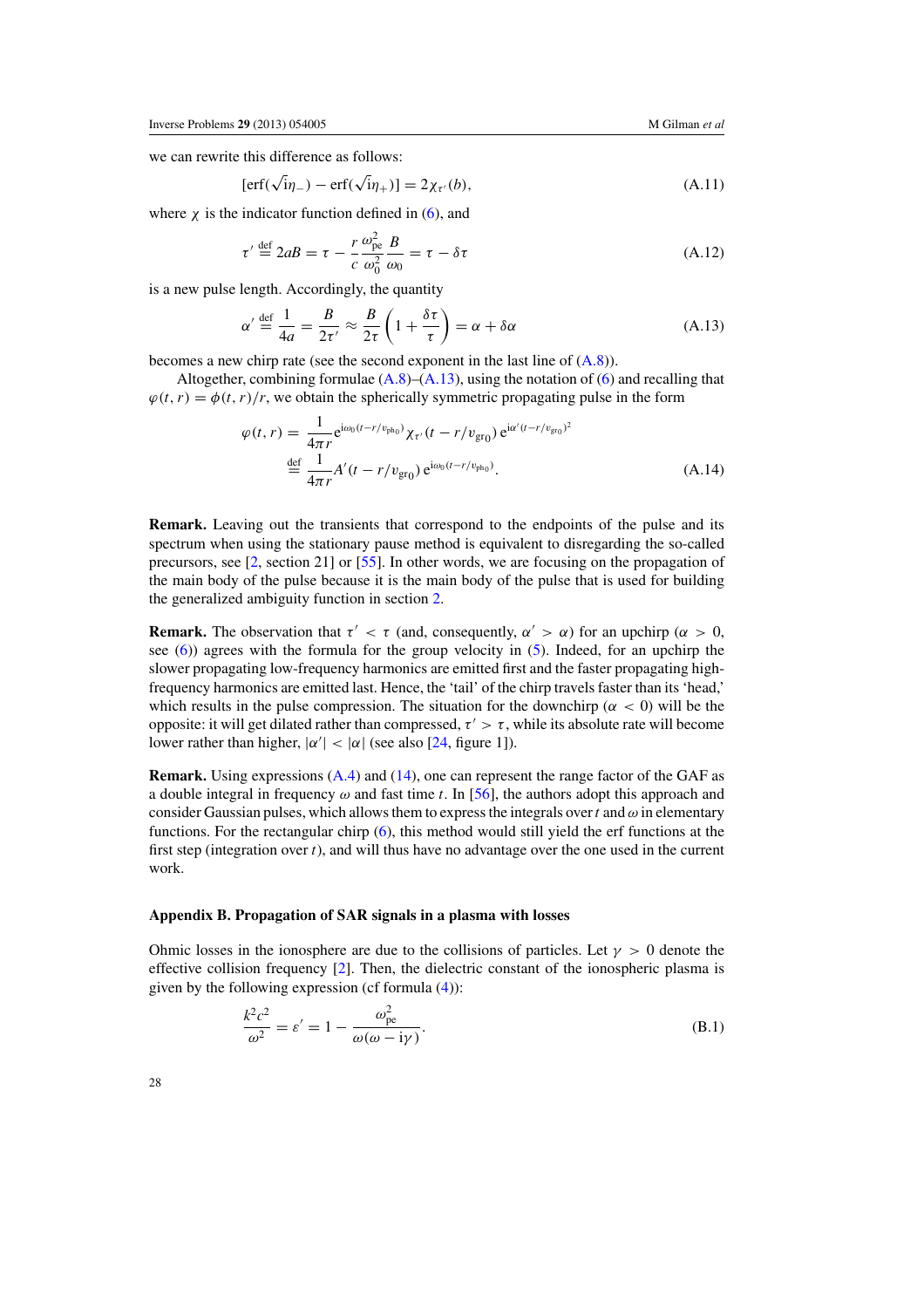we can rewrite this difference as follows:

$$[\operatorname{erf}(\sqrt{\mathrm{i}}\eta_-) - \operatorname{erf}(\sqrt{\mathrm{i}}\eta_+)] = 2\chi_{\tau'}(b), \tag{A.11}$$

where $\chi$ is the indicator function defined in (6), and

$$\tau' \stackrel{\text{def}}{=} 2aB = \tau - \frac{r}{c}\frac{\omega_{\text{pe}}^2}{\omega_0^2}\frac{B}{\omega_0} = \tau - \delta\tau \tag{A.12}$$

is a new pulse length. Accordingly, the quantity

$$\alpha' \stackrel{\text{def}}{=} \frac{1}{4a} = \frac{B}{2\tau'} \approx \frac{B}{2\tau}\left(1 + \frac{\delta\tau}{\tau}\right) = \alpha + \delta\alpha \tag{A.13}$$

becomes a new chirp rate (see the second exponent in the last line of (A.8)).

Altogether, combining formulae (A.8)–(A.13), using the notation of (6) and recalling that $\varphi(t, r) = \phi(t, r)/r$, we obtain the spherically symmetric propagating pulse in the form

$$\begin{aligned}\varphi(t, r) &= \frac{1}{4\pi r}\mathrm{e}^{\mathrm{i}\omega_0(t - r/v_{\text{ph}_0})}\chi_{\tau'}(t - r/v_{\text{gr}_0})\,\mathrm{e}^{\mathrm{i}\alpha'(t - r/v_{\text{gr}_0})^2} \\ &\stackrel{\text{def}}{=} \frac{1}{4\pi r}A'(t - r/v_{\text{gr}_0})\,\mathrm{e}^{\mathrm{i}\omega_0(t - r/v_{\text{ph}_0})}.\end{aligned} \tag{A.14}$$

**Remark.** Leaving out the transients that correspond to the endpoints of the pulse and its spectrum when using the stationary pause method is equivalent to disregarding the so-called precursors, see [2, section 21] or [55]. In other words, we are focusing on the propagation of the main body of the pulse because it is the main body of the pulse that is used for building the generalized ambiguity function in section 2.

**Remark.** The observation that $\tau' < \tau$ (and, consequently, $\alpha' > \alpha$) for an upchirp ($\alpha > 0$, see (6)) agrees with the formula for the group velocity in (5). Indeed, for an upchirp the slower propagating low-frequency harmonics are emitted first and the faster propagating high-frequency harmonics are emitted last. Hence, the 'tail' of the chirp travels faster than its 'head,' which results in the pulse compression. The situation for the downchirp ($\alpha < 0$) will be the opposite: it will get dilated rather than compressed, $\tau' > \tau$, while its absolute rate will become lower rather than higher, $|\alpha'| < |\alpha|$ (see also [24, figure 1]).

**Remark.** Using expressions (A.4) and (14), one can represent the range factor of the GAF as a double integral in frequency $\omega$ and fast time $t$. In [56], the authors adopt this approach and consider Gaussian pulses, which allows them to express the integrals over $t$ and $\omega$ in elementary functions. For the rectangular chirp (6), this method would still yield the erf functions at the first step (integration over $t$), and will thus have no advantage over the one used in the current work.

## Appendix B. Propagation of SAR signals in a plasma with losses

Ohmic losses in the ionosphere are due to the collisions of particles. Let $\gamma > 0$ denote the effective collision frequency [2]. Then, the dielectric constant of the ionospheric plasma is given by the following expression (cf formula (4)):

$$\frac{k^2c^2}{\omega^2} = \varepsilon' = 1 - \frac{\omega_{\text{pe}}^2}{\omega(\omega - \mathrm{i}\gamma)}. \tag{B.1}$$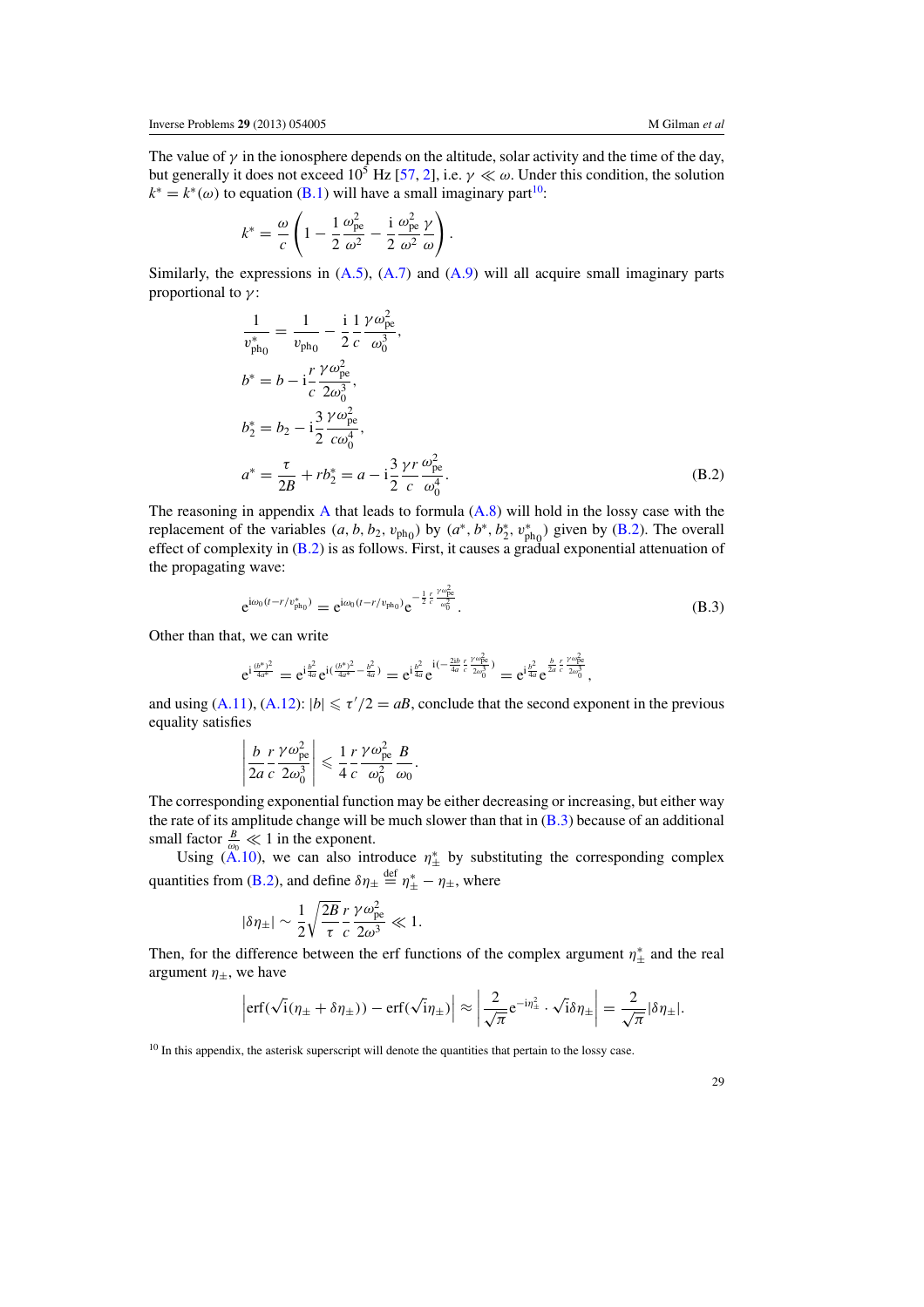The value of $\gamma$ in the ionosphere depends on the altitude, solar activity and the time of the day, but generally it does not exceed $10^5$ Hz [57, 2], i.e. $\gamma \ll \omega$. Under this condition, the solution $k^* = k^*(\omega)$ to equation (B.1) will have a small imaginary part[10]:

$$k^* = \frac{\omega}{c}\left(1 - \frac{1}{2}\frac{\omega_{\text{pe}}^2}{\omega^2} - \frac{\text{i}}{2}\frac{\omega_{\text{pe}}^2}{\omega^2}\frac{\gamma}{\omega}\right).$$

Similarly, the expressions in (A.5), (A.7) and (A.9) will all acquire small imaginary parts proportional to $\gamma$:

$$\begin{aligned}
\frac{1}{v_{\text{ph}_0}^*} &= \frac{1}{v_{\text{ph}_0}} - \frac{\text{i}}{2}\frac{1}{c}\frac{\gamma\omega_{\text{pe}}^2}{\omega_0^3},\\
b^* &= b - \text{i}\frac{r}{c}\frac{\gamma\omega_{\text{pe}}^2}{2\omega_0^3},\\
b_2^* &= b_2 - \text{i}\frac{3}{2}\frac{\gamma\omega_{\text{pe}}^2}{c\omega_0^4},\\
a^* &= \frac{\tau}{2B} + rb_2^* = a - \text{i}\frac{3}{2}\frac{\gamma r}{c}\frac{\omega_{\text{pe}}^2}{\omega_0^4}.
\end{aligned}\tag{B.2}$$

The reasoning in appendix A that leads to formula (A.8) will hold in the lossy case with the replacement of the variables $(a, b, b_2, v_{\text{ph}_0})$ by $(a^*, b^*, b_2^*, v_{\text{ph}_0}^*)$ given by (B.2). The overall effect of complexity in (B.2) is as follows. First, it causes a gradual exponential attenuation of the propagating wave:

$$\text{e}^{\text{i}\omega_0(t - r/v_{\text{ph}_0}^*)} = \text{e}^{\text{i}\omega_0(t - r/v_{\text{ph}_0})}\text{e}^{-\frac{1}{2}\frac{r}{c}\frac{\gamma\omega_{\text{pe}}^2}{\omega_0^2}}.\tag{B.3}$$

Other than that, we can write

$$\text{e}^{\text{i}\frac{(b^*)^2}{4a^*}} = \text{e}^{\text{i}\frac{b^2}{4a}}\text{e}^{\text{i}\left(\frac{(b^*)^2}{4a^*} - \frac{b^2}{4a}\right)} = \text{e}^{\text{i}\frac{b^2}{4a}}\text{e}^{\text{i}\left(-\frac{2\text{i}b}{4a}\frac{r}{c}\frac{\gamma\omega_{\text{pe}}^2}{2\omega_0^3}\right)} = \text{e}^{\text{i}\frac{b^2}{4a}}\text{e}^{\frac{b}{2a}\frac{r}{c}\frac{\gamma\omega_{\text{pe}}^2}{2\omega_0^3}},$$

and using (A.11), (A.12): $|b| \leqslant \tau'/2 = aB$, conclude that the second exponent in the previous equality satisfies

$$\left|\frac{b}{2a}\frac{r}{c}\frac{\gamma\omega_{\text{pe}}^2}{2\omega_0^3}\right| \leqslant \frac{1}{4}\frac{r}{c}\frac{\gamma\omega_{\text{pe}}^2}{\omega_0^2}\frac{B}{\omega_0}.$$

The corresponding exponential function may be either decreasing or increasing, but either way the rate of its amplitude change will be much slower than that in (B.3) because of an additional small factor $\frac{B}{\omega_0} \ll 1$ in the exponent.

Using (A.10), we can also introduce $\eta_\pm^*$ by substituting the corresponding complex quantities from (B.2), and define $\delta\eta_\pm \overset{\text{def}}{=} \eta_\pm^* - \eta_\pm$, where

$$|\delta\eta_\pm| \sim \frac{1}{2}\sqrt{\frac{2B}{\tau}}\frac{r}{c}\frac{\gamma\omega_{\text{pe}}^2}{2\omega^3} \ll 1.$$

Then, for the difference between the erf functions of the complex argument $\eta_\pm^*$ and the real argument $\eta_\pm$, we have

$$\left|\text{erf}(\sqrt{\text{i}}(\eta_\pm + \delta\eta_\pm)) - \text{erf}(\sqrt{\text{i}}\eta_\pm)\right| \approx \left|\frac{2}{\sqrt{\pi}}\text{e}^{-\text{i}\eta_\pm^2}\cdot\sqrt{\text{i}}\delta\eta_\pm\right| = \frac{2}{\sqrt{\pi}}|\delta\eta_\pm|.$$

[10] In this appendix, the asterisk superscript will denote the quantities that pertain to the lossy case.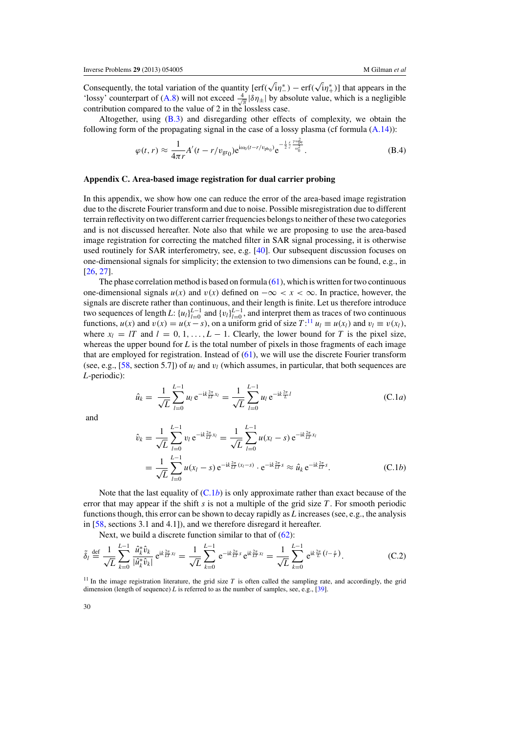Consequently, the total variation of the quantity $[\text{erf}(\sqrt{i}\eta_-^*) - \text{erf}(\sqrt{i}\eta_+^*)]$ that appears in the 'lossy' counterpart of (A.8) will not exceed $\frac{4}{\sqrt{\pi}}|\delta\eta_\pm|$ by absolute value, which is a negligible contribution compared to the value of 2 in the lossless case.

Altogether, using (B.3) and disregarding other effects of complexity, we obtain the following form of the propagating signal in the case of a lossy plasma (cf formula (A.14)):

$$\varphi(t,r) \approx \frac{1}{4\pi r} A'(t - r/v_{\text{gr}_0}) e^{i\omega_0(t - r/v_{\text{ph}_0})} e^{-\frac{1}{2}\frac{r}{c}\frac{\gamma\omega_{\text{pe}}^2}{\omega_0^2}}. \tag{B.4}$$

## Appendix C. Area-based image registration for dual carrier probing

In this appendix, we show how one can reduce the error of the area-based image registration due to the discrete Fourier transform and due to noise. Possible misregistration due to different terrain reflectivity on two different carrier frequencies belongs to neither of these two categories and is not discussed hereafter. Note also that while we are proposing to use the area-based image registration for correcting the matched filter in SAR signal processing, it is otherwise used routinely for SAR interferometry, see, e.g. [40]. Our subsequent discussion focuses on one-dimensional signals for simplicity; the extension to two dimensions can be found, e.g., in [26, 27].

The phase correlation method is based on formula (61), which is written for two continuous one-dimensional signals $u(x)$ and $v(x)$ defined on $-\infty < x < \infty$. In practice, however, the signals are discrete rather than continuous, and their length is finite. Let us therefore introduce two sequences of length $L$: $\{u_l\}_{l=0}^{L-1}$ and $\{v_l\}_{l=0}^{L-1}$, and interpret them as traces of two continuous functions, $u(x)$ and $v(x) = u(x - s)$, on a uniform grid of size $T$:[11] $u_l \equiv u(x_l)$ and $v_l \equiv v(x_l)$, where $x_l = lT$ and $l = 0, 1, \ldots, L-1$. Clearly, the lower bound for $T$ is the pixel size, whereas the upper bound for $L$ is the total number of pixels in those fragments of each image that are employed for registration. Instead of (61), we will use the discrete Fourier transform (see, e.g., [58, section 5.7]) of $u_l$ and $v_l$ (which assumes, in particular, that both sequences are $L$-periodic):

$$\hat{u}_k = \frac{1}{\sqrt{L}} \sum_{l=0}^{L-1} u_l \, e^{-ik\frac{2\pi}{LT}x_l} = \frac{1}{\sqrt{L}} \sum_{l=0}^{L-1} u_l \, e^{-ik\frac{2\pi}{L}l} \tag{C.1a}$$

and

$$\begin{aligned}\hat{v}_k &= \frac{1}{\sqrt{L}} \sum_{l=0}^{L-1} v_l \, e^{-ik\frac{2\pi}{LT}x_l} = \frac{1}{\sqrt{L}} \sum_{l=0}^{L-1} u(x_l - s) \, e^{-ik\frac{2\pi}{LT}x_l} \\ &= \frac{1}{\sqrt{L}} \sum_{l=0}^{L-1} u(x_l - s) \, e^{-ik\frac{2\pi}{LT}(x_l - s)} \cdot e^{-ik\frac{2\pi}{LT}s} \approx \hat{u}_k \, e^{-ik\frac{2\pi}{LT}s}.\end{aligned} \tag{C.1b}$$

Note that the last equality of (C.1b) is only approximate rather than exact because of the error that may appear if the shift $s$ is not a multiple of the grid size $T$. For smooth periodic functions though, this error can be shown to decay rapidly as $L$ increases (see, e.g., the analysis in [58, sections 3.1 and 4.1]), and we therefore disregard it hereafter.

Next, we build a discrete function similar to that of (62):

$$\tilde{\delta}_l \stackrel{\text{def}}{=} \frac{1}{\sqrt{L}} \sum_{k=0}^{L-1} \frac{\hat{u}_k^* \hat{v}_k}{|\hat{u}_k^* \hat{v}_k|} e^{ik\frac{2\pi}{LT}x_l} = \frac{1}{\sqrt{L}} \sum_{k=0}^{L-1} e^{-ik\frac{2\pi}{LT}s} e^{ik\frac{2\pi}{LT}x_l} = \frac{1}{\sqrt{L}} \sum_{k=0}^{L-1} e^{ik\frac{2\pi}{L}\left(l - \frac{s}{T}\right)}. \tag{C.2}$$

[11] In the image registration literature, the grid size $T$ is often called the sampling rate, and accordingly, the grid dimension (length of sequence) $L$ is referred to as the number of samples, see, e.g., [39].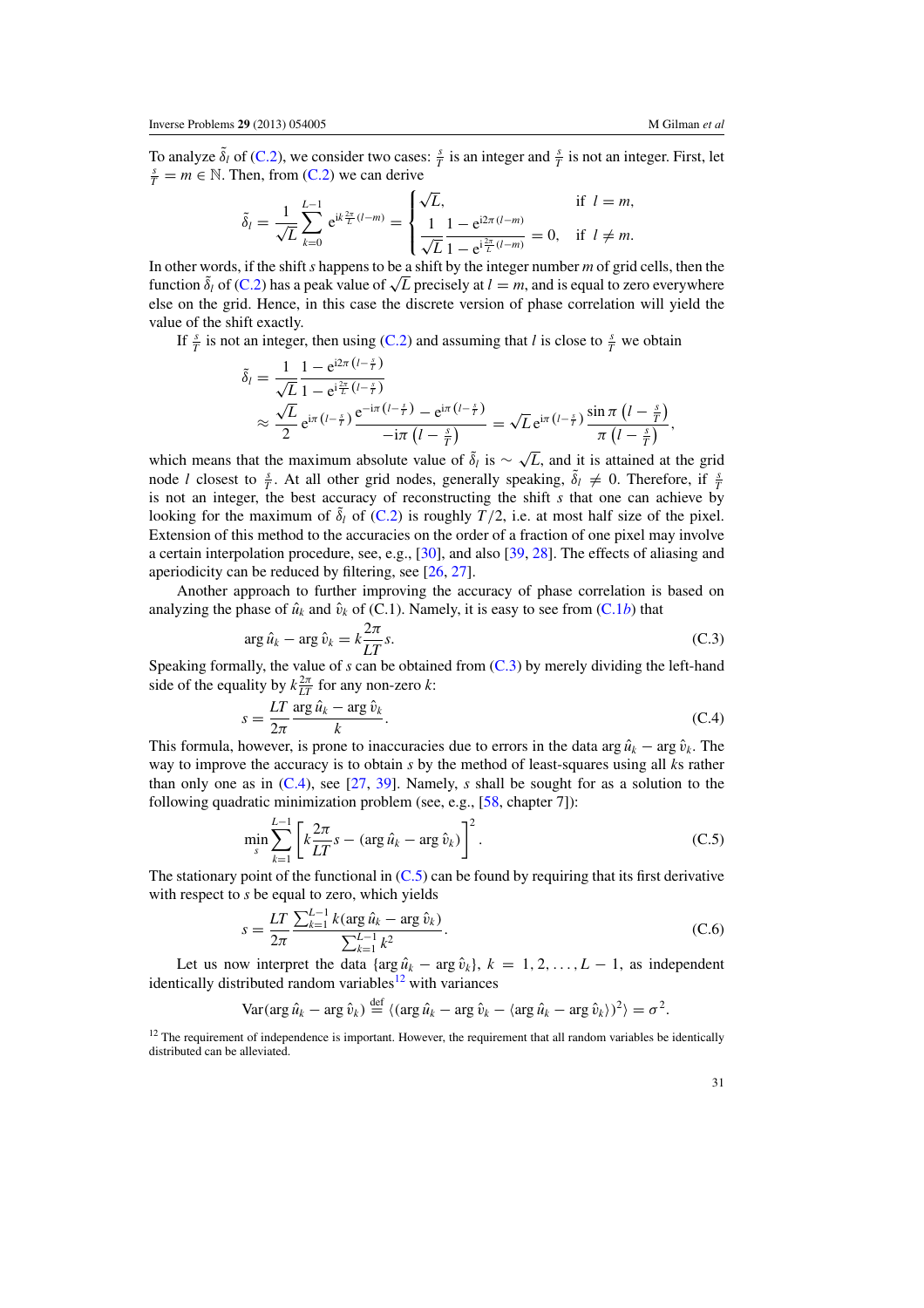To analyze $\tilde{\delta}_l$ of (C.2), we consider two cases: $\frac{s}{T}$ is an integer and $\frac{s}{T}$ is not an integer. First, let $\frac{s}{T} = m \in \mathbb{N}$. Then, from (C.2) we can derive

$$\tilde{\delta}_l = \frac{1}{\sqrt{L}} \sum_{k=0}^{L-1} \mathrm{e}^{\mathrm{i}k\frac{2\pi}{L}(l-m)} = \begin{cases} \sqrt{L}, & \text{if } \; l = m, \\ \dfrac{1}{\sqrt{L}} \dfrac{1 - \mathrm{e}^{\mathrm{i}2\pi(l-m)}}{1 - \mathrm{e}^{\mathrm{i}\frac{2\pi}{L}(l-m)}} = 0, & \text{if } \; l \neq m. \end{cases}$$

In other words, if the shift $s$ happens to be a shift by the integer number $m$ of grid cells, then the function $\tilde{\delta}_l$ of (C.2) has a peak value of $\sqrt{L}$ precisely at $l = m$, and is equal to zero everywhere else on the grid. Hence, in this case the discrete version of phase correlation will yield the value of the shift exactly.

If $\frac{s}{T}$ is not an integer, then using (C.2) and assuming that $l$ is close to $\frac{s}{T}$ we obtain

$$\begin{aligned} \tilde{\delta}_l &= \frac{1}{\sqrt{L}} \frac{1 - \mathrm{e}^{\mathrm{i}2\pi\left(l - \frac{s}{T}\right)}}{1 - \mathrm{e}^{\mathrm{i}\frac{2\pi}{L}\left(l - \frac{s}{T}\right)}} \\ &\approx \frac{\sqrt{L}}{2} \mathrm{e}^{\mathrm{i}\pi\left(l - \frac{s}{T}\right)} \frac{\mathrm{e}^{-\mathrm{i}\pi\left(l - \frac{s}{T}\right)} - \mathrm{e}^{\mathrm{i}\pi\left(l - \frac{s}{T}\right)}}{-\mathrm{i}\pi\left(l - \frac{s}{T}\right)} = \sqrt{L}\,\mathrm{e}^{\mathrm{i}\pi\left(l - \frac{s}{T}\right)} \frac{\sin \pi\left(l - \frac{s}{T}\right)}{\pi\left(l - \frac{s}{T}\right)}, \end{aligned}$$

which means that the maximum absolute value of $\tilde{\delta}_l$ is $\sim \sqrt{L}$, and it is attained at the grid node $l$ closest to $\frac{s}{T}$. At all other grid nodes, generally speaking, $\tilde{\delta}_l \neq 0$. Therefore, if $\frac{s}{T}$ is not an integer, the best accuracy of reconstructing the shift $s$ that one can achieve by looking for the maximum of $\tilde{\delta}_l$ of (C.2) is roughly $T/2$, i.e. at most half size of the pixel. Extension of this method to the accuracies on the order of a fraction of one pixel may involve a certain interpolation procedure, see, e.g., [30], and also [39, 28]. The effects of aliasing and aperiodicity can be reduced by filtering, see [26, 27].

Another approach to further improving the accuracy of phase correlation is based on analyzing the phase of $\hat{u}_k$ and $\hat{v}_k$ of (C.1). Namely, it is easy to see from (C.1*b*) that

$$\arg \hat{u}_k - \arg \hat{v}_k = k\frac{2\pi}{LT}s. \tag{C.3}$$

Speaking formally, the value of $s$ can be obtained from (C.3) by merely dividing the left-hand side of the equality by $k\frac{2\pi}{LT}$ for any non-zero $k$:

$$s = \frac{LT}{2\pi} \frac{\arg \hat{u}_k - \arg \hat{v}_k}{k}. \tag{C.4}$$

This formula, however, is prone to inaccuracies due to errors in the data $\arg \hat{u}_k - \arg \hat{v}_k$. The way to improve the accuracy is to obtain $s$ by the method of least-squares using all $k$s rather than only one as in (C.4), see [27, 39]. Namely, $s$ shall be sought for as a solution to the following quadratic minimization problem (see, e.g., [58, chapter 7]):

$$\min_s \sum_{k=1}^{L-1} \left[ k\frac{2\pi}{LT}s - (\arg \hat{u}_k - \arg \hat{v}_k) \right]^2. \tag{C.5}$$

The stationary point of the functional in (C.5) can be found by requiring that its first derivative with respect to $s$ be equal to zero, which yields

$$s = \frac{LT}{2\pi} \frac{\sum_{k=1}^{L-1} k(\arg \hat{u}_k - \arg \hat{v}_k)}{\sum_{k=1}^{L-1} k^2}. \tag{C.6}$$

Let us now interpret the data $\{\arg \hat{u}_k - \arg \hat{v}_k\}$, $k = 1, 2, \ldots, L-1$, as independent identically distributed random variables[12] with variances

$$\mathrm{Var}(\arg \hat{u}_k - \arg \hat{v}_k) \overset{\text{def}}{=} \langle (\arg \hat{u}_k - \arg \hat{v}_k - \langle \arg \hat{u}_k - \arg \hat{v}_k \rangle)^2 \rangle = \sigma^2.$$

[12] The requirement of independence is important. However, the requirement that all random variables be identically distributed can be alleviated.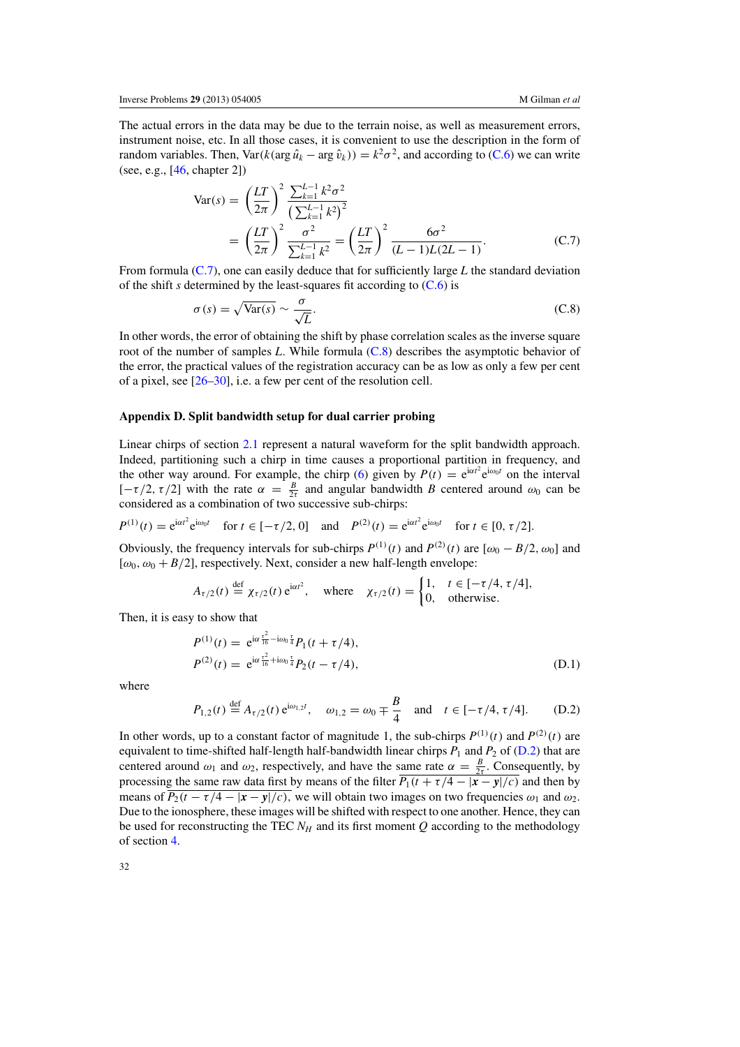The actual errors in the data may be due to the terrain noise, as well as measurement errors, instrument noise, etc. In all those cases, it is convenient to use the description in the form of random variables. Then, $\mathrm{Var}(k(\arg \hat{u}_k - \arg \hat{v}_k)) = k^2\sigma^2$, and according to (C.6) we can write (see, e.g., [46, chapter 2])

$$
\begin{aligned}
\mathrm{Var}(s) &= \left(\frac{LT}{2\pi}\right)^2 \frac{\sum_{k=1}^{L-1} k^2\sigma^2}{\left(\sum_{k=1}^{L-1} k^2\right)^2} \\
&= \left(\frac{LT}{2\pi}\right)^2 \frac{\sigma^2}{\sum_{k=1}^{L-1} k^2} = \left(\frac{LT}{2\pi}\right)^2 \frac{6\sigma^2}{(L-1)L(2L-1)}.
\end{aligned}
\tag{C.7}
$$

From formula (C.7), one can easily deduce that for sufficiently large $L$ the standard deviation of the shift $s$ determined by the least-squares fit according to (C.6) is

$$
\sigma(s) = \sqrt{\mathrm{Var}(s)} \sim \frac{\sigma}{\sqrt{L}}. \tag{C.8}
$$

In other words, the error of obtaining the shift by phase correlation scales as the inverse square root of the number of samples $L$. While formula (C.8) describes the asymptotic behavior of the error, the practical values of the registration accuracy can be as low as only a few per cent of a pixel, see [26–30], i.e. a few per cent of the resolution cell.

## Appendix D. Split bandwidth setup for dual carrier probing

Linear chirps of section 2.1 represent a natural waveform for the split bandwidth approach. Indeed, partitioning such a chirp in time causes a proportional partition in frequency, and the other way around. For example, the chirp (6) given by $P(t) = \mathrm{e}^{\mathrm{i}\alpha t^2}\mathrm{e}^{\mathrm{i}\omega_0 t}$ on the interval $[-\tau/2, \tau/2]$ with the rate $\alpha = \frac{B}{2\tau}$ and angular bandwidth $B$ centered around $\omega_0$ can be considered as a combination of two successive sub-chirps:

$$
P^{(1)}(t) = \mathrm{e}^{\mathrm{i}\alpha t^2}\mathrm{e}^{\mathrm{i}\omega_0 t} \quad \text{for } t \in [-\tau/2, 0] \quad \text{and} \quad P^{(2)}(t) = \mathrm{e}^{\mathrm{i}\alpha t^2}\mathrm{e}^{\mathrm{i}\omega_0 t} \quad \text{for } t \in [0, \tau/2].
$$

Obviously, the frequency intervals for sub-chirps $P^{(1)}(t)$ and $P^{(2)}(t)$ are $[\omega_0 - B/2, \omega_0]$ and $[\omega_0, \omega_0 + B/2]$, respectively. Next, consider a new half-length envelope:

$$
A_{\tau/2}(t) \stackrel{\text{def}}{=} \chi_{\tau/2}(t)\,\mathrm{e}^{\mathrm{i}\alpha t^2}, \quad \text{where} \quad \chi_{\tau/2}(t) = \begin{cases} 1, & t \in [-\tau/4, \tau/4], \\ 0, & \text{otherwise.} \end{cases}
$$

Then, it is easy to show that

$$
\begin{aligned}
P^{(1)}(t) &= \mathrm{e}^{\mathrm{i}\alpha \frac{\tau^2}{16} - \mathrm{i}\omega_0 \frac{\tau}{4}} P_1(t + \tau/4), \\
P^{(2)}(t) &= \mathrm{e}^{\mathrm{i}\alpha \frac{\tau^2}{16} + \mathrm{i}\omega_0 \frac{\tau}{4}} P_2(t - \tau/4),
\end{aligned}
\tag{D.1}
$$

where

$$
P_{1,2}(t) \stackrel{\text{def}}{=} A_{\tau/2}(t)\,\mathrm{e}^{\mathrm{i}\omega_{1,2} t}, \quad \omega_{1,2} = \omega_0 \mp \frac{B}{4} \quad \text{and} \quad t \in [-\tau/4, \tau/4]. \tag{D.2}
$$

In other words, up to a constant factor of magnitude 1, the sub-chirps $P^{(1)}(t)$ and $P^{(2)}(t)$ are equivalent to time-shifted half-length half-bandwidth linear chirps $P_1$ and $P_2$ of (D.2) that are centered around $\omega_1$ and $\omega_2$, respectively, and have the same rate $\alpha = \frac{B}{2\tau}$. Consequently, by processing the same raw data first by means of the filter $\overline{P_1(t + \tau/4 - |\boldsymbol{x} - \boldsymbol{y}|/c)}$ and then by means of $\overline{P_2(t - \tau/4 - |\boldsymbol{x} - \boldsymbol{y}|/c)}$, we will obtain two images on two frequencies $\omega_1$ and $\omega_2$. Due to the ionosphere, these images will be shifted with respect to one another. Hence, they can be used for reconstructing the TEC $N_H$ and its first moment $Q$ according to the methodology of section 4.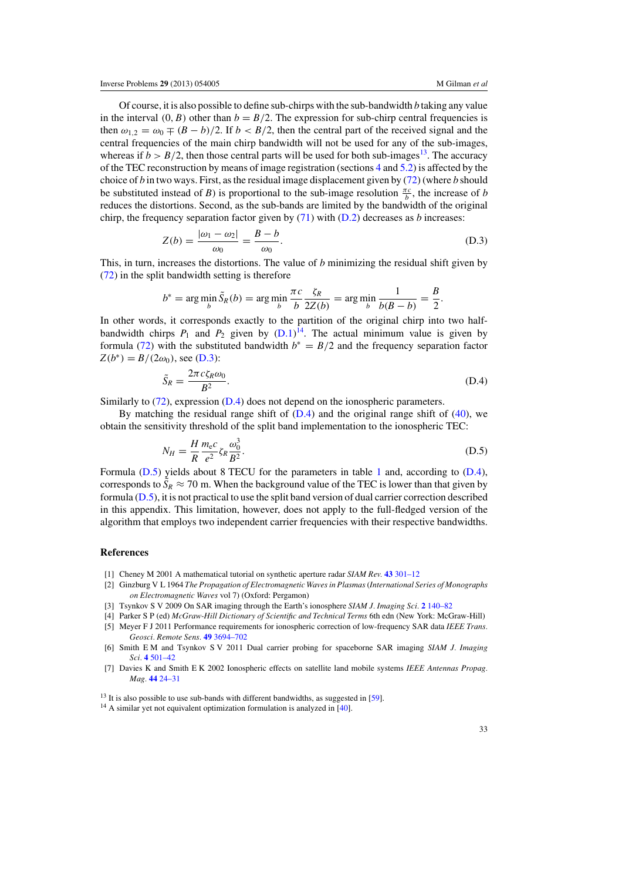Of course, it is also possible to define sub-chirps with the sub-bandwidth $b$ taking any value in the interval $(0, B)$ other than $b = B/2$. The expression for sub-chirp central frequencies is then $\omega_{1,2} = \omega_0 \mp (B - b)/2$. If $b < B/2$, then the central part of the received signal and the central frequencies of the main chirp bandwidth will not be used for any of the sub-images, whereas if $b > B/2$, then those central parts will be used for both sub-images[13]. The accuracy of the TEC reconstruction by means of image registration (sections 4 and 5.2) is affected by the choice of $b$ in two ways. First, as the residual image displacement given by (72) (where $b$ should be substituted instead of $B$) is proportional to the sub-image resolution $\frac{\pi c}{b}$, the increase of $b$ reduces the distortions. Second, as the sub-bands are limited by the bandwidth of the original chirp, the frequency separation factor given by (71) with (D.2) decreases as $b$ increases:

$$Z(b) = \frac{|\omega_1 - \omega_2|}{\omega_0} = \frac{B - b}{\omega_0}. \tag{D.3}$$

This, in turn, increases the distortions. The value of $b$ minimizing the residual shift given by (72) in the split bandwidth setting is therefore

$$b^* = \arg\min_b \tilde{S}_R(b) = \arg\min_b \frac{\pi c}{b} \frac{\zeta_R}{2Z(b)} = \arg\min_b \frac{1}{b(B - b)} = \frac{B}{2}.$$

In other words, it corresponds exactly to the partition of the original chirp into two half-bandwidth chirps $P_1$ and $P_2$ given by (D.1)[14]. The actual minimum value is given by formula (72) with the substituted bandwidth $b^* = B/2$ and the frequency separation factor $Z(b^*) = B/(2\omega_0)$, see (D.3):

$$\tilde{S}_R = \frac{2\pi c \zeta_R \omega_0}{B^2}. \tag{D.4}$$

Similarly to (72), expression (D.4) does not depend on the ionospheric parameters.

By matching the residual range shift of (D.4) and the original range shift of (40), we obtain the sensitivity threshold of the split band implementation to the ionospheric TEC:

$$N_H = \frac{H}{R} \frac{m_e c}{e^2} \zeta_R \frac{\omega_0^3}{B^2}. \tag{D.5}$$

Formula (D.5) yields about 8 TECU for the parameters in table 1 and, according to (D.4), corresponds to $\tilde{S}_R \approx 70$ m. When the background value of the TEC is lower than that given by formula (D.5), it is not practical to use the split band version of dual carrier correction described in this appendix. This limitation, however, does not apply to the full-fledged version of the algorithm that employs two independent carrier frequencies with their respective bandwidths.

## References

[1] Cheney M 2001 A mathematical tutorial on synthetic aperture radar *SIAM Rev.* **43** 301–12

[2] Ginzburg V L 1964 *The Propagation of Electromagnetic Waves in Plasmas* (*International Series of Monographs on Electromagnetic Waves* vol 7) (Oxford: Pergamon)

[3] Tsynkov S V 2009 On SAR imaging through the Earth's ionosphere *SIAM J. Imaging Sci.* **2** 140–82

[4] Parker S P (ed) *McGraw-Hill Dictionary of Scientific and Technical Terms* 6th edn (New York: McGraw-Hill)

[5] Meyer F J 2011 Performance requirements for ionospheric correction of low-frequency SAR data *IEEE Trans. Geosci. Remote Sens.* **49** 3694–702

[6] Smith E M and Tsynkov S V 2011 Dual carrier probing for spaceborne SAR imaging *SIAM J. Imaging Sci.* **4** 501–42

[7] Davies K and Smith E K 2002 Ionospheric effects on satellite land mobile systems *IEEE Antennas Propag. Mag.* **44** 24–31

[13] It is also possible to use sub-bands with different bandwidths, as suggested in [59].

[14] A similar yet not equivalent optimization formulation is analyzed in [40].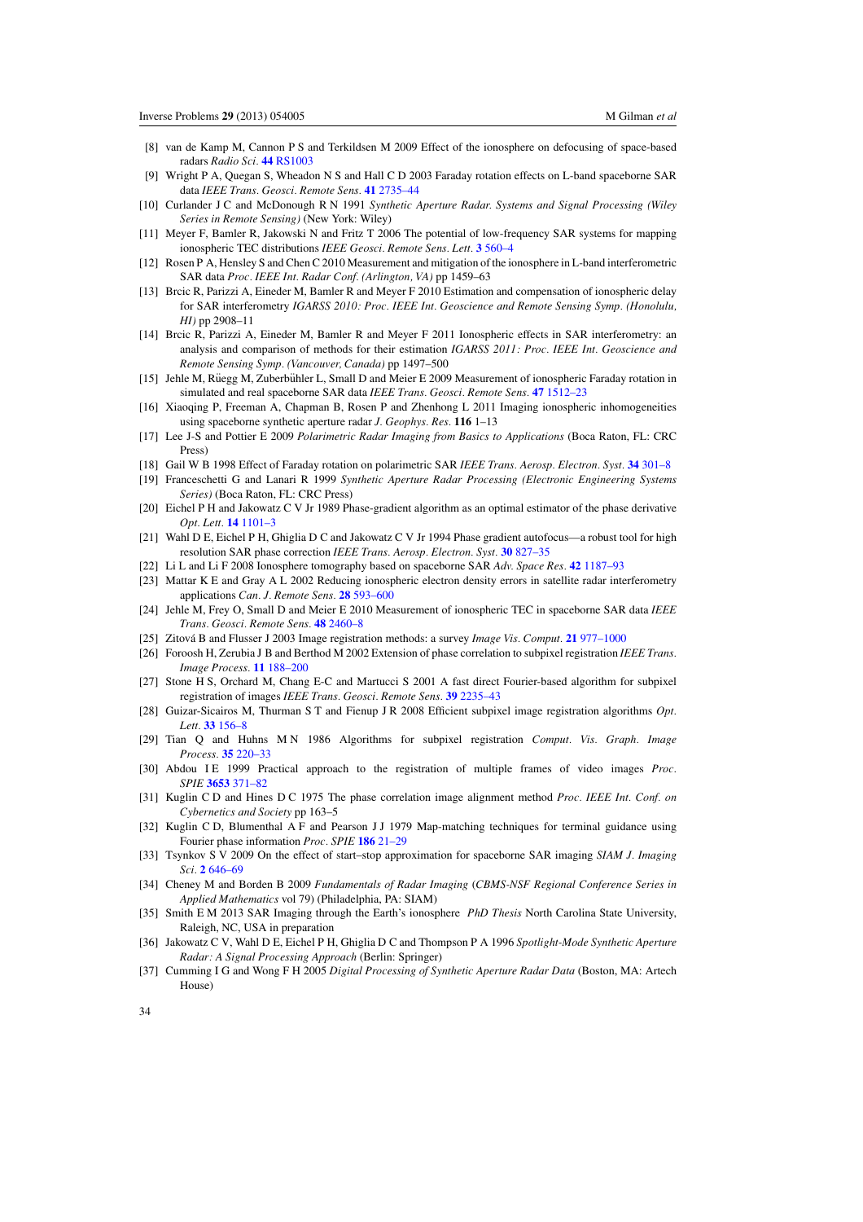[8] van de Kamp M, Cannon P S and Terkildsen M 2009 Effect of the ionosphere on defocusing of space-based radars *Radio Sci.* **44** RS1003

[9] Wright P A, Quegan S, Wheadon N S and Hall C D 2003 Faraday rotation effects on L-band spaceborne SAR data *IEEE Trans. Geosci. Remote Sens.* **41** 2735–44

[10] Curlander J C and McDonough R N 1991 *Synthetic Aperture Radar. Systems and Signal Processing (Wiley Series in Remote Sensing)* (New York: Wiley)

[11] Meyer F, Bamler R, Jakowski N and Fritz T 2006 The potential of low-frequency SAR systems for mapping ionospheric TEC distributions *IEEE Geosci. Remote Sens. Lett.* **3** 560–4

[12] Rosen P A, Hensley S and Chen C 2010 Measurement and mitigation of the ionosphere in L-band interferometric SAR data *Proc. IEEE Int. Radar Conf. (Arlington, VA)* pp 1459–63

[13] Brcic R, Parizzi A, Eineder M, Bamler R and Meyer F 2010 Estimation and compensation of ionospheric delay for SAR interferometry *IGARSS 2010: Proc. IEEE Int. Geoscience and Remote Sensing Symp. (Honolulu, HI)* pp 2908–11

[14] Brcic R, Parizzi A, Eineder M, Bamler R and Meyer F 2011 Ionospheric effects in SAR interferometry: an analysis and comparison of methods for their estimation *IGARSS 2011: Proc. IEEE Int. Geoscience and Remote Sensing Symp. (Vancouver, Canada)* pp 1497–500

[15] Jehle M, Rüegg M, Zuberbühler L, Small D and Meier E 2009 Measurement of ionospheric Faraday rotation in simulated and real spaceborne SAR data *IEEE Trans. Geosci. Remote Sens.* **47** 1512–23

[16] Xiaoqing P, Freeman A, Chapman B, Rosen P and Zhenhong L 2011 Imaging ionospheric inhomogeneities using spaceborne synthetic aperture radar *J. Geophys. Res.* **116** 1–13

[17] Lee J-S and Pottier E 2009 *Polarimetric Radar Imaging from Basics to Applications* (Boca Raton, FL: CRC Press)

[18] Gail W B 1998 Effect of Faraday rotation on polarimetric SAR *IEEE Trans. Aerosp. Electron. Syst.* **34** 301–8

[19] Franceschetti G and Lanari R 1999 *Synthetic Aperture Radar Processing (Electronic Engineering Systems Series)* (Boca Raton, FL: CRC Press)

[20] Eichel P H and Jakowatz C V Jr 1989 Phase-gradient algorithm as an optimal estimator of the phase derivative *Opt. Lett.* **14** 1101–3

[21] Wahl D E, Eichel P H, Ghiglia D C and Jakowatz C V Jr 1994 Phase gradient autofocus—a robust tool for high resolution SAR phase correction *IEEE Trans. Aerosp. Electron. Syst.* **30** 827–35

[22] Li L and Li F 2008 Ionosphere tomography based on spaceborne SAR *Adv. Space Res.* **42** 1187–93

[23] Mattar K E and Gray A L 2002 Reducing ionospheric electron density errors in satellite radar interferometry applications *Can. J. Remote Sens.* **28** 593–600

[24] Jehle M, Frey O, Small D and Meier E 2010 Measurement of ionospheric TEC in spaceborne SAR data *IEEE Trans. Geosci. Remote Sens.* **48** 2460–8

[25] Zitová B and Flusser J 2003 Image registration methods: a survey *Image Vis. Comput.* **21** 977–1000

[26] Foroosh H, Zerubia J B and Berthod M 2002 Extension of phase correlation to subpixel registration *IEEE Trans. Image Process.* **11** 188–200

[27] Stone H S, Orchard M, Chang E-C and Martucci S 2001 A fast direct Fourier-based algorithm for subpixel registration of images *IEEE Trans. Geosci. Remote Sens.* **39** 2235–43

[28] Guizar-Sicairos M, Thurman S T and Fienup J R 2008 Efficient subpixel image registration algorithms *Opt. Lett.* **33** 156–8

[29] Tian Q and Huhns M N 1986 Algorithms for subpixel registration *Comput. Vis. Graph. Image Process.* **35** 220–33

[30] Abdou I E 1999 Practical approach to the registration of multiple frames of video images *Proc. SPIE* **3653** 371–82

[31] Kuglin C D and Hines D C 1975 The phase correlation image alignment method *Proc. IEEE Int. Conf. on Cybernetics and Society* pp 163–5

[32] Kuglin C D, Blumenthal A F and Pearson J J 1979 Map-matching techniques for terminal guidance using Fourier phase information *Proc. SPIE* **186** 21–29

[33] Tsynkov S V 2009 On the effect of start–stop approximation for spaceborne SAR imaging *SIAM J. Imaging Sci.* **2** 646–69

[34] Cheney M and Borden B 2009 *Fundamentals of Radar Imaging* (*CBMS-NSF Regional Conference Series in Applied Mathematics* vol 79) (Philadelphia, PA: SIAM)

[35] Smith E M 2013 SAR Imaging through the Earth's ionosphere *PhD Thesis* North Carolina State University, Raleigh, NC, USA in preparation

[36] Jakowatz C V, Wahl D E, Eichel P H, Ghiglia D C and Thompson P A 1996 *Spotlight-Mode Synthetic Aperture Radar: A Signal Processing Approach* (Berlin: Springer)

[37] Cumming I G and Wong F H 2005 *Digital Processing of Synthetic Aperture Radar Data* (Boston, MA: Artech House)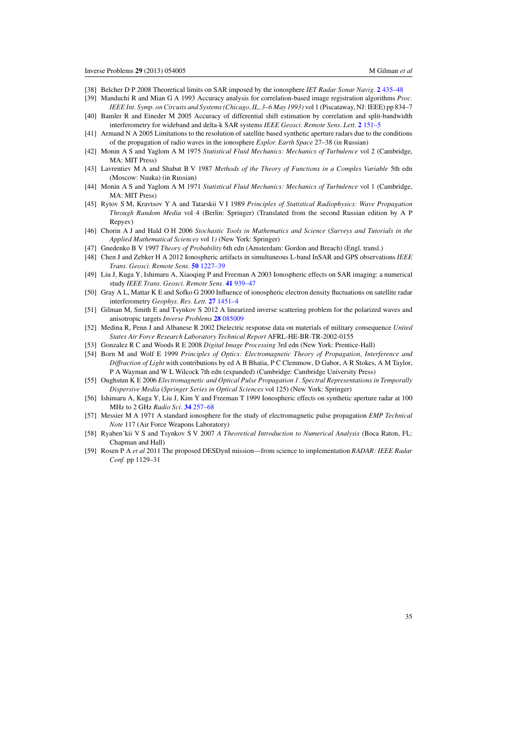[38] Belcher D P 2008 Theoretical limits on SAR imposed by the ionosphere *IET Radar Sonar Navig.* **2** 435–48

[39] Manduchi R and Mian G A 1993 Accuracy analysis for correlation-based image registration algorithms *Proc. IEEE Int. Symp. on Circuits and Systems (Chicago, IL, 3–6 May 1993)* vol 1 (Piscataway, NJ: IEEE) pp 834–7

[40] Bamler R and Eineder M 2005 Accuracy of differential shift estimation by correlation and split-bandwidth interferometry for wideband and delta-k SAR systems *IEEE Geosci. Remote Sens. Lett.* **2** 151–5

[41] Armand N A 2005 Limitations to the resolution of satellite based synthetic aperture radars due to the conditions of the propagation of radio waves in the ionosphere *Explor. Earth Space* 27–38 (in Russian)

[42] Monin A S and Yaglom A M 1975 *Statistical Fluid Mechanics: Mechanics of Turbulence* vol 2 (Cambridge, MA: MIT Press)

[43] Lavrentiev M A and Shabat B V 1987 *Methods of the Theory of Functions in a Complex Variable* 5th edn (Moscow: Nauka) (in Russian)

[44] Monin A S and Yaglom A M 1971 *Statistical Fluid Mechanics: Mechanics of Turbulence* vol 1 (Cambridge, MA: MIT Press)

[45] Rytov S M, Kravtsov Y A and Tatarskii V I 1989 *Principles of Statistical Radiophysics: Wave Propagation Through Random Media* vol 4 (Berlin: Springer) (Translated from the second Russian edition by A P Repyev)

[46] Chorin A J and Hald O H 2006 *Stochastic Tools in Mathematics and Science* (*Surveys and Tutorials in the Applied Mathematical Sciences* vol 1) (New York: Springer)

[47] Gnedenko B V 1997 *Theory of Probability* 6th edn (Amsterdam: Gordon and Breach) (Engl. transl.)

[48] Chen J and Zebker H A 2012 Ionospheric artifacts in simultaneous L-band InSAR and GPS observations *IEEE Trans. Geosci. Remote Sens.* **50** 1227–39

[49] Liu J, Kuga Y, Ishimaru A, Xiaoqing P and Freeman A 2003 Ionospheric effects on SAR imaging: a numerical study *IEEE Trans. Geosci. Remote Sens.* **41** 939–47

[50] Gray A L, Mattar K E and Sofko G 2000 Influence of ionospheric electron density fluctuations on satellite radar interferometry *Geophys. Res. Lett.* **27** 1451–4

[51] Gilman M, Smith E and Tsynkov S 2012 A linearized inverse scattering problem for the polarized waves and anisotropic targets *Inverse Problems* **28** 085009

[52] Medina R, Penn J and Albanese R 2002 Dielectric response data on materials of military consequence *United States Air Force Research Laboratory Technical Report* AFRL-HE-BR-TR-2002-0155

[53] Gonzalez R C and Woods R E 2008 *Digital Image Processing* 3rd edn (New York: Prentice-Hall)

[54] Born M and Wolf E 1999 *Principles of Optics: Electromagnetic Theory of Propagation, Interference and Diffraction of Light* with contributions by ed A B Bhatia, P C Clemmow, D Gabor, A R Stokes, A M Taylor, P A Wayman and W L Wilcock 7th edn (expanded) (Cambridge: Cambridge University Press)

[55] Oughstun K E 2006 *Electromagnetic and Optical Pulse Propagation 1. Spectral Representations in Temporally Dispersive Media* (*Springer Series in Optical Sciences* vol 125) (New York: Springer)

[56] Ishimaru A, Kuga Y, Liu J, Kim Y and Freeman T 1999 Ionospheric effects on synthetic aperture radar at 100 MHz to 2 GHz *Radio Sci.* **34** 257–68

[57] Messier M A 1971 A standard ionosphere for the study of electromagnetic pulse propagation *EMP Technical Note* 117 (Air Force Weapons Laboratory)

[58] Ryaben'kii V S and Tsynkov S V 2007 *A Theoretical Introduction to Numerical Analysis* (Boca Raton, FL: Chapman and Hall)

[59] Rosen P A *et al* 2011 The proposed DESDynI mission—from science to implementation *RADAR: IEEE Radar Conf.* pp 1129–31